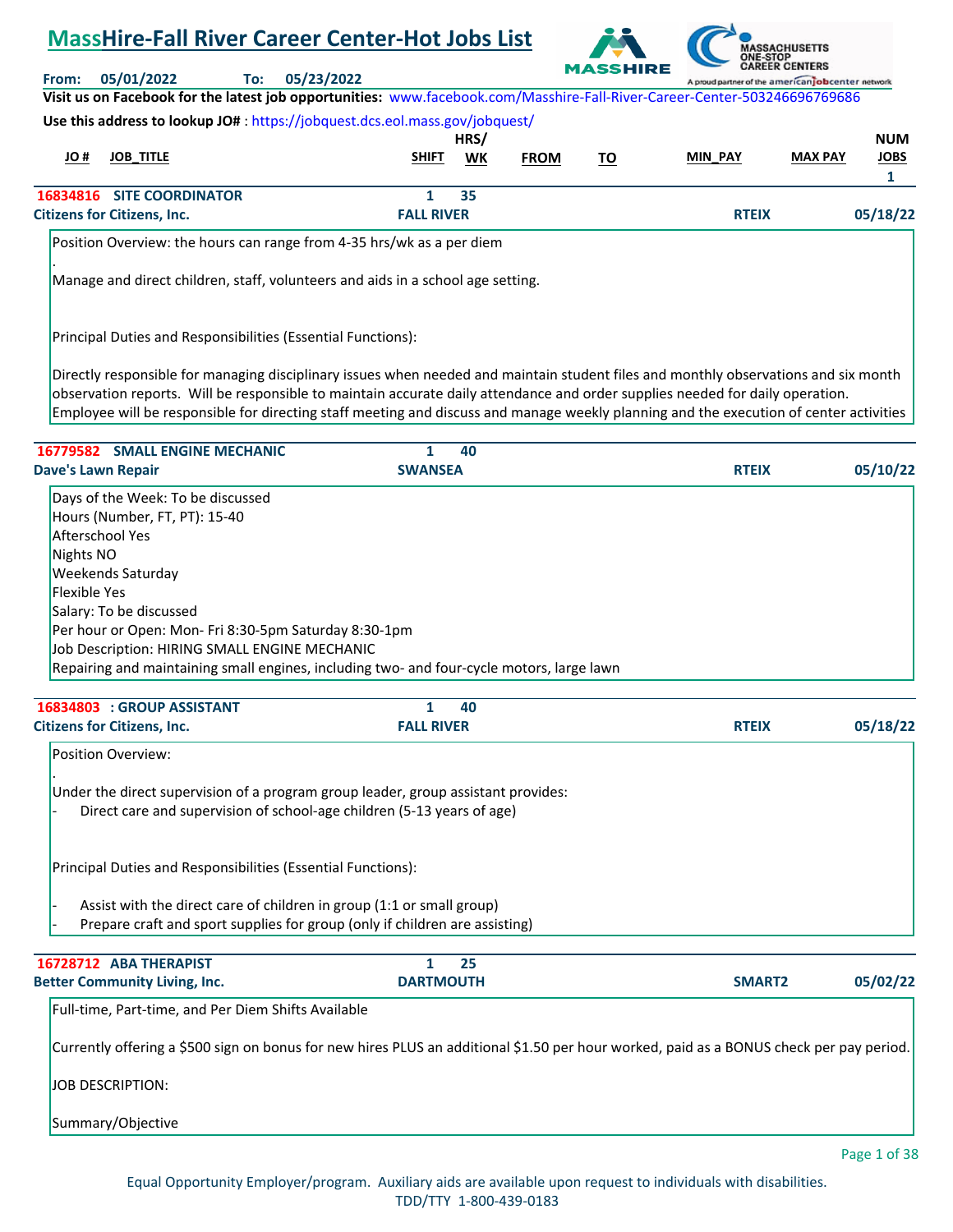# MassHire-Fall River Career Center-Hot Jobs List

**From:** 05/01/2022 **To:** 05/23/2022

**Visit us on Facebook for the latest job opportunities:** www.facebook.com/Masshire-Fall-River-Career-Center-503246696769686

**Use this address to lookup JO#** : https://jobquest.dcs.eol.mass.gov/jobquest/

| JO # | JOB_TITLE | SHIFT | HRS/ WK | FROM | TO | MIN_PAY | MAX PAY | NUM JOBS |
|---|---|---|---|---|---|---|---|---|
| 16834816 | SITE COORDINATOR | 1 | 35 | | | | | 1 |
| Citizens for Citizens, Inc. | | FALL RIVER | | | | RTEIX | | 05/18/22 |

Position Overview: the hours can range from 4-35 hrs/wk as a per diem

.

Manage and direct children, staff, volunteers and aids in a school age setting.

Principal Duties and Responsibilities (Essential Functions):

Directly responsible for managing disciplinary issues when needed and maintain student files and monthly observations and six month observation reports. Will be responsible to maintain accurate daily attendance and order supplies needed for daily operation. Employee will be responsible for directing staff meeting and discuss and manage weekly planning and the execution of center activities

| JO # | JOB_TITLE | SHIFT | HRS/ WK | | | | | |
|---|---|---|---|---|---|---|---|---|
| 16779582 | SMALL ENGINE MECHANIC | 1 | 40 | | | | | |
| Dave's Lawn Repair | | SWANSEA | | | | RTEIX | | 05/10/22 |

Days of the Week: To be discussed
Hours (Number, FT, PT): 15-40
Afterschool Yes
Nights NO
Weekends Saturday
Flexible Yes
Salary: To be discussed
Per hour or Open: Mon- Fri 8:30-5pm Saturday 8:30-1pm
Job Description: HIRING SMALL ENGINE MECHANIC
Repairing and maintaining small engines, including two- and four-cycle motors, large lawn

| JO # | JOB_TITLE | SHIFT | HRS/ WK | | | | | |
|---|---|---|---|---|---|---|---|---|
| 16834803 | : GROUP ASSISTANT | 1 | 40 | | | | | |
| Citizens for Citizens, Inc. | | FALL RIVER | | | | RTEIX | | 05/18/22 |

Position Overview:

.

Under the direct supervision of a program group leader, group assistant provides:
- Direct care and supervision of school-age children (5-13 years of age)

Principal Duties and Responsibilities (Essential Functions):

- Assist with the direct care of children in group (1:1 or small group)
- Prepare craft and sport supplies for group (only if children are assisting)

| JO # | JOB_TITLE | SHIFT | HRS/ WK | | | | | |
|---|---|---|---|---|---|---|---|---|
| 16728712 | ABA THERAPIST | 1 | 25 | | | | | |
| Better Community Living, Inc. | | DARTMOUTH | | | | SMART2 | | 05/02/22 |

Full-time, Part-time, and Per Diem Shifts Available

Currently offering a $500 sign on bonus for new hires PLUS an additional $1.50 per hour worked, paid as a BONUS check per pay period.

JOB DESCRIPTION:

Summary/Objective

Equal Opportunity Employer/program. Auxiliary aids are available upon request to individuals with disabilities.
TDD/TTY 1-800-439-0183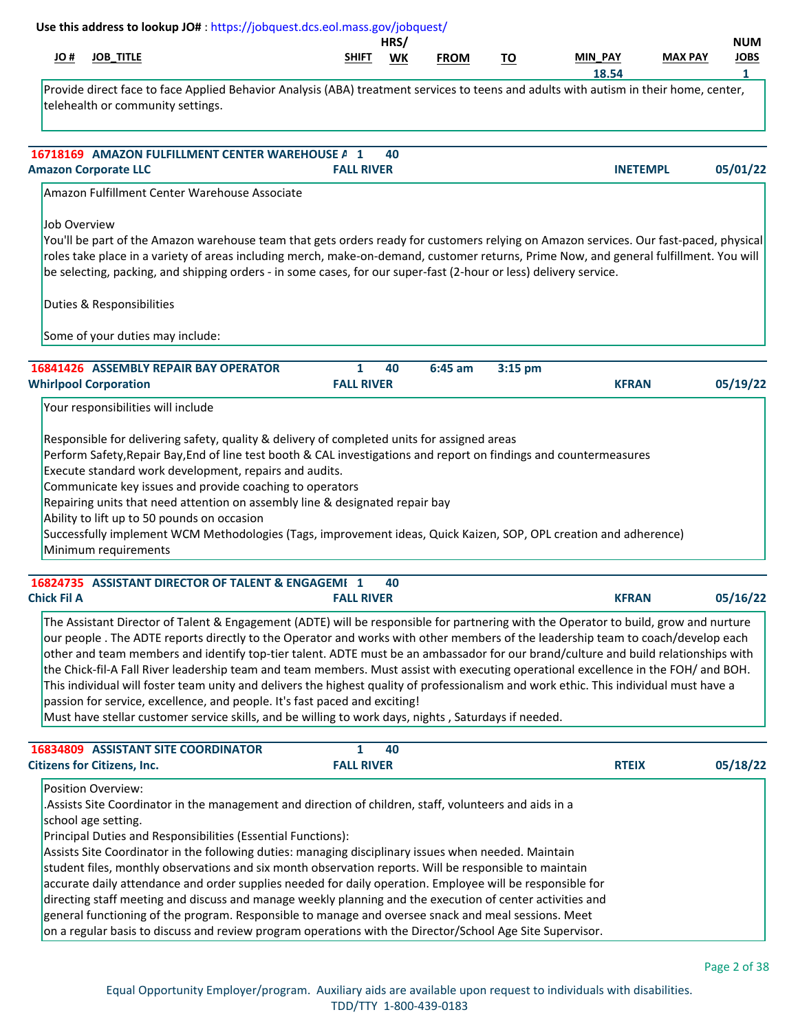Use this address to lookup JO# : https://jobquest.dcs.eol.mass.gov/jobquest/

| JO # | JOB_TITLE | SHIFT | HRS/WK | FROM | TO | MIN_PAY | MAX PAY | NUM JOBS |
|---|---|---|---|---|---|---|---|---|
| | | | | | | 18.54 | | 1 |

Provide direct face to face Applied Behavior Analysis (ABA) treatment services to teens and adults with autism in their home, center, telehealth or community settings.

---

**16718169 AMAZON FULFILLMENT CENTER WAREHOUSE A** | 1 | 40

**Amazon Corporate LLC** | **FALL RIVER** | **INETEMPL** | **05/01/22**

Amazon Fulfillment Center Warehouse Associate

Job Overview
You'll be part of the Amazon warehouse team that gets orders ready for customers relying on Amazon services. Our fast-paced, physical roles take place in a variety of areas including merch, make-on-demand, customer returns, Prime Now, and general fulfillment. You will be selecting, packing, and shipping orders - in some cases, for our super-fast (2-hour or less) delivery service.

Duties & Responsibilities

Some of your duties may include:

---

**16841426 ASSEMBLY REPAIR BAY OPERATOR** | 1 | 40 | 6:45 am | 3:15 pm

**Whirlpool Corporation** | **FALL RIVER** | **KFRAN** | **05/19/22**

Your responsibilities will include

Responsible for delivering safety, quality & delivery of completed units for assigned areas
Perform Safety,Repair Bay,End of line test booth & CAL investigations and report on findings and countermeasures
Execute standard work development, repairs and audits.
Communicate key issues and provide coaching to operators
Repairing units that need attention on assembly line & designated repair bay
Ability to lift up to 50 pounds on occasion
Successfully implement WCM Methodologies (Tags, improvement ideas, Quick Kaizen, SOP, OPL creation and adherence)
Minimum requirements

---

**16824735 ASSISTANT DIRECTOR OF TALENT & ENGAGEMI** | 1 | 40

**Chick Fil A** | **FALL RIVER** | **KFRAN** | **05/16/22**

The Assistant Director of Talent & Engagement (ADTE) will be responsible for partnering with the Operator to build, grow and nurture our people . The ADTE reports directly to the Operator and works with other members of the leadership team to coach/develop each other and team members and identify top-tier talent. ADTE must be an ambassador for our brand/culture and build relationships with the Chick-fil-A Fall River leadership team and team members. Must assist with executing operational excellence in the FOH/ and BOH. This individual will foster team unity and delivers the highest quality of professionalism and work ethic. This individual must have a passion for service, excellence, and people. It's fast paced and exciting!
Must have stellar customer service skills, and be willing to work days, nights , Saturdays if needed.

---

**16834809 ASSISTANT SITE COORDINATOR** | 1 | 40

**Citizens for Citizens, Inc.** | **FALL RIVER** | **RTEIX** | **05/18/22**

Position Overview:
.Assists Site Coordinator in the management and direction of children, staff, volunteers and aids in a school age setting.
Principal Duties and Responsibilities (Essential Functions):
Assists Site Coordinator in the following duties: managing disciplinary issues when needed. Maintain student files, monthly observations and six month observation reports. Will be responsible to maintain accurate daily attendance and order supplies needed for daily operation. Employee will be responsible for directing staff meeting and discuss and manage weekly planning and the execution of center activities and general functioning of the program. Responsible to manage and oversee snack and meal sessions. Meet on a regular basis to discuss and review program operations with the Director/School Age Site Supervisor.

Equal Opportunity Employer/program. Auxiliary aids are available upon request to individuals with disabilities.
TDD/TTY 1-800-439-0183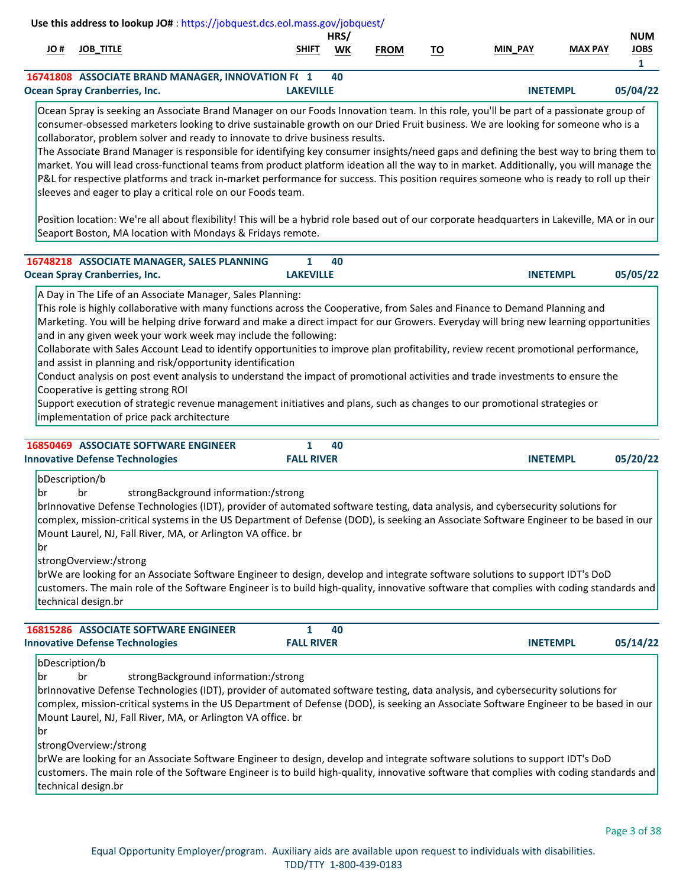Use this address to lookup JO# : https://jobquest.dcs.eol.mass.gov/jobquest/

| JO # | JOB_TITLE | SHIFT | HRS/WK | FROM | TO | MIN_PAY | MAX PAY | NUM JOBS |
|---|---|---|---|---|---|---|---|---|
| | | | | | | | | 1 |
| 16741808 | ASSOCIATE BRAND MANAGER, INNOVATION F( | 1 | 40 | | | | | |

**Ocean Spray Cranberries, Inc.** — **LAKEVILLE** — **INETEMPL** — **05/04/22**

Ocean Spray is seeking an Associate Brand Manager on our Foods Innovation team. In this role, you'll be part of a passionate group of consumer-obsessed marketers looking to drive sustainable growth on our Dried Fruit business. We are looking for someone who is a collaborator, problem solver and ready to innovate to drive business results.
The Associate Brand Manager is responsible for identifying key consumer insights/need gaps and defining the best way to bring them to market. You will lead cross-functional teams from product platform ideation all the way to in market. Additionally, you will manage the P&L for respective platforms and track in-market performance for success. This position requires someone who is ready to roll up their sleeves and eager to play a critical role on our Foods team.

Position location: We're all about flexibility! This will be a hybrid role based out of our corporate headquarters in Lakeville, MA or in our Seaport Boston, MA location with Mondays & Fridays remote.

| JO # | JOB_TITLE | SHIFT | HRS/WK |
|---|---|---|---|
| 16748218 | ASSOCIATE MANAGER, SALES PLANNING | 1 | 40 |

**Ocean Spray Cranberries, Inc.** — **LAKEVILLE** — **INETEMPL** — **05/05/22**

A Day in The Life of an Associate Manager, Sales Planning:
This role is highly collaborative with many functions across the Cooperative, from Sales and Finance to Demand Planning and Marketing. You will be helping drive forward and make a direct impact for our Growers. Everyday will bring new learning opportunities and in any given week your work week may include the following:
Collaborate with Sales Account Lead to identify opportunities to improve plan profitability, review recent promotional performance, and assist in planning and risk/opportunity identification
Conduct analysis on post event analysis to understand the impact of promotional activities and trade investments to ensure the Cooperative is getting strong ROI
Support execution of strategic revenue management initiatives and plans, such as changes to our promotional strategies or implementation of price pack architecture

| JO # | JOB_TITLE | SHIFT | HRS/WK |
|---|---|---|---|
| 16850469 | ASSOCIATE SOFTWARE ENGINEER | 1 | 40 |

**Innovative Defense Technologies** — **FALL RIVER** — **INETEMPL** — **05/20/22**

bDescription/b
br br strongBackground information:/strong
brInnovative Defense Technologies (IDT), provider of automated software testing, data analysis, and cybersecurity solutions for complex, mission-critical systems in the US Department of Defense (DOD), is seeking an Associate Software Engineer to be based in our Mount Laurel, NJ, Fall River, MA, or Arlington VA office. br
br
strongOverview:/strong
brWe are looking for an Associate Software Engineer to design, develop and integrate software solutions to support IDT's DoD customers. The main role of the Software Engineer is to build high-quality, innovative software that complies with coding standards and technical design.br

| JO # | JOB_TITLE | SHIFT | HRS/WK |
|---|---|---|---|
| 16815286 | ASSOCIATE SOFTWARE ENGINEER | 1 | 40 |

**Innovative Defense Technologies** — **FALL RIVER** — **INETEMPL** — **05/14/22**

bDescription/b
br br strongBackground information:/strong
brInnovative Defense Technologies (IDT), provider of automated software testing, data analysis, and cybersecurity solutions for complex, mission-critical systems in the US Department of Defense (DOD), is seeking an Associate Software Engineer to be based in our Mount Laurel, NJ, Fall River, MA, or Arlington VA office. br
br
strongOverview:/strong
brWe are looking for an Associate Software Engineer to design, develop and integrate software solutions to support IDT's DoD customers. The main role of the Software Engineer is to build high-quality, innovative software that complies with coding standards and technical design.br

Equal Opportunity Employer/program. Auxiliary aids are available upon request to individuals with disabilities.
TDD/TTY 1-800-439-0183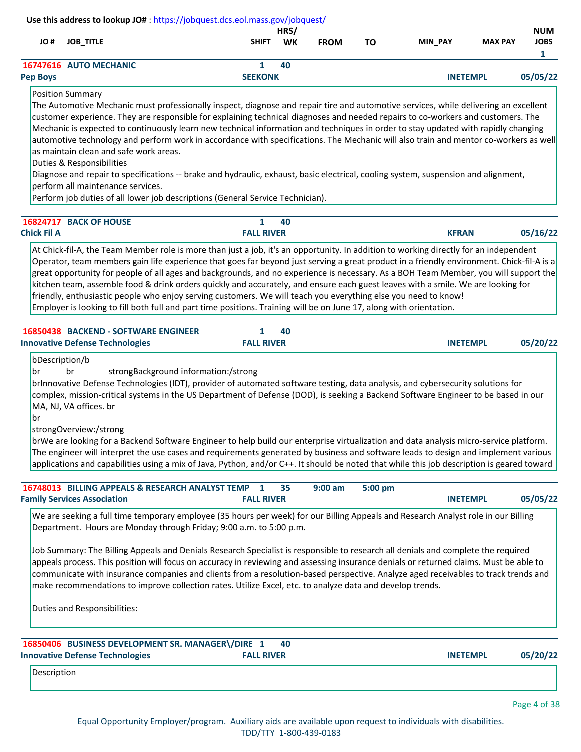**Use this address to lookup JO#** : https://jobquest.dcs.eol.mass.gov/jobquest/

| JO # | JOB_TITLE | SHIFT | HRS/ WK | FROM | TO | MIN_PAY | MAX PAY | NUM JOBS |
|---|---|---|---|---|---|---|---|---|
| | | | | | | | | 1 |

---

**16747616 AUTO MECHANIC** | Shift: 1 | Hrs/Wk: 40

**Pep Boys** | SEEKONK | INETEMPL | 05/05/22

Position Summary
The Automotive Mechanic must professionally inspect, diagnose and repair tire and automotive services, while delivering an excellent customer experience. They are responsible for explaining technical diagnoses and needed repairs to co-workers and customers. The Mechanic is expected to continuously learn new technical information and techniques in order to stay updated with rapidly changing automotive technology and perform work in accordance with specifications. The Mechanic will also train and mentor co-workers as well as maintain clean and safe work areas.
Duties & Responsibilities
Diagnose and repair to specifications -- brake and hydraulic, exhaust, basic electrical, cooling system, suspension and alignment, perform all maintenance services.
Perform job duties of all lower job descriptions (General Service Technician).

---

**16824717 BACK OF HOUSE** | Shift: 1 | Hrs/Wk: 40

**Chick Fil A** | FALL RIVER | KFRAN | 05/16/22

At Chick-fil-A, the Team Member role is more than just a job, it's an opportunity. In addition to working directly for an independent Operator, team members gain life experience that goes far beyond just serving a great product in a friendly environment. Chick-fil-A is a great opportunity for people of all ages and backgrounds, and no experience is necessary. As a BOH Team Member, you will support the kitchen team, assemble food & drink orders quickly and accurately, and ensure each guest leaves with a smile. We are looking for friendly, enthusiastic people who enjoy serving customers. We will teach you everything else you need to know!
Employer is looking to fill both full and part time positions. Training will be on June 17, along with orientation.

---

**16850438 BACKEND - SOFTWARE ENGINEER** | Shift: 1 | Hrs/Wk: 40

**Innovative Defense Technologies** | FALL RIVER | INETEMPL | 05/20/22

bDescription/b
br br strongBackground information:/strong
brInnovative Defense Technologies (IDT), provider of automated software testing, data analysis, and cybersecurity solutions for complex, mission-critical systems in the US Department of Defense (DOD), is seeking a Backend Software Engineer to be based in our MA, NJ, VA offices. br
br
strongOverview:/strong
brWe are looking for a Backend Software Engineer to help build our enterprise virtualization and data analysis micro-service platform. The engineer will interpret the use cases and requirements generated by business and software leads to design and implement various applications and capabilities using a mix of Java, Python, and/or C++. It should be noted that while this job description is geared toward

---

**16748013 BILLING APPEALS & RESEARCH ANALYST TEMP** | Shift: 1 | Hrs/Wk: 35 | From: 9:00 am | To: 5:00 pm

**Family Services Association** | FALL RIVER | INETEMPL | 05/05/22

We are seeking a full time temporary employee (35 hours per week) for our Billing Appeals and Research Analyst role in our Billing Department. Hours are Monday through Friday; 9:00 a.m. to 5:00 p.m.

Job Summary: The Billing Appeals and Denials Research Specialist is responsible to research all denials and complete the required appeals process. This position will focus on accuracy in reviewing and assessing insurance denials or returned claims. Must be able to communicate with insurance companies and clients from a resolution-based perspective. Analyze aged receivables to track trends and make recommendations to improve collection rates. Utilize Excel, etc. to analyze data and develop trends.

Duties and Responsibilities:

---

**16850406 BUSINESS DEVELOPMENT SR. MANAGER\/DIRE** | Shift: 1 | Hrs/Wk: 40

**Innovative Defense Technologies** | FALL RIVER | INETEMPL | 05/20/22

Description

Equal Opportunity Employer/program. Auxiliary aids are available upon request to individuals with disabilities.
TDD/TTY 1-800-439-0183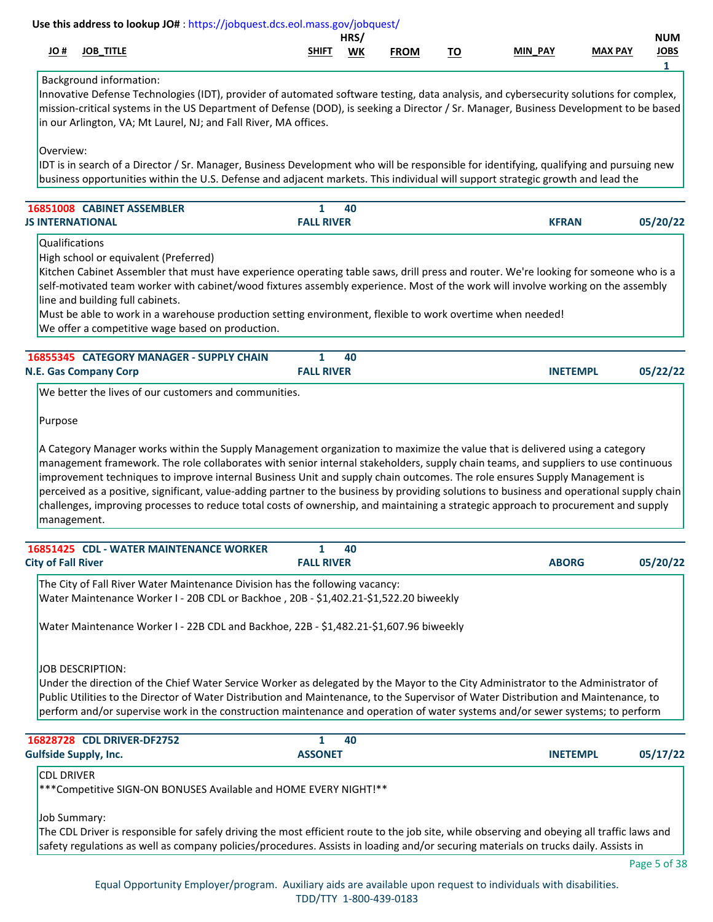Use this address to lookup JO# : https://jobquest.dcs.eol.mass.gov/jobquest/

| JO # | JOB_TITLE | SHIFT | HRS/WK | FROM | TO | MIN_PAY | MAX PAY | NUM JOBS |
|---|---|---|---|---|---|---|---|---|
| | | | | | | | | 1 |

Background information:
Innovative Defense Technologies (IDT), provider of automated software testing, data analysis, and cybersecurity solutions for complex, mission-critical systems in the US Department of Defense (DOD), is seeking a Director / Sr. Manager, Business Development to be based in our Arlington, VA; Mt Laurel, NJ; and Fall River, MA offices.

Overview:
IDT is in search of a Director / Sr. Manager, Business Development who will be responsible for identifying, qualifying and pursuing new business opportunities within the U.S. Defense and adjacent markets. This individual will support strategic growth and lead the

---

**16851008 CABINET ASSEMBLER** | 1 | 40
**JS INTERNATIONAL** | **FALL RIVER** | **KFRAN** | **05/20/22**

Qualifications
High school or equivalent (Preferred)
Kitchen Cabinet Assembler that must have experience operating table saws, drill press and router. We're looking for someone who is a self-motivated team worker with cabinet/wood fixtures assembly experience. Most of the work will involve working on the assembly line and building full cabinets.
Must be able to work in a warehouse production setting environment, flexible to work overtime when needed!
We offer a competitive wage based on production.

---

**16855345 CATEGORY MANAGER - SUPPLY CHAIN** | 1 | 40
**N.E. Gas Company Corp** | **FALL RIVER** | **INETEMPL** | **05/22/22**

We better the lives of our customers and communities.

Purpose

A Category Manager works within the Supply Management organization to maximize the value that is delivered using a category management framework. The role collaborates with senior internal stakeholders, supply chain teams, and suppliers to use continuous improvement techniques to improve internal Business Unit and supply chain outcomes. The role ensures Supply Management is perceived as a positive, significant, value-adding partner to the business by providing solutions to business and operational supply chain challenges, improving processes to reduce total costs of ownership, and maintaining a strategic approach to procurement and supply management.

---

**16851425 CDL - WATER MAINTENANCE WORKER** | 1 | 40
**City of Fall River** | **FALL RIVER** | **ABORG** | **05/20/22**

The City of Fall River Water Maintenance Division has the following vacancy:
Water Maintenance Worker I - 20B CDL or Backhoe , 20B - $1,402.21-$1,522.20 biweekly

Water Maintenance Worker I - 22B CDL and Backhoe, 22B - $1,482.21-$1,607.96 biweekly

JOB DESCRIPTION:
Under the direction of the Chief Water Service Worker as delegated by the Mayor to the City Administrator to the Administrator of Public Utilities to the Director of Water Distribution and Maintenance, to the Supervisor of Water Distribution and Maintenance, to perform and/or supervise work in the construction maintenance and operation of water systems and/or sewer systems; to perform

---

**16828728 CDL DRIVER-DF2752** | 1 | 40
**Gulfside Supply, Inc.** | **ASSONET** | **INETEMPL** | **05/17/22**

CDL DRIVER
***Competitive SIGN-ON BONUSES Available and HOME EVERY NIGHT!**

Job Summary:
The CDL Driver is responsible for safely driving the most efficient route to the job site, while observing and obeying all traffic laws and safety regulations as well as company policies/procedures. Assists in loading and/or securing materials on trucks daily. Assists in

Equal Opportunity Employer/program. Auxiliary aids are available upon request to individuals with disabilities.
TDD/TTY 1-800-439-0183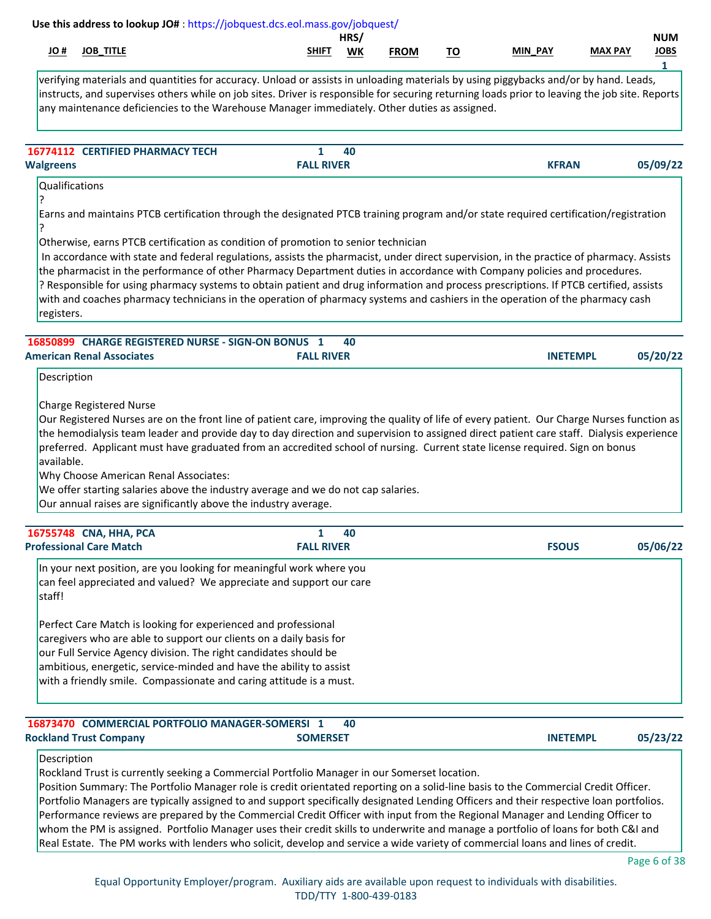Use this address to lookup JO# : https://jobquest.dcs.eol.mass.gov/jobquest/

| JO # | JOB_TITLE | SHIFT | HRS/ WK | FROM | TO | MIN_PAY | MAX PAY | NUM JOBS |
|---|---|---|---|---|---|---|---|---|

verifying materials and quantities for accuracy. Unload or assists in unloading materials by using piggybacks and/or by hand. Leads, instructs, and supervises others while on job sites. Driver is responsible for securing returning loads prior to leaving the job site. Reports any maintenance deficiencies to the Warehouse Manager immediately. Other duties as assigned.

---

**16774112 CERTIFIED PHARMACY TECH** | 1 | 40 | 1
**Walgreens** | **FALL RIVER** | **KFRAN** | **05/09/22**

Qualifications
?
Earns and maintains PTCB certification through the designated PTCB training program and/or state required certification/registration
?
Otherwise, earns PTCB certification as condition of promotion to senior technician
In accordance with state and federal regulations, assists the pharmacist, under direct supervision, in the practice of pharmacy. Assists the pharmacist in the performance of other Pharmacy Department duties in accordance with Company policies and procedures.
? Responsible for using pharmacy systems to obtain patient and drug information and process prescriptions. If PTCB certified, assists with and coaches pharmacy technicians in the operation of pharmacy systems and cashiers in the operation of the pharmacy cash registers.

---

**16850899 CHARGE REGISTERED NURSE - SIGN-ON BONUS** | 1 | 40
**American Renal Associates** | **FALL RIVER** | **INETEMPL** | **05/20/22**

Description

Charge Registered Nurse
Our Registered Nurses are on the front line of patient care, improving the quality of life of every patient. Our Charge Nurses function as the hemodialysis team leader and provide day to day direction and supervision to assigned direct patient care staff. Dialysis experience preferred. Applicant must have graduated from an accredited school of nursing. Current state license required. Sign on bonus available.
Why Choose American Renal Associates:
We offer starting salaries above the industry average and we do not cap salaries.
Our annual raises are significantly above the industry average.

---

**16755748 CNA, HHA, PCA** | 1 | 40
**Professional Care Match** | **FALL RIVER** | **FSOUS** | **05/06/22**

In your next position, are you looking for meaningful work where you can feel appreciated and valued? We appreciate and support our care staff!

Perfect Care Match is looking for experienced and professional caregivers who are able to support our clients on a daily basis for our Full Service Agency division. The right candidates should be ambitious, energetic, service-minded and have the ability to assist with a friendly smile. Compassionate and caring attitude is a must.

---

**16873470 COMMERCIAL PORTFOLIO MANAGER-SOMERSI** | 1 | 40
**Rockland Trust Company** | **SOMERSET** | **INETEMPL** | **05/23/22**

Description
Rockland Trust is currently seeking a Commercial Portfolio Manager in our Somerset location.
Position Summary: The Portfolio Manager role is credit orientated reporting on a solid-line basis to the Commercial Credit Officer. Portfolio Managers are typically assigned to and support specifically designated Lending Officers and their respective loan portfolios. Performance reviews are prepared by the Commercial Credit Officer with input from the Regional Manager and Lending Officer to whom the PM is assigned. Portfolio Manager uses their credit skills to underwrite and manage a portfolio of loans for both C&I and Real Estate. The PM works with lenders who solicit, develop and service a wide variety of commercial loans and lines of credit.

Equal Opportunity Employer/program. Auxiliary aids are available upon request to individuals with disabilities.
TDD/TTY 1-800-439-0183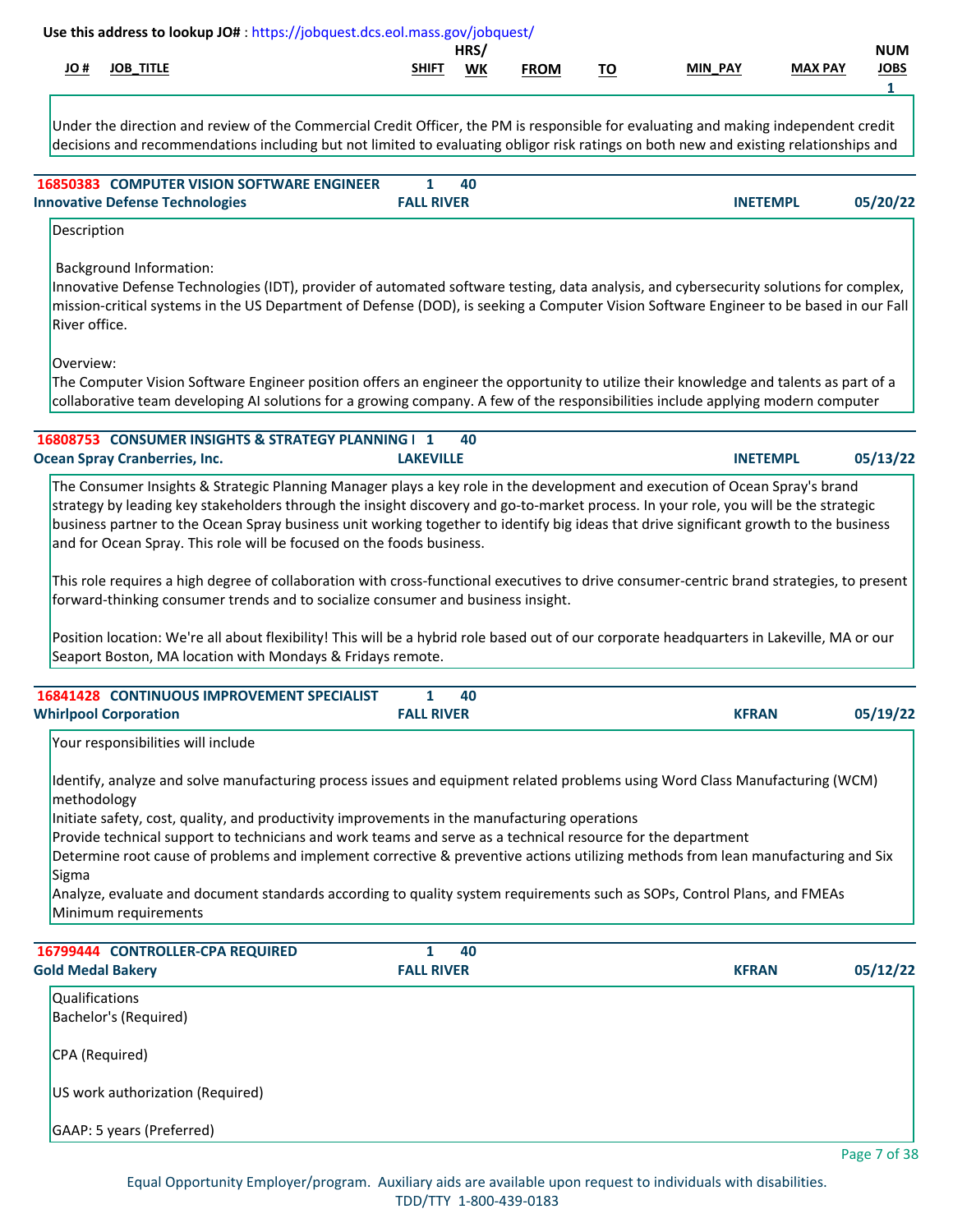Use this address to lookup JO# : https://jobquest.dcs.eol.mass.gov/jobquest/

| JO # | JOB_TITLE | SHIFT | HRS/ WK | FROM | TO | MIN_PAY | MAX PAY | NUM JOBS |
|---|---|---|---|---|---|---|---|---|
| | | | | | | | | 1 |

Under the direction and review of the Commercial Credit Officer, the PM is responsible for evaluating and making independent credit decisions and recommendations including but not limited to evaluating obligor risk ratings on both new and existing relationships and

---

**16850383 COMPUTER VISION SOFTWARE ENGINEER** | 1 | 40
**Innovative Defense Technologies** | **FALL RIVER** | **INETEMPL** | **05/20/22**

Description

Background Information:
Innovative Defense Technologies (IDT), provider of automated software testing, data analysis, and cybersecurity solutions for complex, mission-critical systems in the US Department of Defense (DOD), is seeking a Computer Vision Software Engineer to be based in our Fall River office.

Overview:
The Computer Vision Software Engineer position offers an engineer the opportunity to utilize their knowledge and talents as part of a collaborative team developing AI solutions for a growing company. A few of the responsibilities include applying modern computer

---

**16808753 CONSUMER INSIGHTS & STRATEGY PLANNING I** | 1 | 40
**Ocean Spray Cranberries, Inc.** | **LAKEVILLE** | **INETEMPL** | **05/13/22**

The Consumer Insights & Strategic Planning Manager plays a key role in the development and execution of Ocean Spray's brand strategy by leading key stakeholders through the insight discovery and go-to-market process. In your role, you will be the strategic business partner to the Ocean Spray business unit working together to identify big ideas that drive significant growth to the business and for Ocean Spray. This role will be focused on the foods business.

This role requires a high degree of collaboration with cross-functional executives to drive consumer-centric brand strategies, to present forward-thinking consumer trends and to socialize consumer and business insight.

Position location: We're all about flexibility! This will be a hybrid role based out of our corporate headquarters in Lakeville, MA or our Seaport Boston, MA location with Mondays & Fridays remote.

---

**16841428 CONTINUOUS IMPROVEMENT SPECIALIST** | 1 | 40
**Whirlpool Corporation** | **FALL RIVER** | **KFRAN** | **05/19/22**

Your responsibilities will include

Identify, analyze and solve manufacturing process issues and equipment related problems using Word Class Manufacturing (WCM) methodology
Initiate safety, cost, quality, and productivity improvements in the manufacturing operations
Provide technical support to technicians and work teams and serve as a technical resource for the department
Determine root cause of problems and implement corrective & preventive actions utilizing methods from lean manufacturing and Six Sigma
Analyze, evaluate and document standards according to quality system requirements such as SOPs, Control Plans, and FMEAs
Minimum requirements

---

**16799444 CONTROLLER-CPA REQUIRED** | 1 | 40
**Gold Medal Bakery** | **FALL RIVER** | **KFRAN** | **05/12/22**

Qualifications
Bachelor's (Required)

CPA (Required)

US work authorization (Required)

GAAP: 5 years (Preferred)

Equal Opportunity Employer/program. Auxiliary aids are available upon request to individuals with disabilities.
TDD/TTY 1-800-439-0183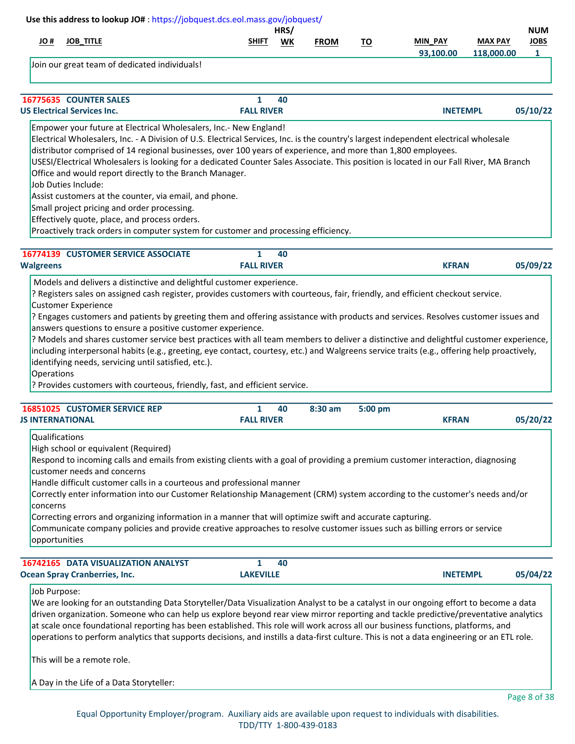Use this address to lookup JO# : https://jobquest.dcs.eol.mass.gov/jobquest/

| JO # | JOB_TITLE | SHIFT | HRS/ WK | FROM | TO | MIN_PAY | MAX PAY | NUM JOBS |
|---|---|---|---|---|---|---|---|---|
| | | | | | | 93,100.00 | 118,000.00 | 1 |

Join our great team of dedicated individuals!

---

**16775635 COUNTER SALES** | Shift: 1 | Hrs/Wk: 40
**US Electrical Services Inc.** | FALL RIVER | INETEMPL | 05/10/22

Empower your future at Electrical Wholesalers, Inc.- New England!
Electrical Wholesalers, Inc. - A Division of U.S. Electrical Services, Inc. is the country's largest independent electrical wholesale distributor comprised of 14 regional businesses, over 100 years of experience, and more than 1,800 employees.
USESI/Electrical Wholesalers is looking for a dedicated Counter Sales Associate. This position is located in our Fall River, MA Branch Office and would report directly to the Branch Manager.
Job Duties Include:
Assist customers at the counter, via email, and phone.
Small project pricing and order processing.
Effectively quote, place, and process orders.
Proactively track orders in computer system for customer and processing efficiency.

---

**16774139 CUSTOMER SERVICE ASSOCIATE** | Shift: 1 | Hrs/Wk: 40
**Walgreens** | FALL RIVER | KFRAN | 05/09/22

Models and delivers a distinctive and delightful customer experience.
? Registers sales on assigned cash register, provides customers with courteous, fair, friendly, and efficient checkout service.
Customer Experience
? Engages customers and patients by greeting them and offering assistance with products and services. Resolves customer issues and answers questions to ensure a positive customer experience.
? Models and shares customer service best practices with all team members to deliver a distinctive and delightful customer experience, including interpersonal habits (e.g., greeting, eye contact, courtesy, etc.) and Walgreens service traits (e.g., offering help proactively, identifying needs, servicing until satisfied, etc.).
Operations
? Provides customers with courteous, friendly, fast, and efficient service.

---

**16851025 CUSTOMER SERVICE REP** | Shift: 1 | Hrs/Wk: 40 | From: 8:30 am | To: 5:00 pm
**JS INTERNATIONAL** | FALL RIVER | KFRAN | 05/20/22

Qualifications
High school or equivalent (Required)
Respond to incoming calls and emails from existing clients with a goal of providing a premium customer interaction, diagnosing customer needs and concerns
Handle difficult customer calls in a courteous and professional manner
Correctly enter information into our Customer Relationship Management (CRM) system according to the customer's needs and/or concerns
Correcting errors and organizing information in a manner that will optimize swift and accurate capturing.
Communicate company policies and provide creative approaches to resolve customer issues such as billing errors or service opportunities

---

**16742165 DATA VISUALIZATION ANALYST** | Shift: 1 | Hrs/Wk: 40
**Ocean Spray Cranberries, Inc.** | LAKEVILLE | INETEMPL | 05/04/22

Job Purpose:
We are looking for an outstanding Data Storyteller/Data Visualization Analyst to be a catalyst in our ongoing effort to become a data driven organization. Someone who can help us explore beyond rear view mirror reporting and tackle predictive/preventative analytics at scale once foundational reporting has been established. This role will work across all our business functions, platforms, and operations to perform analytics that supports decisions, and instills a data-first culture. This is not a data engineering or an ETL role.

This will be a remote role.

A Day in the Life of a Data Storyteller:

Equal Opportunity Employer/program. Auxiliary aids are available upon request to individuals with disabilities.
TDD/TTY 1-800-439-0183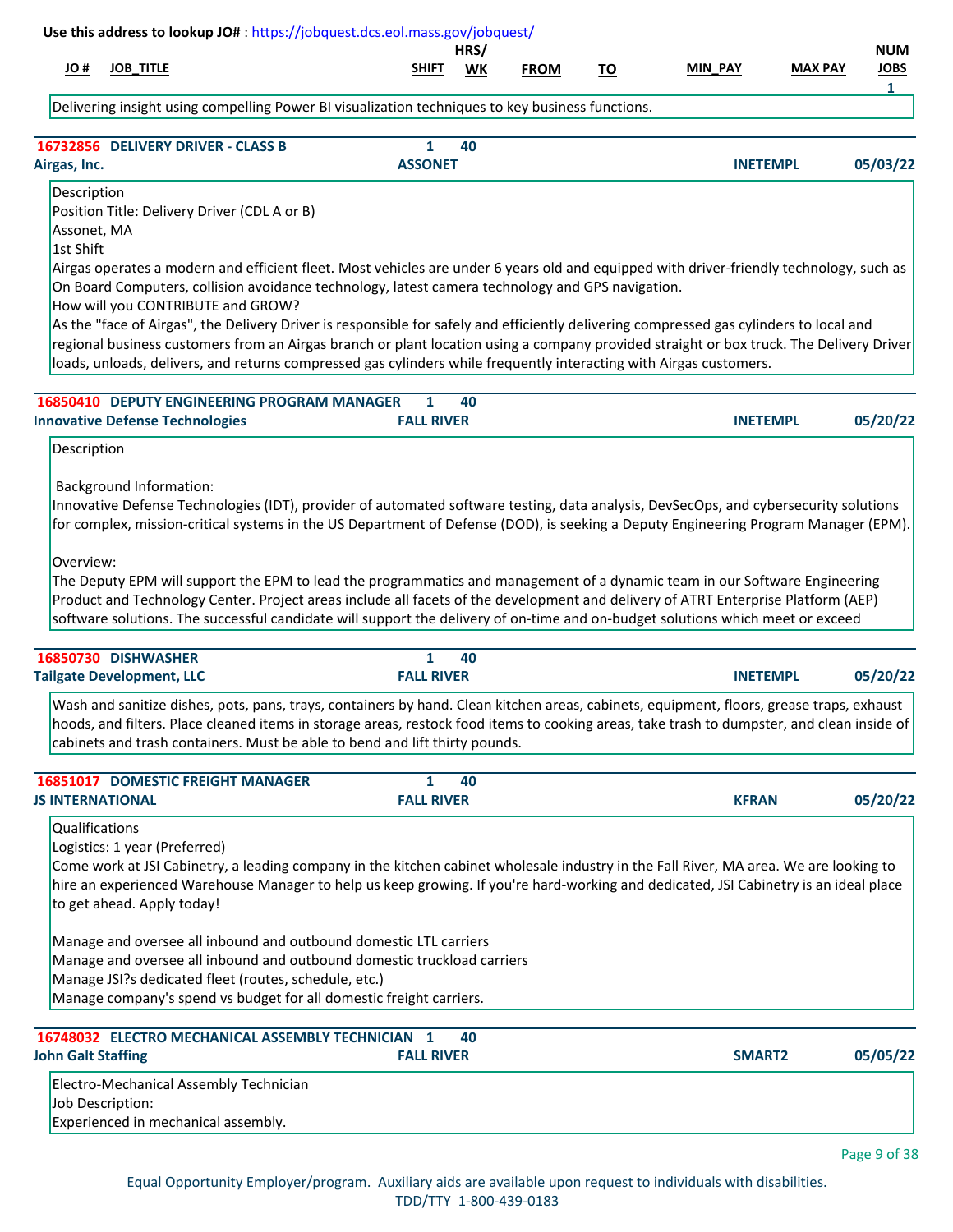Use this address to lookup JO# : https://jobquest.dcs.eol.mass.gov/jobquest/

| JO # | JOB_TITLE | SHIFT | HRS/ WK | FROM | TO | MIN_PAY | MAX PAY | NUM JOBS |
|---|---|---|---|---|---|---|---|---|
| | | | | | | | | 1 |

Delivering insight using compelling Power BI visualization techniques to key business functions.

---

**16732856 DELIVERY DRIVER - CLASS B** | 1 | 40
**Airgas, Inc.** | **ASSONET** | **INETEMPL** | **05/03/22**

Description
Position Title: Delivery Driver (CDL A or B)
Assonet, MA
1st Shift
Airgas operates a modern and efficient fleet. Most vehicles are under 6 years old and equipped with driver-friendly technology, such as On Board Computers, collision avoidance technology, latest camera technology and GPS navigation.
How will you CONTRIBUTE and GROW?
As the "face of Airgas", the Delivery Driver is responsible for safely and efficiently delivering compressed gas cylinders to local and regional business customers from an Airgas branch or plant location using a company provided straight or box truck. The Delivery Driver loads, unloads, delivers, and returns compressed gas cylinders while frequently interacting with Airgas customers.

---

**16850410 DEPUTY ENGINEERING PROGRAM MANAGER** | 1 | 40
**Innovative Defense Technologies** | **FALL RIVER** | **INETEMPL** | **05/20/22**

Description

Background Information:
Innovative Defense Technologies (IDT), provider of automated software testing, data analysis, DevSecOps, and cybersecurity solutions for complex, mission-critical systems in the US Department of Defense (DOD), is seeking a Deputy Engineering Program Manager (EPM).

Overview:
The Deputy EPM will support the EPM to lead the programmatics and management of a dynamic team in our Software Engineering Product and Technology Center. Project areas include all facets of the development and delivery of ATRT Enterprise Platform (AEP) software solutions. The successful candidate will support the delivery of on-time and on-budget solutions which meet or exceed

---

**16850730 DISHWASHER** | 1 | 40
**Tailgate Development, LLC** | **FALL RIVER** | **INETEMPL** | **05/20/22**

Wash and sanitize dishes, pots, pans, trays, containers by hand. Clean kitchen areas, cabinets, equipment, floors, grease traps, exhaust hoods, and filters. Place cleaned items in storage areas, restock food items to cooking areas, take trash to dumpster, and clean inside of cabinets and trash containers. Must be able to bend and lift thirty pounds.

---

**16851017 DOMESTIC FREIGHT MANAGER** | 1 | 40
**JS INTERNATIONAL** | **FALL RIVER** | **KFRAN** | **05/20/22**

Qualifications
Logistics: 1 year (Preferred)
Come work at JSI Cabinetry, a leading company in the kitchen cabinet wholesale industry in the Fall River, MA area. We are looking to hire an experienced Warehouse Manager to help us keep growing. If you're hard-working and dedicated, JSI Cabinetry is an ideal place to get ahead. Apply today!

Manage and oversee all inbound and outbound domestic LTL carriers
Manage and oversee all inbound and outbound domestic truckload carriers
Manage JSI?s dedicated fleet (routes, schedule, etc.)
Manage company's spend vs budget for all domestic freight carriers.

---

**16748032 ELECTRO MECHANICAL ASSEMBLY TECHNICIAN** | 1 | 40
**John Galt Staffing** | **FALL RIVER** | **SMART2** | **05/05/22**

Electro-Mechanical Assembly Technician
Job Description:
Experienced in mechanical assembly.

Equal Opportunity Employer/program. Auxiliary aids are available upon request to individuals with disabilities.
TDD/TTY 1-800-439-0183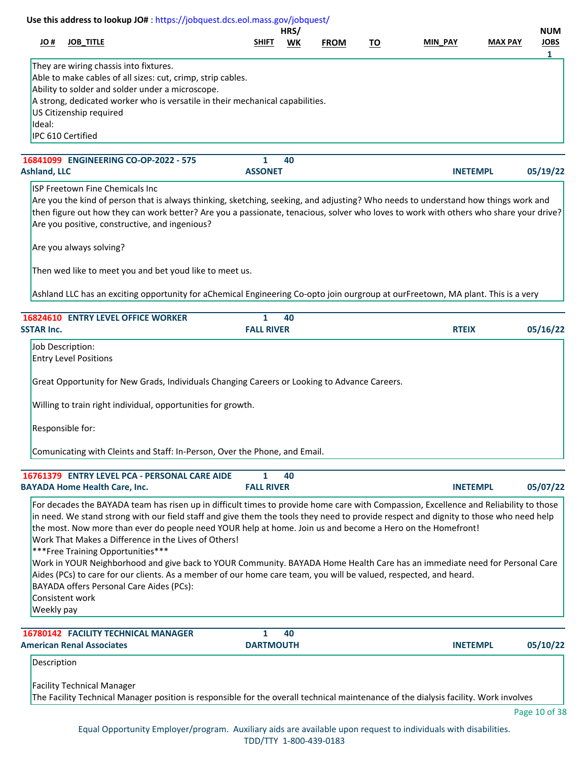Use this address to lookup JO# : https://jobquest.dcs.eol.mass.gov/jobquest/

| JO # | JOB_TITLE | SHIFT | HRS/ WK | FROM | TO | MIN_PAY | MAX PAY | NUM JOBS |
|---|---|---|---|---|---|---|---|---|
| | | | | | | | | 1 |

They are wiring chassis into fixtures.
Able to make cables of all sizes: cut, crimp, strip cables.
Ability to solder and solder under a microscope.
A strong, dedicated worker who is versatile in their mechanical capabilities.
US Citizenship required
Ideal:
IPC 610 Certified

---

**16841099 ENGINEERING CO-OP-2022 - 575** | 1 | 40
**Ashland, LLC** | **ASSONET** | **INETEMPL** | **05/19/22**

ISP Freetown Fine Chemicals Inc
Are you the kind of person that is always thinking, sketching, seeking, and adjusting? Who needs to understand how things work and then figure out how they can work better? Are you a passionate, tenacious, solver who loves to work with others who share your drive? Are you positive, constructive, and ingenious?

Are you always solving?

Then wed like to meet you and bet youd like to meet us.

Ashland LLC has an exciting opportunity for aChemical Engineering Co-opto join ourgroup at ourFreetown, MA plant. This is a very

---

**16824610 ENTRY LEVEL OFFICE WORKER** | 1 | 40
**SSTAR Inc.** | **FALL RIVER** | **RTEIX** | **05/16/22**

Job Description:
Entry Level Positions

Great Opportunity for New Grads, Individuals Changing Careers or Looking to Advance Careers.

Willing to train right individual, opportunities for growth.

Responsible for:

Comunicating with Cleints and Staff: In-Person, Over the Phone, and Email.

---

**16761379 ENTRY LEVEL PCA - PERSONAL CARE AIDE** | 1 | 40
**BAYADA Home Health Care, Inc.** | **FALL RIVER** | **INETEMPL** | **05/07/22**

For decades the BAYADA team has risen up in difficult times to provide home care with Compassion, Excellence and Reliability to those in need. We stand strong with our field staff and give them the tools they need to provide respect and dignity to those who need help the most. Now more than ever do people need YOUR help at home. Join us and become a Hero on the Homefront!
Work That Makes a Difference in the Lives of Others!
***Free Training Opportunities***
Work in YOUR Neighborhood and give back to YOUR Community. BAYADA Home Health Care has an immediate need for Personal Care Aides (PCs) to care for our clients. As a member of our home care team, you will be valued, respected, and heard.
BAYADA offers Personal Care Aides (PCs):
Consistent work
Weekly pay

---

**16780142 FACILITY TECHNICAL MANAGER** | 1 | 40
**American Renal Associates** | **DARTMOUTH** | **INETEMPL** | **05/10/22**

Description

Facility Technical Manager
The Facility Technical Manager position is responsible for the overall technical maintenance of the dialysis facility. Work involves

Equal Opportunity Employer/program. Auxiliary aids are available upon request to individuals with disabilities.
TDD/TTY 1-800-439-0183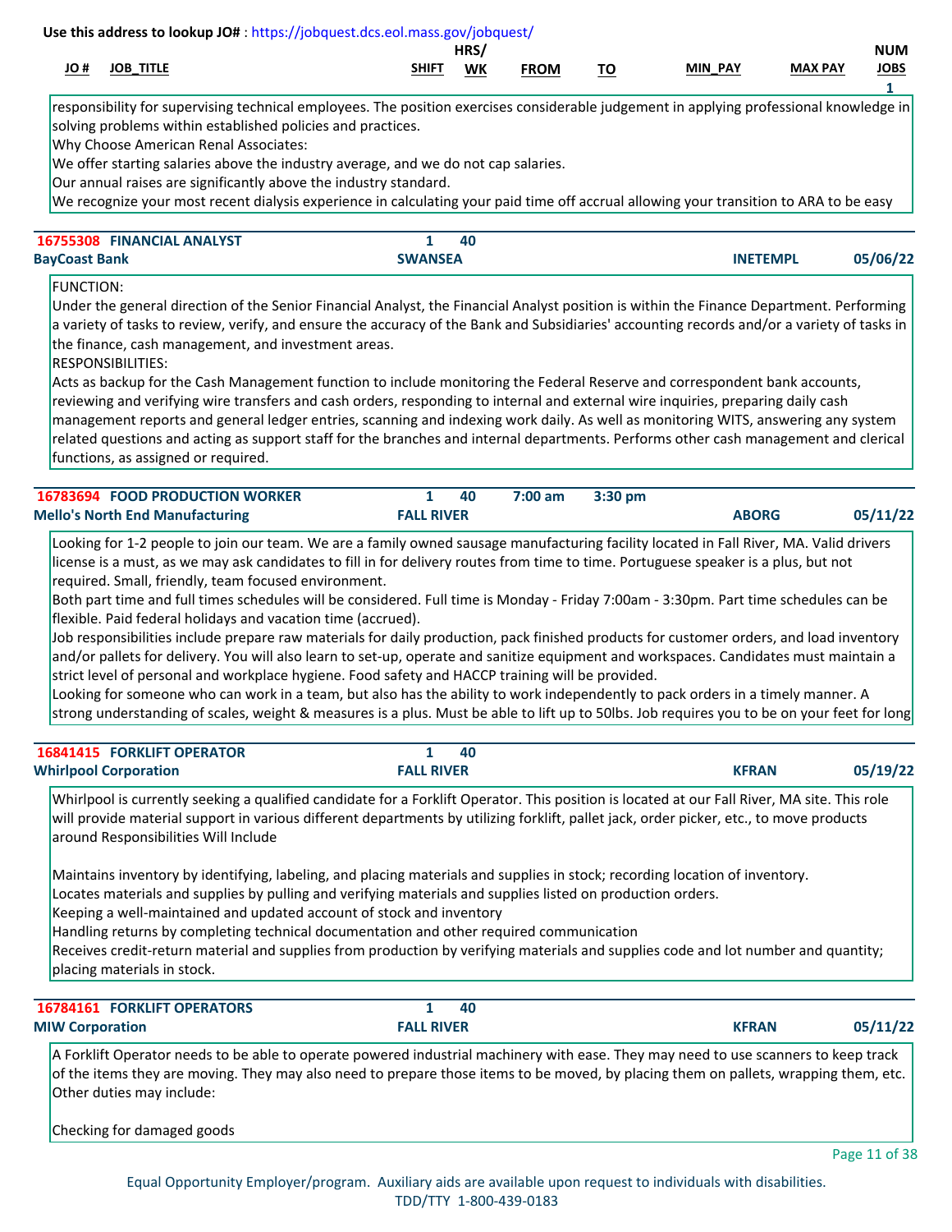Use this address to lookup JO# : https://jobquest.dcs.eol.mass.gov/jobquest/

| JO # | JOB_TITLE | SHIFT | HRS/WK | FROM | TO | MIN_PAY | MAX PAY | NUM JOBS |
|---|---|---|---|---|---|---|---|---|
| | | | | | | | | 1 |

responsibility for supervising technical employees. The position exercises considerable judgement in applying professional knowledge in solving problems within established policies and practices.
Why Choose American Renal Associates:
We offer starting salaries above the industry average, and we do not cap salaries.
Our annual raises are significantly above the industry standard.
We recognize your most recent dialysis experience in calculating your paid time off accrual allowing your transition to ARA to be easy

---

**16755308 FINANCIAL ANALYST** | 1 | 40
**BayCoast Bank** | **SWANSEA** | **INETEMPL** | **05/06/22**

FUNCTION:
Under the general direction of the Senior Financial Analyst, the Financial Analyst position is within the Finance Department. Performing a variety of tasks to review, verify, and ensure the accuracy of the Bank and Subsidiaries' accounting records and/or a variety of tasks in the finance, cash management, and investment areas.
RESPONSIBILITIES:
Acts as backup for the Cash Management function to include monitoring the Federal Reserve and correspondent bank accounts, reviewing and verifying wire transfers and cash orders, responding to internal and external wire inquiries, preparing daily cash management reports and general ledger entries, scanning and indexing work daily. As well as monitoring WITS, answering any system related questions and acting as support staff for the branches and internal departments. Performs other cash management and clerical functions, as assigned or required.

---

**16783694 FOOD PRODUCTION WORKER** | 1 | 40 | 7:00 am | 3:30 pm
**Mello's North End Manufacturing** | **FALL RIVER** | **ABORG** | **05/11/22**

Looking for 1-2 people to join our team. We are a family owned sausage manufacturing facility located in Fall River, MA. Valid drivers license is a must, as we may ask candidates to fill in for delivery routes from time to time. Portuguese speaker is a plus, but not required. Small, friendly, team focused environment.
Both part time and full times schedules will be considered. Full time is Monday - Friday 7:00am - 3:30pm. Part time schedules can be flexible. Paid federal holidays and vacation time (accrued).
Job responsibilities include prepare raw materials for daily production, pack finished products for customer orders, and load inventory and/or pallets for delivery. You will also learn to set-up, operate and sanitize equipment and workspaces. Candidates must maintain a strict level of personal and workplace hygiene. Food safety and HACCP training will be provided.
Looking for someone who can work in a team, but also has the ability to work independently to pack orders in a timely manner. A strong understanding of scales, weight & measures is a plus. Must be able to lift up to 50lbs. Job requires you to be on your feet for long

---

**16841415 FORKLIFT OPERATOR** | 1 | 40
**Whirlpool Corporation** | **FALL RIVER** | **KFRAN** | **05/19/22**

Whirlpool is currently seeking a qualified candidate for a Forklift Operator. This position is located at our Fall River, MA site. This role will provide material support in various different departments by utilizing forklift, pallet jack, order picker, etc., to move products around Responsibilities Will Include

Maintains inventory by identifying, labeling, and placing materials and supplies in stock; recording location of inventory.
Locates materials and supplies by pulling and verifying materials and supplies listed on production orders.
Keeping a well-maintained and updated account of stock and inventory
Handling returns by completing technical documentation and other required communication
Receives credit-return material and supplies from production by verifying materials and supplies code and lot number and quantity; placing materials in stock.

---

**16784161 FORKLIFT OPERATORS** | 1 | 40
**MIW Corporation** | **FALL RIVER** | **KFRAN** | **05/11/22**

A Forklift Operator needs to be able to operate powered industrial machinery with ease. They may need to use scanners to keep track of the items they are moving. They may also need to prepare those items to be moved, by placing them on pallets, wrapping them, etc. Other duties may include:

Checking for damaged goods

Equal Opportunity Employer/program. Auxiliary aids are available upon request to individuals with disabilities.
TDD/TTY 1-800-439-0183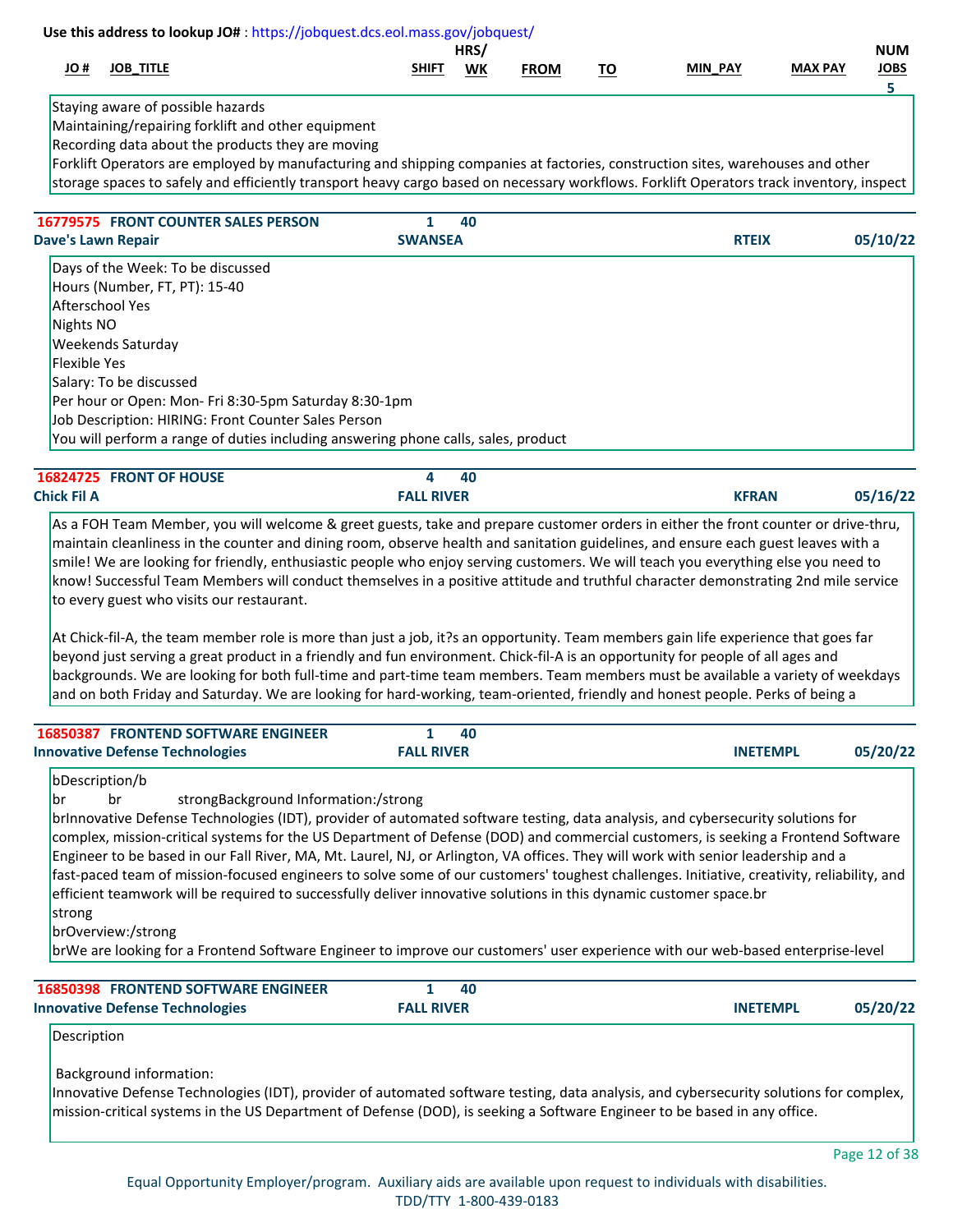Use this address to lookup JO# : https://jobquest.dcs.eol.mass.gov/jobquest/

| JO # | JOB_TITLE | SHIFT | HRS/ WK | FROM | TO | MIN_PAY | MAX PAY | NUM JOBS |
|---|---|---|---|---|---|---|---|---|
| | | | | | | | | 5 |

Staying aware of possible hazards
Maintaining/repairing forklift and other equipment
Recording data about the products they are moving
Forklift Operators are employed by manufacturing and shipping companies at factories, construction sites, warehouses and other storage spaces to safely and efficiently transport heavy cargo based on necessary workflows. Forklift Operators track inventory, inspect

---

**16779575 FRONT COUNTER SALES PERSON** | 1 | 40
**Dave's Lawn Repair** | **SWANSEA** | **RTEIX** | **05/10/22**

Days of the Week: To be discussed
Hours (Number, FT, PT): 15-40
Afterschool Yes
Nights NO
Weekends Saturday
Flexible Yes
Salary: To be discussed
Per hour or Open: Mon- Fri 8:30-5pm Saturday 8:30-1pm
Job Description: HIRING: Front Counter Sales Person
You will perform a range of duties including answering phone calls, sales, product

---

**16824725 FRONT OF HOUSE** | 4 | 40
**Chick Fil A** | **FALL RIVER** | **KFRAN** | **05/16/22**

As a FOH Team Member, you will welcome & greet guests, take and prepare customer orders in either the front counter or drive-thru, maintain cleanliness in the counter and dining room, observe health and sanitation guidelines, and ensure each guest leaves with a smile! We are looking for friendly, enthusiastic people who enjoy serving customers. We will teach you everything else you need to know! Successful Team Members will conduct themselves in a positive attitude and truthful character demonstrating 2nd mile service to every guest who visits our restaurant.

At Chick-fil-A, the team member role is more than just a job, it?s an opportunity. Team members gain life experience that goes far beyond just serving a great product in a friendly and fun environment. Chick-fil-A is an opportunity for people of all ages and backgrounds. We are looking for both full-time and part-time team members. Team members must be available a variety of weekdays and on both Friday and Saturday. We are looking for hard-working, team-oriented, friendly and honest people. Perks of being a

---

**16850387 FRONTEND SOFTWARE ENGINEER** | 1 | 40
**Innovative Defense Technologies** | **FALL RIVER** | **INETEMPL** | **05/20/22**

bDescription/b
br br strongBackground Information:/strong
brInnovative Defense Technologies (IDT), provider of automated software testing, data analysis, and cybersecurity solutions for complex, mission-critical systems for the US Department of Defense (DOD) and commercial customers, is seeking a Frontend Software Engineer to be based in our Fall River, MA, Mt. Laurel, NJ, or Arlington, VA offices. They will work with senior leadership and a fast-paced team of mission-focused engineers to solve some of our customers' toughest challenges. Initiative, creativity, reliability, and efficient teamwork will be required to successfully deliver innovative solutions in this dynamic customer space.br
strong
brOverview:/strong
brWe are looking for a Frontend Software Engineer to improve our customers' user experience with our web-based enterprise-level

---

**16850398 FRONTEND SOFTWARE ENGINEER** | 1 | 40
**Innovative Defense Technologies** | **FALL RIVER** | **INETEMPL** | **05/20/22**

Description

Background information:
Innovative Defense Technologies (IDT), provider of automated software testing, data analysis, and cybersecurity solutions for complex, mission-critical systems in the US Department of Defense (DOD), is seeking a Software Engineer to be based in any office.

Equal Opportunity Employer/program. Auxiliary aids are available upon request to individuals with disabilities.
TDD/TTY 1-800-439-0183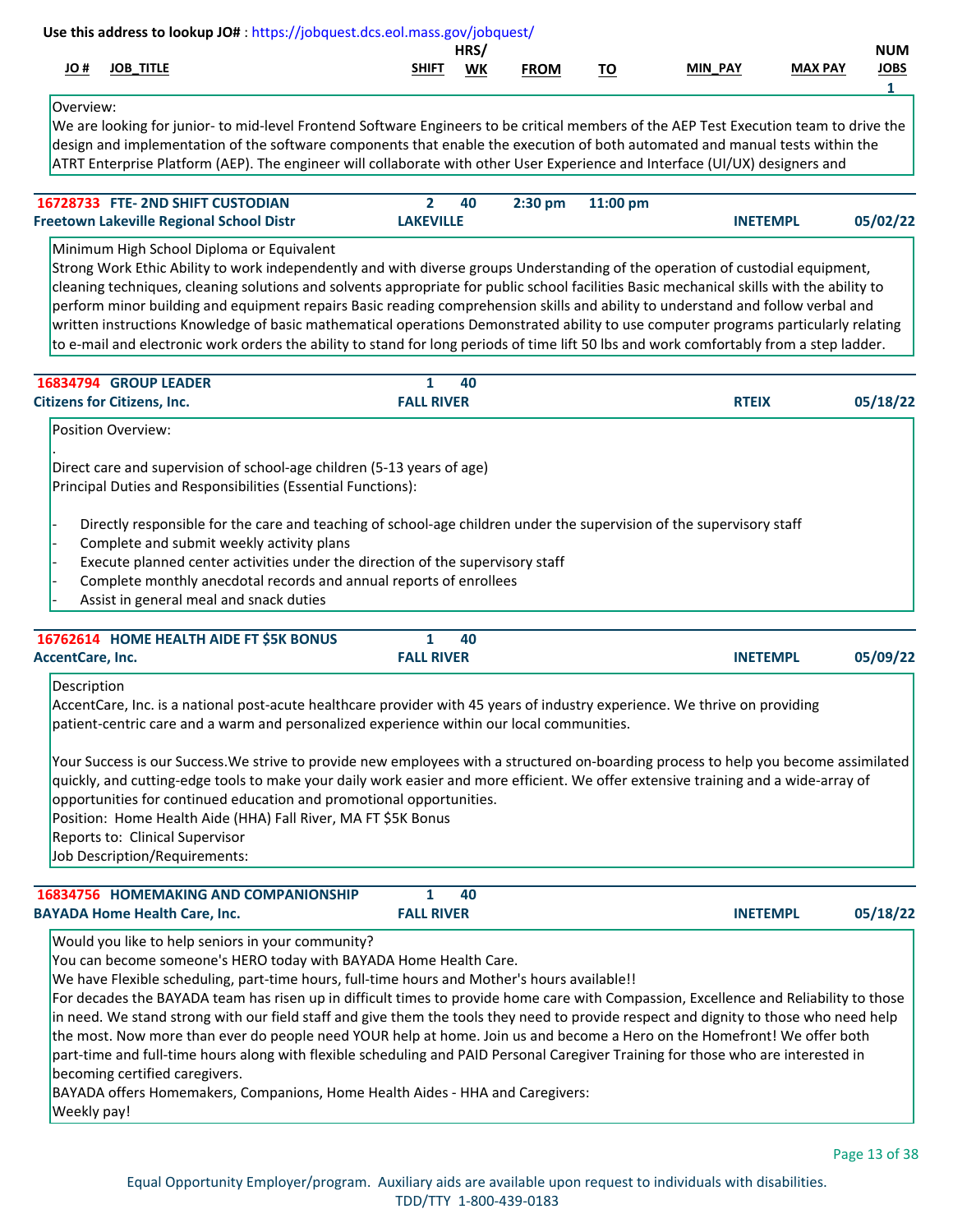**Use this address to lookup JO#** : https://jobquest.dcs.eol.mass.gov/jobquest/

| JO # | JOB_TITLE | SHIFT | HRS/ WK | FROM | TO | MIN_PAY | MAX PAY | NUM JOBS |
|---|---|---|---|---|---|---|---|---|
| | | | | | | | | 1 |

Overview:
We are looking for junior- to mid-level Frontend Software Engineers to be critical members of the AEP Test Execution team to drive the design and implementation of the software components that enable the execution of both automated and manual tests within the ATRT Enterprise Platform (AEP). The engineer will collaborate with other User Experience and Interface (UI/UX) designers and

---

**16728733 FTE- 2ND SHIFT CUSTODIAN** | 2 | 40 | 2:30 pm | 11:00 pm
**Freetown Lakeville Regional School Distr** | **LAKEVILLE** | **INETEMPL** | **05/02/22**

Minimum High School Diploma or Equivalent
Strong Work Ethic Ability to work independently and with diverse groups Understanding of the operation of custodial equipment, cleaning techniques, cleaning solutions and solvents appropriate for public school facilities Basic mechanical skills with the ability to perform minor building and equipment repairs Basic reading comprehension skills and ability to understand and follow verbal and written instructions Knowledge of basic mathematical operations Demonstrated ability to use computer programs particularly relating to e-mail and electronic work orders the ability to stand for long periods of time lift 50 lbs and work comfortably from a step ladder.

---

**16834794 GROUP LEADER** | 1 | 40
**Citizens for Citizens, Inc.** | **FALL RIVER** | **RTEIX** | **05/18/22**

Position Overview:
.
Direct care and supervision of school-age children (5-13 years of age)
Principal Duties and Responsibilities (Essential Functions):

- Directly responsible for the care and teaching of school-age children under the supervision of the supervisory staff
- Complete and submit weekly activity plans
- Execute planned center activities under the direction of the supervisory staff
- Complete monthly anecdotal records and annual reports of enrollees
- Assist in general meal and snack duties

---

**16762614 HOME HEALTH AIDE FT $5K BONUS** | 1 | 40
**AccentCare, Inc.** | **FALL RIVER** | **INETEMPL** | **05/09/22**

Description
AccentCare, Inc. is a national post-acute healthcare provider with 45 years of industry experience. We thrive on providing patient-centric care and a warm and personalized experience within our local communities.

Your Success is our Success.We strive to provide new employees with a structured on-boarding process to help you become assimilated quickly, and cutting-edge tools to make your daily work easier and more efficient. We offer extensive training and a wide-array of opportunities for continued education and promotional opportunities.
Position: Home Health Aide (HHA) Fall River, MA FT $5K Bonus
Reports to: Clinical Supervisor
Job Description/Requirements:

---

**16834756 HOMEMAKING AND COMPANIONSHIP** | 1 | 40
**BAYADA Home Health Care, Inc.** | **FALL RIVER** | **INETEMPL** | **05/18/22**

Would you like to help seniors in your community?
You can become someone's HERO today with BAYADA Home Health Care.
We have Flexible scheduling, part-time hours, full-time hours and Mother's hours available!!
For decades the BAYADA team has risen up in difficult times to provide home care with Compassion, Excellence and Reliability to those in need. We stand strong with our field staff and give them the tools they need to provide respect and dignity to those who need help the most. Now more than ever do people need YOUR help at home. Join us and become a Hero on the Homefront! We offer both part-time and full-time hours along with flexible scheduling and PAID Personal Caregiver Training for those who are interested in becoming certified caregivers.
BAYADA offers Homemakers, Companions, Home Health Aides - HHA and Caregivers:
Weekly pay!

Equal Opportunity Employer/program. Auxiliary aids are available upon request to individuals with disabilities.
TDD/TTY 1-800-439-0183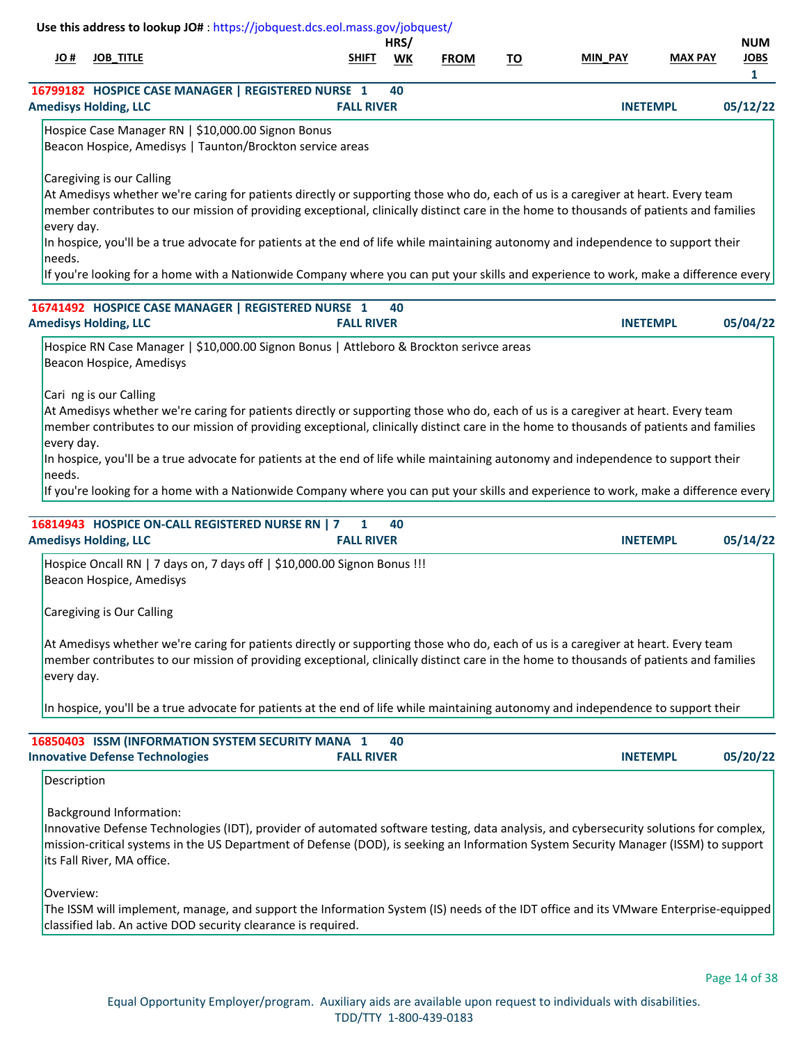Use this address to lookup JO# : https://jobquest.dcs.eol.mass.gov/jobquest/

| JO # | JOB_TITLE | SHIFT | HRS/ WK | FROM | TO | MIN_PAY | MAX PAY | NUM JOBS |
|---|---|---|---|---|---|---|---|---|
| | | | | | | | | 1 |

**16799182 HOSPICE CASE MANAGER | REGISTERED NURSE** 1 40
**Amedisys Holding, LLC** — **FALL RIVER** — **INETEMPL** — **05/12/22**

Hospice Case Manager RN | $10,000.00 Signon Bonus
Beacon Hospice, Amedisys | Taunton/Brockton service areas

Caregiving is our Calling
At Amedisys whether we're caring for patients directly or supporting those who do, each of us is a caregiver at heart. Every team member contributes to our mission of providing exceptional, clinically distinct care in the home to thousands of patients and families every day.
In hospice, you'll be a true advocate for patients at the end of life while maintaining autonomy and independence to support their needs.
If you're looking for a home with a Nationwide Company where you can put your skills and experience to work, make a difference every

**16741492 HOSPICE CASE MANAGER | REGISTERED NURSE** 1 40
**Amedisys Holding, LLC** — **FALL RIVER** — **INETEMPL** — **05/04/22**

Hospice RN Case Manager | $10,000.00 Signon Bonus | Attleboro & Brockton serivce areas
Beacon Hospice, Amedisys

Cari ng is our Calling
At Amedisys whether we're caring for patients directly or supporting those who do, each of us is a caregiver at heart. Every team member contributes to our mission of providing exceptional, clinically distinct care in the home to thousands of patients and families every day.
In hospice, you'll be a true advocate for patients at the end of life while maintaining autonomy and independence to support their needs.
If you're looking for a home with a Nationwide Company where you can put your skills and experience to work, make a difference every

**16814943 HOSPICE ON-CALL REGISTERED NURSE RN | 7** 1 40
**Amedisys Holding, LLC** — **FALL RIVER** — **INETEMPL** — **05/14/22**

Hospice Oncall RN | 7 days on, 7 days off | $10,000.00 Signon Bonus !!!
Beacon Hospice, Amedisys

Caregiving is Our Calling

At Amedisys whether we're caring for patients directly or supporting those who do, each of us is a caregiver at heart. Every team member contributes to our mission of providing exceptional, clinically distinct care in the home to thousands of patients and families every day.

In hospice, you'll be a true advocate for patients at the end of life while maintaining autonomy and independence to support their

**16850403 ISSM (INFORMATION SYSTEM SECURITY MANA** 1 40
**Innovative Defense Technologies** — **FALL RIVER** — **INETEMPL** — **05/20/22**

Description

Background Information:
Innovative Defense Technologies (IDT), provider of automated software testing, data analysis, and cybersecurity solutions for complex, mission-critical systems in the US Department of Defense (DOD), is seeking an Information System Security Manager (ISSM) to support its Fall River, MA office.

Overview:
The ISSM will implement, manage, and support the Information System (IS) needs of the IDT office and its VMware Enterprise-equipped classified lab. An active DOD security clearance is required.

Equal Opportunity Employer/program. Auxiliary aids are available upon request to individuals with disabilities.
TDD/TTY 1-800-439-0183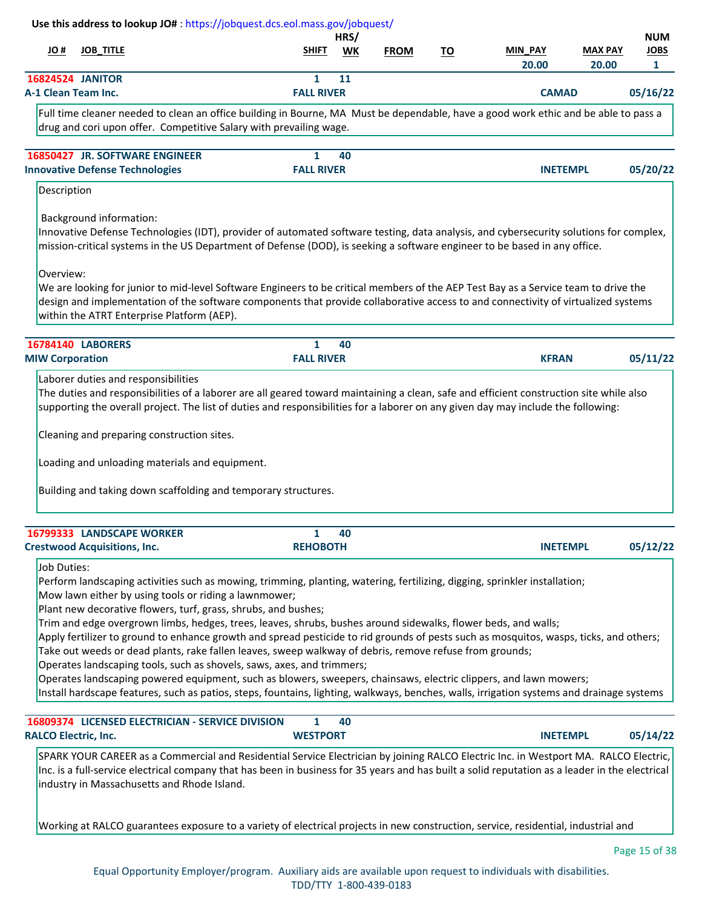**Use this address to lookup JO#** : https://jobquest.dcs.eol.mass.gov/jobquest/

| JO # | JOB_TITLE | SHIFT | HRS/ WK | FROM | TO | MIN_PAY | MAX PAY | NUM JOBS |
|---|---|---|---|---|---|---|---|---|
| | | | | | | 20.00 | 20.00 | 1 |
| 16824524 | JANITOR | 1 | 11 | | | | | |
| A-1 Clean Team Inc. | | FALL RIVER | | | | CAMAD | | 05/16/22 |

Full time cleaner needed to clean an office building in Bourne, MA Must be dependable, have a good work ethic and be able to pass a drug and cori upon offer. Competitive Salary with prevailing wage.

| JO # | JOB_TITLE | SHIFT | HRS/ WK | | |
|---|---|---|---|---|---|
| 16850427 | JR. SOFTWARE ENGINEER | 1 | 40 | | |
| Innovative Defense Technologies | | FALL RIVER | | INETEMPL | 05/20/22 |

Description

Background information:
Innovative Defense Technologies (IDT), provider of automated software testing, data analysis, and cybersecurity solutions for complex, mission-critical systems in the US Department of Defense (DOD), is seeking a software engineer to be based in any office.

Overview:
We are looking for junior to mid-level Software Engineers to be critical members of the AEP Test Bay as a Service team to drive the design and implementation of the software components that provide collaborative access to and connectivity of virtualized systems within the ATRT Enterprise Platform (AEP).

| JO # | JOB_TITLE | SHIFT | HRS/ WK | | |
|---|---|---|---|---|---|
| 16784140 | LABORERS | 1 | 40 | | |
| MIW Corporation | | FALL RIVER | | KFRAN | 05/11/22 |

Laborer duties and responsibilities
The duties and responsibilities of a laborer are all geared toward maintaining a clean, safe and efficient construction site while also supporting the overall project. The list of duties and responsibilities for a laborer on any given day may include the following:

Cleaning and preparing construction sites.

Loading and unloading materials and equipment.

Building and taking down scaffolding and temporary structures.

| JO # | JOB_TITLE | SHIFT | HRS/ WK | | |
|---|---|---|---|---|---|
| 16799333 | LANDSCAPE WORKER | 1 | 40 | | |
| Crestwood Acquisitions, Inc. | | REHOBOTH | | INETEMPL | 05/12/22 |

Job Duties:
Perform landscaping activities such as mowing, trimming, planting, watering, fertilizing, digging, sprinkler installation;
Mow lawn either by using tools or riding a lawnmower;
Plant new decorative flowers, turf, grass, shrubs, and bushes;
Trim and edge overgrown limbs, hedges, trees, leaves, shrubs, bushes around sidewalks, flower beds, and walls;
Apply fertilizer to ground to enhance growth and spread pesticide to rid grounds of pests such as mosquitos, wasps, ticks, and others;
Take out weeds or dead plants, rake fallen leaves, sweep walkway of debris, remove refuse from grounds;
Operates landscaping tools, such as shovels, saws, axes, and trimmers;
Operates landscaping powered equipment, such as blowers, sweepers, chainsaws, electric clippers, and lawn mowers;
Install hardscape features, such as patios, steps, fountains, lighting, walkways, benches, walls, irrigation systems and drainage systems

| JO # | JOB_TITLE | SHIFT | HRS/ WK | | |
|---|---|---|---|---|---|
| 16809374 | LICENSED ELECTRICIAN - SERVICE DIVISION | 1 | 40 | | |
| RALCO Electric, Inc. | | WESTPORT | | INETEMPL | 05/14/22 |

SPARK YOUR CAREER as a Commercial and Residential Service Electrician by joining RALCO Electric Inc. in Westport MA. RALCO Electric, Inc. is a full-service electrical company that has been in business for 35 years and has built a solid reputation as a leader in the electrical industry in Massachusetts and Rhode Island.

Working at RALCO guarantees exposure to a variety of electrical projects in new construction, service, residential, industrial and

Equal Opportunity Employer/program. Auxiliary aids are available upon request to individuals with disabilities.
TDD/TTY 1-800-439-0183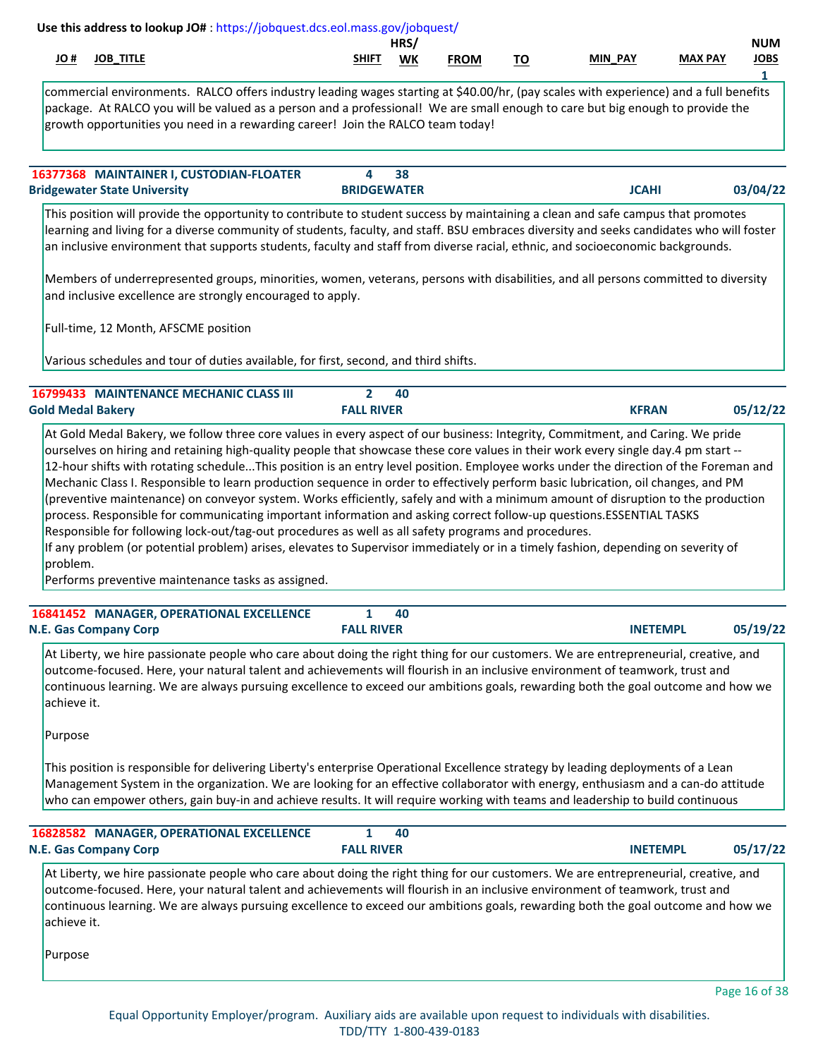Use this address to lookup JO# : https://jobquest.dcs.eol.mass.gov/jobquest/

| JO # | JOB_TITLE | SHIFT | HRS/ WK | FROM | TO | MIN_PAY | MAX PAY | NUM JOBS |
|---|---|---|---|---|---|---|---|---|
| | | | | | | | | 1 |

commercial environments. RALCO offers industry leading wages starting at $40.00/hr, (pay scales with experience) and a full benefits package. At RALCO you will be valued as a person and a professional! We are small enough to care but big enough to provide the growth opportunities you need in a rewarding career! Join the RALCO team today!

---

**16377368 MAINTAINER I, CUSTODIAN-FLOATER** | Shift: 4 | Hrs/Wk: 38
**Bridgewater State University** | BRIDGEWATER | JCAHI | 03/04/22

This position will provide the opportunity to contribute to student success by maintaining a clean and safe campus that promotes learning and living for a diverse community of students, faculty, and staff. BSU embraces diversity and seeks candidates who will foster an inclusive environment that supports students, faculty and staff from diverse racial, ethnic, and socioeconomic backgrounds.

Members of underrepresented groups, minorities, women, veterans, persons with disabilities, and all persons committed to diversity and inclusive excellence are strongly encouraged to apply.

Full-time, 12 Month, AFSCME position

Various schedules and tour of duties available, for first, second, and third shifts.

---

**16799433 MAINTENANCE MECHANIC CLASS III** | Shift: 2 | Hrs/Wk: 40
**Gold Medal Bakery** | FALL RIVER | KFRAN | 05/12/22

At Gold Medal Bakery, we follow three core values in every aspect of our business: Integrity, Commitment, and Caring. We pride ourselves on hiring and retaining high-quality people that showcase these core values in their work every single day.4 pm start -- 12-hour shifts with rotating schedule...This position is an entry level position. Employee works under the direction of the Foreman and Mechanic Class I. Responsible to learn production sequence in order to effectively perform basic lubrication, oil changes, and PM (preventive maintenance) on conveyor system. Works efficiently, safely and with a minimum amount of disruption to the production process. Responsible for communicating important information and asking correct follow-up questions.ESSENTIAL TASKS
Responsible for following lock-out/tag-out procedures as well as all safety programs and procedures.
If any problem (or potential problem) arises, elevates to Supervisor immediately or in a timely fashion, depending on severity of problem.
Performs preventive maintenance tasks as assigned.

---

**16841452 MANAGER, OPERATIONAL EXCELLENCE** | Shift: 1 | Hrs/Wk: 40
**N.E. Gas Company Corp** | FALL RIVER | INETEMPL | 05/19/22

At Liberty, we hire passionate people who care about doing the right thing for our customers. We are entrepreneurial, creative, and outcome-focused. Here, your natural talent and achievements will flourish in an inclusive environment of teamwork, trust and continuous learning. We are always pursuing excellence to exceed our ambitions goals, rewarding both the goal outcome and how we achieve it.

Purpose

This position is responsible for delivering Liberty's enterprise Operational Excellence strategy by leading deployments of a Lean Management System in the organization. We are looking for an effective collaborator with energy, enthusiasm and a can-do attitude who can empower others, gain buy-in and achieve results. It will require working with teams and leadership to build continuous

---

**16828582 MANAGER, OPERATIONAL EXCELLENCE** | Shift: 1 | Hrs/Wk: 40
**N.E. Gas Company Corp** | FALL RIVER | INETEMPL | 05/17/22

At Liberty, we hire passionate people who care about doing the right thing for our customers. We are entrepreneurial, creative, and outcome-focused. Here, your natural talent and achievements will flourish in an inclusive environment of teamwork, trust and continuous learning. We are always pursuing excellence to exceed our ambitions goals, rewarding both the goal outcome and how we achieve it.

Purpose

Equal Opportunity Employer/program. Auxiliary aids are available upon request to individuals with disabilities.
TDD/TTY 1-800-439-0183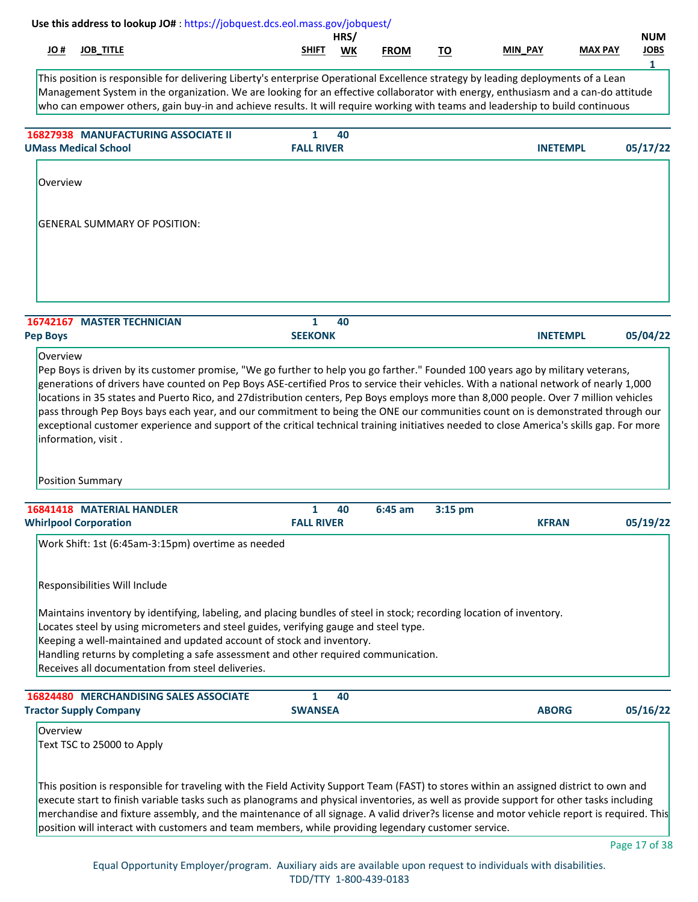Use this address to lookup JO# : https://jobquest.dcs.eol.mass.gov/jobquest/

| JO # | JOB_TITLE | SHIFT | HRS/ WK | FROM | TO | MIN_PAY | MAX PAY | NUM JOBS |
|---|---|---|---|---|---|---|---|---|
| | | | | | | | | 1 |

This position is responsible for delivering Liberty's enterprise Operational Excellence strategy by leading deployments of a Lean Management System in the organization. We are looking for an effective collaborator with energy, enthusiasm and a can-do attitude who can empower others, gain buy-in and achieve results. It will require working with teams and leadership to build continuous

---

**16827938 MANUFACTURING ASSOCIATE II** — Shift: 1 — Hrs/Wk: 40
**UMass Medical School** — FALL RIVER — INETEMPL — 05/17/22

Overview

GENERAL SUMMARY OF POSITION:

---

**16742167 MASTER TECHNICIAN** — Shift: 1 — Hrs/Wk: 40
**Pep Boys** — SEEKONK — INETEMPL — 05/04/22

Overview
Pep Boys is driven by its customer promise, "We go further to help you go farther." Founded 100 years ago by military veterans, generations of drivers have counted on Pep Boys ASE-certified Pros to service their vehicles. With a national network of nearly 1,000 locations in 35 states and Puerto Rico, and 27distribution centers, Pep Boys employs more than 8,000 people. Over 7 million vehicles pass through Pep Boys bays each year, and our commitment to being the ONE our communities count on is demonstrated through our exceptional customer experience and support of the critical technical training initiatives needed to close America's skills gap. For more information, visit .

Position Summary

---

**16841418 MATERIAL HANDLER** — Shift: 1 — Hrs/Wk: 40 — From: 6:45 am — To: 3:15 pm
**Whirlpool Corporation** — FALL RIVER — KFRAN — 05/19/22

Work Shift: 1st (6:45am-3:15pm) overtime as needed

Responsibilities Will Include

Maintains inventory by identifying, labeling, and placing bundles of steel in stock; recording location of inventory.
Locates steel by using micrometers and steel guides, verifying gauge and steel type.
Keeping a well-maintained and updated account of stock and inventory.
Handling returns by completing a safe assessment and other required communication.
Receives all documentation from steel deliveries.

---

**16824480 MERCHANDISING SALES ASSOCIATE** — Shift: 1 — Hrs/Wk: 40
**Tractor Supply Company** — SWANSEA — ABORG — 05/16/22

Overview
Text TSC to 25000 to Apply

This position is responsible for traveling with the Field Activity Support Team (FAST) to stores within an assigned district to own and execute start to finish variable tasks such as planograms and physical inventories, as well as provide support for other tasks including merchandise and fixture assembly, and the maintenance of all signage. A valid driver?s license and motor vehicle report is required. This position will interact with customers and team members, while providing legendary customer service.

Equal Opportunity Employer/program. Auxiliary aids are available upon request to individuals with disabilities.
TDD/TTY 1-800-439-0183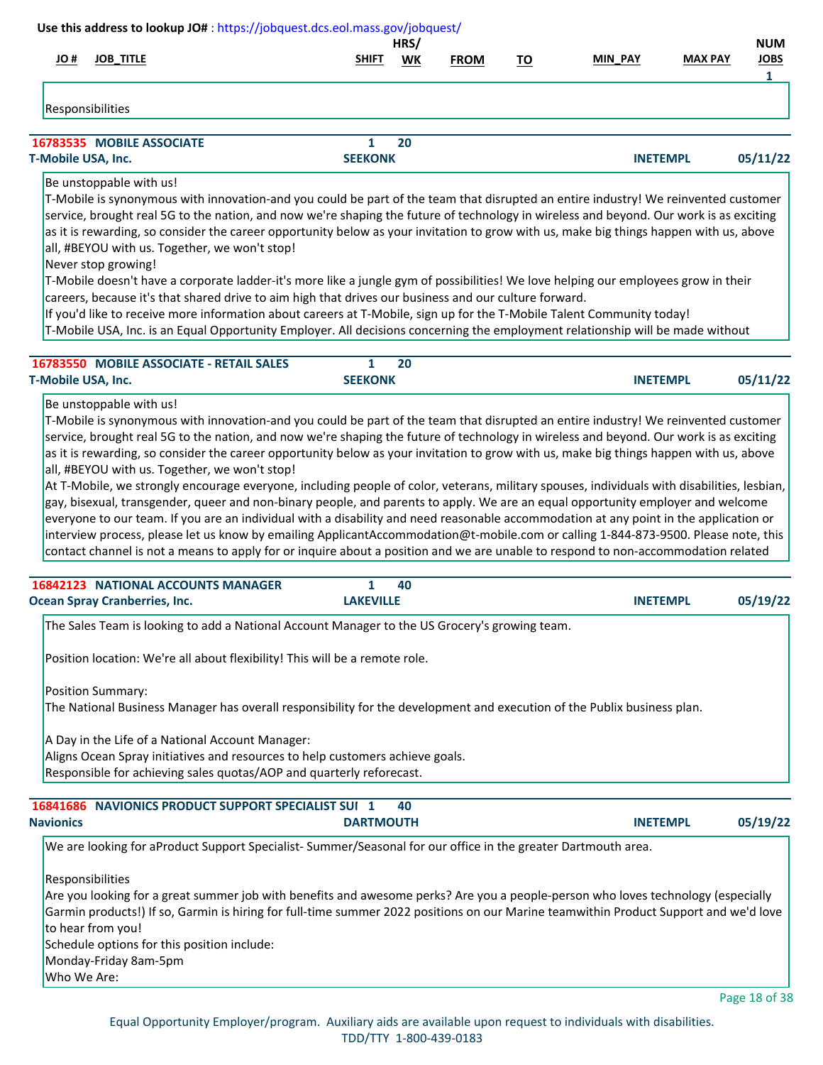Use this address to lookup JO# : https://jobquest.dcs.eol.mass.gov/jobquest/

| JO # | JOB_TITLE | SHIFT | HRS/ WK | FROM | TO | MIN_PAY | MAX PAY | NUM JOBS |
|---|---|---|---|---|---|---|---|---|
| | | | | | | | | 1 |

Responsibilities

---

**16783535 MOBILE ASSOCIATE** | 1 | 20
**T-Mobile USA, Inc.** | **SEEKONK** | **INETEMPL** | **05/11/22**

Be unstoppable with us!
T-Mobile is synonymous with innovation-and you could be part of the team that disrupted an entire industry! We reinvented customer service, brought real 5G to the nation, and now we're shaping the future of technology in wireless and beyond. Our work is as exciting as it is rewarding, so consider the career opportunity below as your invitation to grow with us, make big things happen with us, above all, #BEYOU with us. Together, we won't stop!
Never stop growing!
T-Mobile doesn't have a corporate ladder-it's more like a jungle gym of possibilities! We love helping our employees grow in their careers, because it's that shared drive to aim high that drives our business and our culture forward.
If you'd like to receive more information about careers at T-Mobile, sign up for the T-Mobile Talent Community today!
T-Mobile USA, Inc. is an Equal Opportunity Employer. All decisions concerning the employment relationship will be made without

---

**16783550 MOBILE ASSOCIATE - RETAIL SALES** | 1 | 20
**T-Mobile USA, Inc.** | **SEEKONK** | **INETEMPL** | **05/11/22**

Be unstoppable with us!
T-Mobile is synonymous with innovation-and you could be part of the team that disrupted an entire industry! We reinvented customer service, brought real 5G to the nation, and now we're shaping the future of technology in wireless and beyond. Our work is as exciting as it is rewarding, so consider the career opportunity below as your invitation to grow with us, make big things happen with us, above all, #BEYOU with us. Together, we won't stop!
At T-Mobile, we strongly encourage everyone, including people of color, veterans, military spouses, individuals with disabilities, lesbian, gay, bisexual, transgender, queer and non-binary people, and parents to apply. We are an equal opportunity employer and welcome everyone to our team. If you are an individual with a disability and need reasonable accommodation at any point in the application or interview process, please let us know by emailing ApplicantAccommodation@t-mobile.com or calling 1-844-873-9500. Please note, this contact channel is not a means to apply for or inquire about a position and we are unable to respond to non-accommodation related

---

**16842123 NATIONAL ACCOUNTS MANAGER** | 1 | 40
**Ocean Spray Cranberries, Inc.** | **LAKEVILLE** | **INETEMPL** | **05/19/22**

The Sales Team is looking to add a National Account Manager to the US Grocery's growing team.

Position location: We're all about flexibility! This will be a remote role.

Position Summary:
The National Business Manager has overall responsibility for the development and execution of the Publix business plan.

A Day in the Life of a National Account Manager:
Aligns Ocean Spray initiatives and resources to help customers achieve goals.
Responsible for achieving sales quotas/AOP and quarterly reforecast.

---

**16841686 NAVIONICS PRODUCT SUPPORT SPECIALIST SUI** | 1 | 40
**Navionics** | **DARTMOUTH** | **INETEMPL** | **05/19/22**

We are looking for aProduct Support Specialist- Summer/Seasonal for our office in the greater Dartmouth area.

Responsibilities
Are you looking for a great summer job with benefits and awesome perks? Are you a people-person who loves technology (especially Garmin products!) If so, Garmin is hiring for full-time summer 2022 positions on our Marine teamwithin Product Support and we'd love to hear from you!
Schedule options for this position include:
Monday-Friday 8am-5pm
Who We Are:

Equal Opportunity Employer/program. Auxiliary aids are available upon request to individuals with disabilities.
TDD/TTY 1-800-439-0183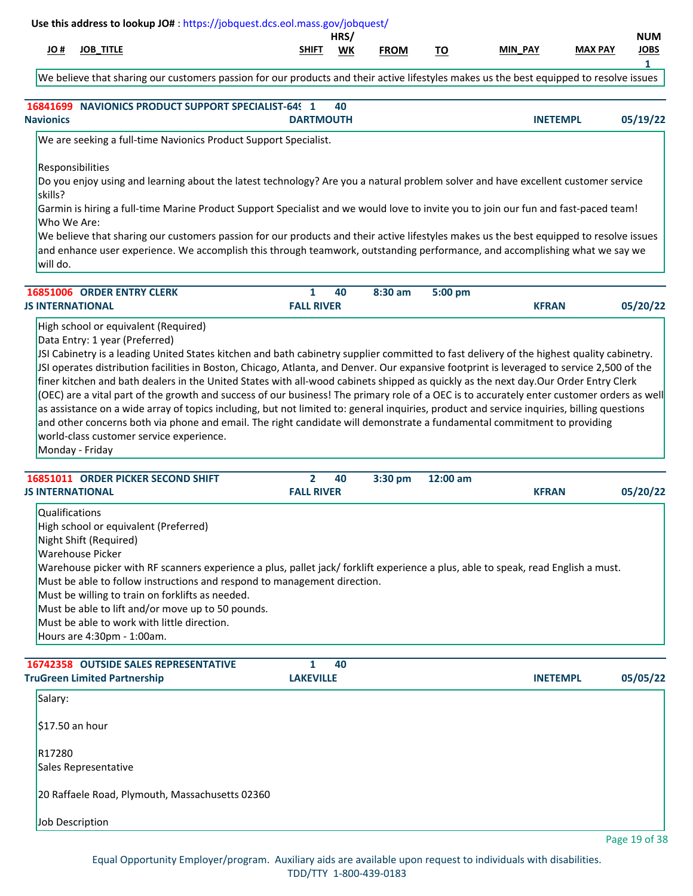Use this address to lookup JO# : https://jobquest.dcs.eol.mass.gov/jobquest/

| JO # | JOB_TITLE | SHIFT | HRS/ WK | FROM | TO | MIN_PAY | MAX PAY | NUM JOBS |
|---|---|---|---|---|---|---|---|---|
| | | | | | | | | 1 |

We believe that sharing our customers passion for our products and their active lifestyles makes us the best equipped to resolve issues

---

**16841699 NAVIONICS PRODUCT SUPPORT SPECIALIST-649** | 1 | 40
**Navionics** | **DARTMOUTH** | **INETEMPL** | **05/19/22**

We are seeking a full-time Navionics Product Support Specialist.

Responsibilities
Do you enjoy using and learning about the latest technology? Are you a natural problem solver and have excellent customer service skills?
Garmin is hiring a full-time Marine Product Support Specialist and we would love to invite you to join our fun and fast-paced team!
Who We Are:
We believe that sharing our customers passion for our products and their active lifestyles makes us the best equipped to resolve issues and enhance user experience. We accomplish this through teamwork, outstanding performance, and accomplishing what we say we will do.

---

**16851006 ORDER ENTRY CLERK** | 1 | 40 | 8:30 am | 5:00 pm
**JS INTERNATIONAL** | **FALL RIVER** | **KFRAN** | **05/20/22**

High school or equivalent (Required)
Data Entry: 1 year (Preferred)
JSI Cabinetry is a leading United States kitchen and bath cabinetry supplier committed to fast delivery of the highest quality cabinetry. JSI operates distribution facilities in Boston, Chicago, Atlanta, and Denver. Our expansive footprint is leveraged to service 2,500 of the finer kitchen and bath dealers in the United States with all-wood cabinets shipped as quickly as the next day.Our Order Entry Clerk (OEC) are a vital part of the growth and success of our business! The primary role of a OEC is to accurately enter customer orders as well as assistance on a wide array of topics including, but not limited to: general inquiries, product and service inquiries, billing questions and other concerns both via phone and email. The right candidate will demonstrate a fundamental commitment to providing world-class customer service experience.
Monday - Friday

---

**16851011 ORDER PICKER SECOND SHIFT** | 2 | 40 | 3:30 pm | 12:00 am
**JS INTERNATIONAL** | **FALL RIVER** | **KFRAN** | **05/20/22**

Qualifications
High school or equivalent (Preferred)
Night Shift (Required)
Warehouse Picker
Warehouse picker with RF scanners experience a plus, pallet jack/ forklift experience a plus, able to speak, read English a must.
Must be able to follow instructions and respond to management direction.
Must be willing to train on forklifts as needed.
Must be able to lift and/or move up to 50 pounds.
Must be able to work with little direction.
Hours are 4:30pm - 1:00am.

---

**16742358 OUTSIDE SALES REPRESENTATIVE** | 1 | 40
**TruGreen Limited Partnership** | **LAKEVILLE** | **INETEMPL** | **05/05/22**

Salary:

$17.50 an hour

R17280
Sales Representative

20 Raffaele Road, Plymouth, Massachusetts 02360

Job Description

Equal Opportunity Employer/program. Auxiliary aids are available upon request to individuals with disabilities.
TDD/TTY 1-800-439-0183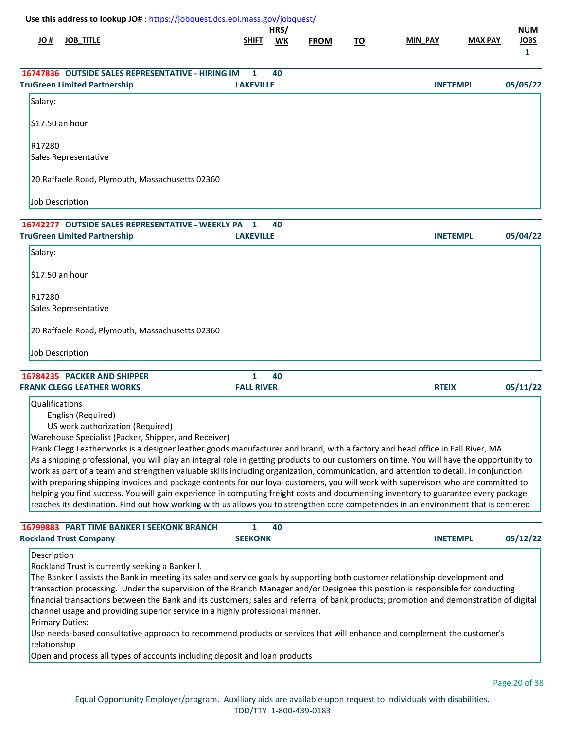Use this address to lookup JO# : https://jobquest.dcs.eol.mass.gov/jobquest/

| JO # | JOB_TITLE | SHIFT | HRS/ WK | FROM | TO | MIN_PAY | MAX PAY | NUM JOBS |
|---|---|---|---|---|---|---|---|---|
| | | | | | | | | 1 |

---

**16747836 OUTSIDE SALES REPRESENTATIVE - HIRING IM** 1 40

**TruGreen Limited Partnership** **LAKEVILLE** **INETEMPL** **05/05/22**

Salary:

$17.50 an hour

R17280
Sales Representative

20 Raffaele Road, Plymouth, Massachusetts 02360

Job Description

---

**16742277 OUTSIDE SALES REPRESENTATIVE - WEEKLY PA** 1 40

**TruGreen Limited Partnership** **LAKEVILLE** **INETEMPL** **05/04/22**

Salary:

$17.50 an hour

R17280
Sales Representative

20 Raffaele Road, Plymouth, Massachusetts 02360

Job Description

---

**16784235 PACKER AND SHIPPER** 1 40

**FRANK CLEGG LEATHER WORKS** **FALL RIVER** **RTEIX** **05/11/22**

Qualifications
- English (Required)
- US work authorization (Required)

Warehouse Specialist (Packer, Shipper, and Receiver)
Frank Clegg Leatherworks is a designer leather goods manufacturer and brand, with a factory and head office in Fall River, MA.
As a shipping professional, you will play an integral role in getting products to our customers on time. You will have the opportunity to work as part of a team and strengthen valuable skills including organization, communication, and attention to detail. In conjunction with preparing shipping invoices and package contents for our loyal customers, you will work with supervisors who are committed to helping you find success. You will gain experience in computing freight costs and documenting inventory to guarantee every package reaches its destination. Find out how working with us allows you to strengthen core competencies in an environment that is centered

---

**16799883 PART TIME BANKER I SEEKONK BRANCH** 1 40

**Rockland Trust Company** **SEEKONK** **INETEMPL** **05/12/22**

Description
Rockland Trust is currently seeking a Banker I.
The Banker I assists the Bank in meeting its sales and service goals by supporting both customer relationship development and transaction processing. Under the supervision of the Branch Manager and/or Designee this position is responsible for conducting financial transactions between the Bank and its customers; sales and referral of bank products; promotion and demonstration of digital channel usage and providing superior service in a highly professional manner.
Primary Duties:
Use needs-based consultative approach to recommend products or services that will enhance and complement the customer's relationship
Open and process all types of accounts including deposit and loan products

Equal Opportunity Employer/program. Auxiliary aids are available upon request to individuals with disabilities.
TDD/TTY 1-800-439-0183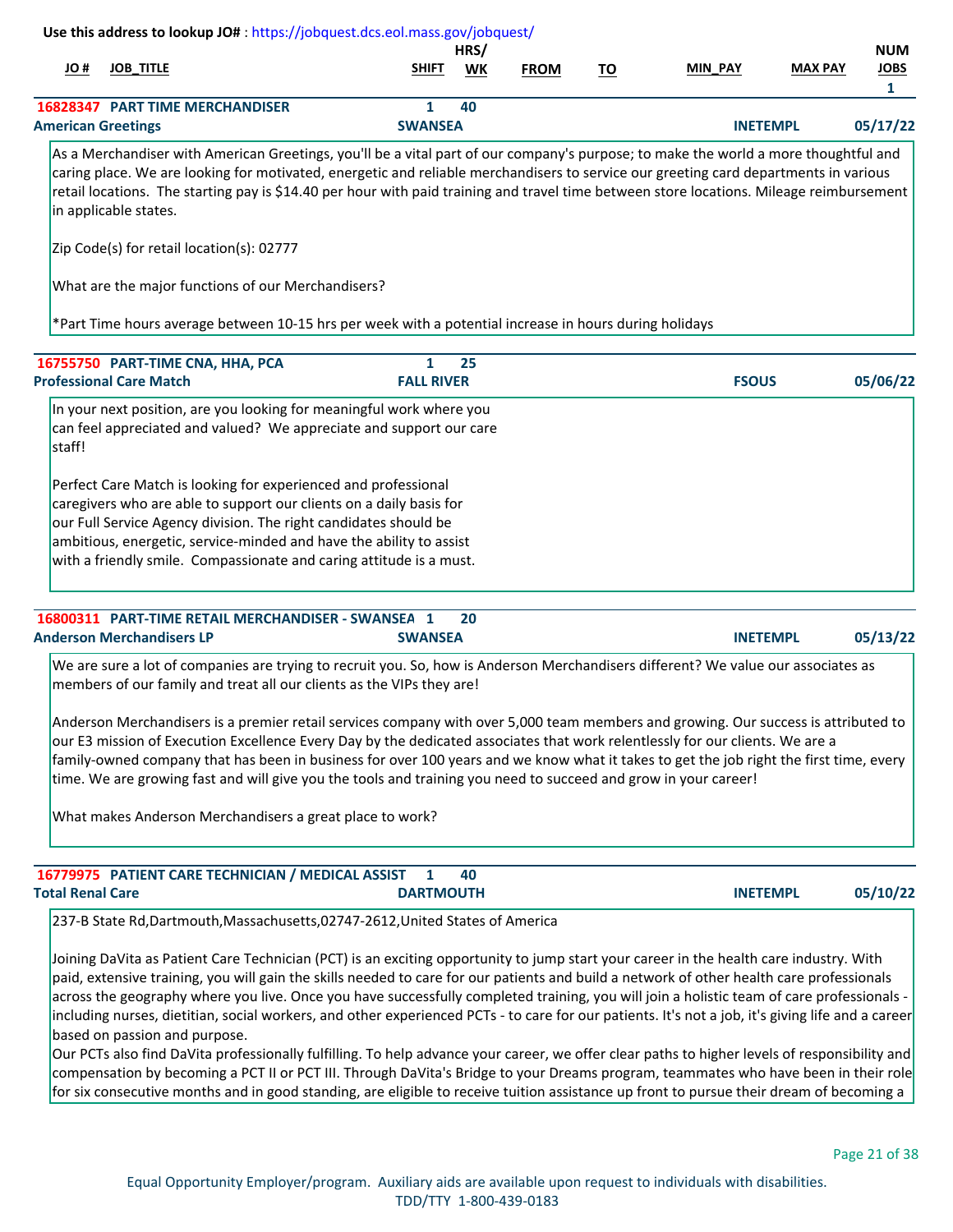Use this address to lookup JO# : https://jobquest.dcs.eol.mass.gov/jobquest/

| JO # | JOB_TITLE | SHIFT | HRS/WK | FROM | TO | MIN_PAY | MAX PAY | NUM JOBS |
|---|---|---|---|---|---|---|---|---|
| 16828347 | PART TIME MERCHANDISER | 1 | 40 | | | | | 1 |
| American Greetings | | SWANSEA | | | | INETEMPL | | 05/17/22 |

As a Merchandiser with American Greetings, you'll be a vital part of our company's purpose; to make the world a more thoughtful and caring place. We are looking for motivated, energetic and reliable merchandisers to service our greeting card departments in various retail locations. The starting pay is $14.40 per hour with paid training and travel time between store locations. Mileage reimbursement in applicable states.

Zip Code(s) for retail location(s): 02777

What are the major functions of our Merchandisers?

*Part Time hours average between 10-15 hrs per week with a potential increase in hours during holidays

| JO # | JOB_TITLE | SHIFT | HRS/WK | FROM | TO | MIN_PAY | MAX PAY | NUM JOBS |
|---|---|---|---|---|---|---|---|---|
| 16755750 | PART-TIME CNA, HHA, PCA | 1 | 25 | | | | | |
| Professional Care Match | | FALL RIVER | | | | FSOUS | | 05/06/22 |

In your next position, are you looking for meaningful work where you can feel appreciated and valued? We appreciate and support our care staff!

Perfect Care Match is looking for experienced and professional caregivers who are able to support our clients on a daily basis for our Full Service Agency division. The right candidates should be ambitious, energetic, service-minded and have the ability to assist with a friendly smile. Compassionate and caring attitude is a must.

| JO # | JOB_TITLE | SHIFT | HRS/WK | FROM | TO | MIN_PAY | MAX PAY | NUM JOBS |
|---|---|---|---|---|---|---|---|---|
| 16800311 | PART-TIME RETAIL MERCHANDISER - SWANSEA | 1 | 20 | | | | | |
| Anderson Merchandisers LP | | SWANSEA | | | | INETEMPL | | 05/13/22 |

We are sure a lot of companies are trying to recruit you. So, how is Anderson Merchandisers different? We value our associates as members of our family and treat all our clients as the VIPs they are!

Anderson Merchandisers is a premier retail services company with over 5,000 team members and growing. Our success is attributed to our E3 mission of Execution Excellence Every Day by the dedicated associates that work relentlessly for our clients. We are a family-owned company that has been in business for over 100 years and we know what it takes to get the job right the first time, every time. We are growing fast and will give you the tools and training you need to succeed and grow in your career!

What makes Anderson Merchandisers a great place to work?

| JO # | JOB_TITLE | SHIFT | HRS/WK | FROM | TO | MIN_PAY | MAX PAY | NUM JOBS |
|---|---|---|---|---|---|---|---|---|
| 16779975 | PATIENT CARE TECHNICIAN / MEDICAL ASSIST | 1 | 40 | | | | | |
| Total Renal Care | | DARTMOUTH | | | | INETEMPL | | 05/10/22 |

237-B State Rd,Dartmouth,Massachusetts,02747-2612,United States of America

Joining DaVita as Patient Care Technician (PCT) is an exciting opportunity to jump start your career in the health care industry. With paid, extensive training, you will gain the skills needed to care for our patients and build a network of other health care professionals across the geography where you live. Once you have successfully completed training, you will join a holistic team of care professionals - including nurses, dietitian, social workers, and other experienced PCTs - to care for our patients. It's not a job, it's giving life and a career based on passion and purpose.
Our PCTs also find DaVita professionally fulfilling. To help advance your career, we offer clear paths to higher levels of responsibility and compensation by becoming a PCT II or PCT III. Through DaVita's Bridge to your Dreams program, teammates who have been in their role for six consecutive months and in good standing, are eligible to receive tuition assistance up front to pursue their dream of becoming a

Equal Opportunity Employer/program. Auxiliary aids are available upon request to individuals with disabilities.
TDD/TTY 1-800-439-0183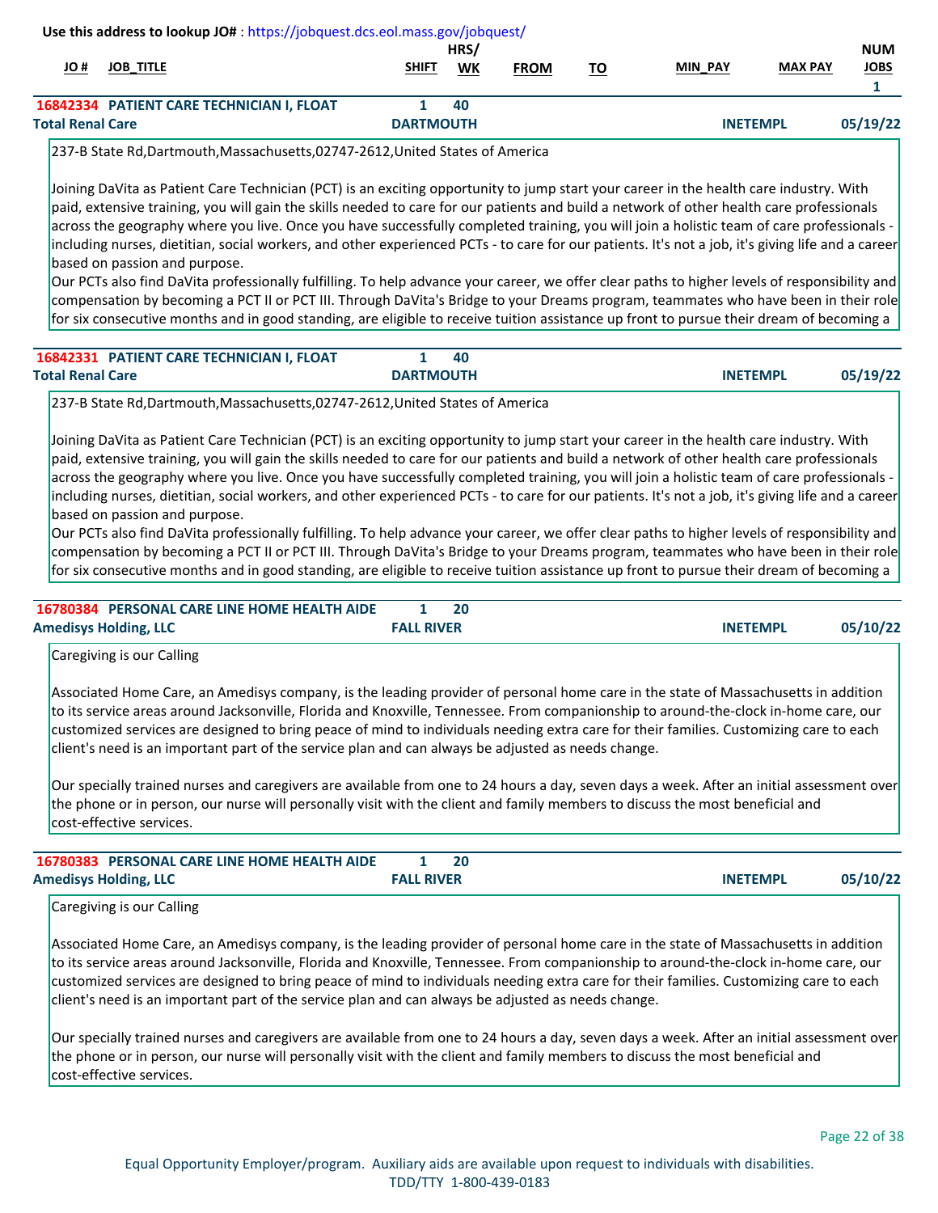Use this address to lookup JO# : https://jobquest.dcs.eol.mass.gov/jobquest/

| JO # | JOB_TITLE | SHIFT | HRS/ WK | FROM | TO | MIN_PAY | MAX PAY | NUM JOBS |
|---|---|---|---|---|---|---|---|---|
| 16842334 | PATIENT CARE TECHNICIAN I, FLOAT | 1 | 40 | | | | | 1 |
| Total Renal Care | | DARTMOUTH | | | | INETEMPL | | 05/19/22 |

237-B State Rd,Dartmouth,Massachusetts,02747-2612,United States of America

Joining DaVita as Patient Care Technician (PCT) is an exciting opportunity to jump start your career in the health care industry. With paid, extensive training, you will gain the skills needed to care for our patients and build a network of other health care professionals across the geography where you live. Once you have successfully completed training, you will join a holistic team of care professionals - including nurses, dietitian, social workers, and other experienced PCTs - to care for our patients. It's not a job, it's giving life and a career based on passion and purpose.
Our PCTs also find DaVita professionally fulfilling. To help advance your career, we offer clear paths to higher levels of responsibility and compensation by becoming a PCT II or PCT III. Through DaVita's Bridge to your Dreams program, teammates who have been in their role for six consecutive months and in good standing, are eligible to receive tuition assistance up front to pursue their dream of becoming a

| JO # | JOB_TITLE | SHIFT | HRS/ WK | FROM | TO | MIN_PAY | MAX PAY | NUM JOBS |
|---|---|---|---|---|---|---|---|---|
| 16842331 | PATIENT CARE TECHNICIAN I, FLOAT | 1 | 40 | | | | | |
| Total Renal Care | | DARTMOUTH | | | | INETEMPL | | 05/19/22 |

237-B State Rd,Dartmouth,Massachusetts,02747-2612,United States of America

Joining DaVita as Patient Care Technician (PCT) is an exciting opportunity to jump start your career in the health care industry. With paid, extensive training, you will gain the skills needed to care for our patients and build a network of other health care professionals across the geography where you live. Once you have successfully completed training, you will join a holistic team of care professionals - including nurses, dietitian, social workers, and other experienced PCTs - to care for our patients. It's not a job, it's giving life and a career based on passion and purpose.
Our PCTs also find DaVita professionally fulfilling. To help advance your career, we offer clear paths to higher levels of responsibility and compensation by becoming a PCT II or PCT III. Through DaVita's Bridge to your Dreams program, teammates who have been in their role for six consecutive months and in good standing, are eligible to receive tuition assistance up front to pursue their dream of becoming a

| JO # | JOB_TITLE | SHIFT | HRS/ WK | FROM | TO | MIN_PAY | MAX PAY | NUM JOBS |
|---|---|---|---|---|---|---|---|---|
| 16780384 | PERSONAL CARE LINE HOME HEALTH AIDE | 1 | 20 | | | | | |
| Amedisys Holding, LLC | | FALL RIVER | | | | INETEMPL | | 05/10/22 |

Caregiving is our Calling

Associated Home Care, an Amedisys company, is the leading provider of personal home care in the state of Massachusetts in addition to its service areas around Jacksonville, Florida and Knoxville, Tennessee. From companionship to around-the-clock in-home care, our customized services are designed to bring peace of mind to individuals needing extra care for their families. Customizing care to each client's need is an important part of the service plan and can always be adjusted as needs change.

Our specially trained nurses and caregivers are available from one to 24 hours a day, seven days a week. After an initial assessment over the phone or in person, our nurse will personally visit with the client and family members to discuss the most beneficial and cost-effective services.

| JO # | JOB_TITLE | SHIFT | HRS/ WK | FROM | TO | MIN_PAY | MAX PAY | NUM JOBS |
|---|---|---|---|---|---|---|---|---|
| 16780383 | PERSONAL CARE LINE HOME HEALTH AIDE | 1 | 20 | | | | | |
| Amedisys Holding, LLC | | FALL RIVER | | | | INETEMPL | | 05/10/22 |

Caregiving is our Calling

Associated Home Care, an Amedisys company, is the leading provider of personal home care in the state of Massachusetts in addition to its service areas around Jacksonville, Florida and Knoxville, Tennessee. From companionship to around-the-clock in-home care, our customized services are designed to bring peace of mind to individuals needing extra care for their families. Customizing care to each client's need is an important part of the service plan and can always be adjusted as needs change.

Our specially trained nurses and caregivers are available from one to 24 hours a day, seven days a week. After an initial assessment over the phone or in person, our nurse will personally visit with the client and family members to discuss the most beneficial and cost-effective services.

Equal Opportunity Employer/program. Auxiliary aids are available upon request to individuals with disabilities.
TDD/TTY 1-800-439-0183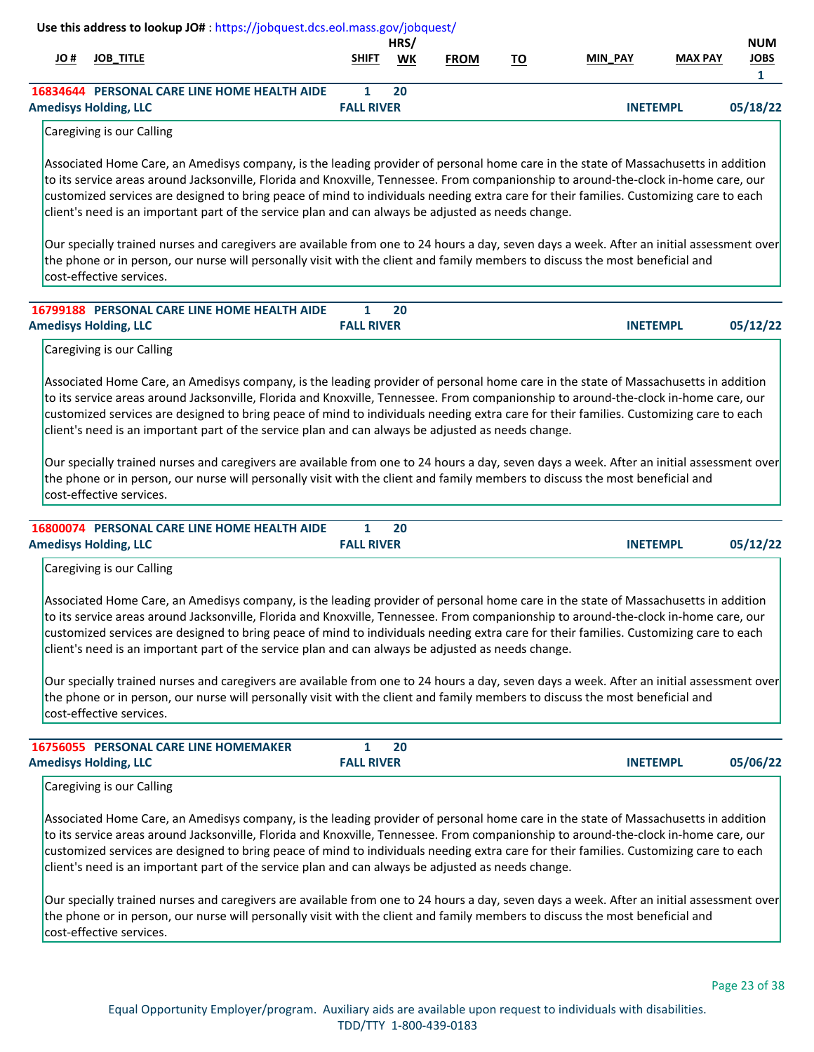Use this address to lookup JO# : https://jobquest.dcs.eol.mass.gov/jobquest/

| JO # | JOB_TITLE | SHIFT | HRS/ WK | FROM | TO | MIN_PAY | MAX PAY | NUM JOBS |
|---|---|---|---|---|---|---|---|---|
| | | | | | | | | 1 |
| 16834644 | PERSONAL CARE LINE HOME HEALTH AIDE | 1 | 20 | | | | | |
| Amedisys Holding, LLC | | FALL RIVER | | | | INETEMPL | | 05/18/22 |

Caregiving is our Calling

Associated Home Care, an Amedisys company, is the leading provider of personal home care in the state of Massachusetts in addition to its service areas around Jacksonville, Florida and Knoxville, Tennessee. From companionship to around-the-clock in-home care, our customized services are designed to bring peace of mind to individuals needing extra care for their families. Customizing care to each client's need is an important part of the service plan and can always be adjusted as needs change.

Our specially trained nurses and caregivers are available from one to 24 hours a day, seven days a week. After an initial assessment over the phone or in person, our nurse will personally visit with the client and family members to discuss the most beneficial and cost-effective services.

| JO # | JOB_TITLE | SHIFT | HRS/ WK | FROM | TO | MIN_PAY | MAX PAY | NUM JOBS |
|---|---|---|---|---|---|---|---|---|
| 16799188 | PERSONAL CARE LINE HOME HEALTH AIDE | 1 | 20 | | | | | |
| Amedisys Holding, LLC | | FALL RIVER | | | | INETEMPL | | 05/12/22 |

Caregiving is our Calling

Associated Home Care, an Amedisys company, is the leading provider of personal home care in the state of Massachusetts in addition to its service areas around Jacksonville, Florida and Knoxville, Tennessee. From companionship to around-the-clock in-home care, our customized services are designed to bring peace of mind to individuals needing extra care for their families. Customizing care to each client's need is an important part of the service plan and can always be adjusted as needs change.

Our specially trained nurses and caregivers are available from one to 24 hours a day, seven days a week. After an initial assessment over the phone or in person, our nurse will personally visit with the client and family members to discuss the most beneficial and cost-effective services.

| JO # | JOB_TITLE | SHIFT | HRS/ WK | FROM | TO | MIN_PAY | MAX PAY | NUM JOBS |
|---|---|---|---|---|---|---|---|---|
| 16800074 | PERSONAL CARE LINE HOME HEALTH AIDE | 1 | 20 | | | | | |
| Amedisys Holding, LLC | | FALL RIVER | | | | INETEMPL | | 05/12/22 |

Caregiving is our Calling

Associated Home Care, an Amedisys company, is the leading provider of personal home care in the state of Massachusetts in addition to its service areas around Jacksonville, Florida and Knoxville, Tennessee. From companionship to around-the-clock in-home care, our customized services are designed to bring peace of mind to individuals needing extra care for their families. Customizing care to each client's need is an important part of the service plan and can always be adjusted as needs change.

Our specially trained nurses and caregivers are available from one to 24 hours a day, seven days a week. After an initial assessment over the phone or in person, our nurse will personally visit with the client and family members to discuss the most beneficial and cost-effective services.

| JO # | JOB_TITLE | SHIFT | HRS/ WK | FROM | TO | MIN_PAY | MAX PAY | NUM JOBS |
|---|---|---|---|---|---|---|---|---|
| 16756055 | PERSONAL CARE LINE HOMEMAKER | 1 | 20 | | | | | |
| Amedisys Holding, LLC | | FALL RIVER | | | | INETEMPL | | 05/06/22 |

Caregiving is our Calling

Associated Home Care, an Amedisys company, is the leading provider of personal home care in the state of Massachusetts in addition to its service areas around Jacksonville, Florida and Knoxville, Tennessee. From companionship to around-the-clock in-home care, our customized services are designed to bring peace of mind to individuals needing extra care for their families. Customizing care to each client's need is an important part of the service plan and can always be adjusted as needs change.

Our specially trained nurses and caregivers are available from one to 24 hours a day, seven days a week. After an initial assessment over the phone or in person, our nurse will personally visit with the client and family members to discuss the most beneficial and cost-effective services.

Equal Opportunity Employer/program. Auxiliary aids are available upon request to individuals with disabilities.
TDD/TTY 1-800-439-0183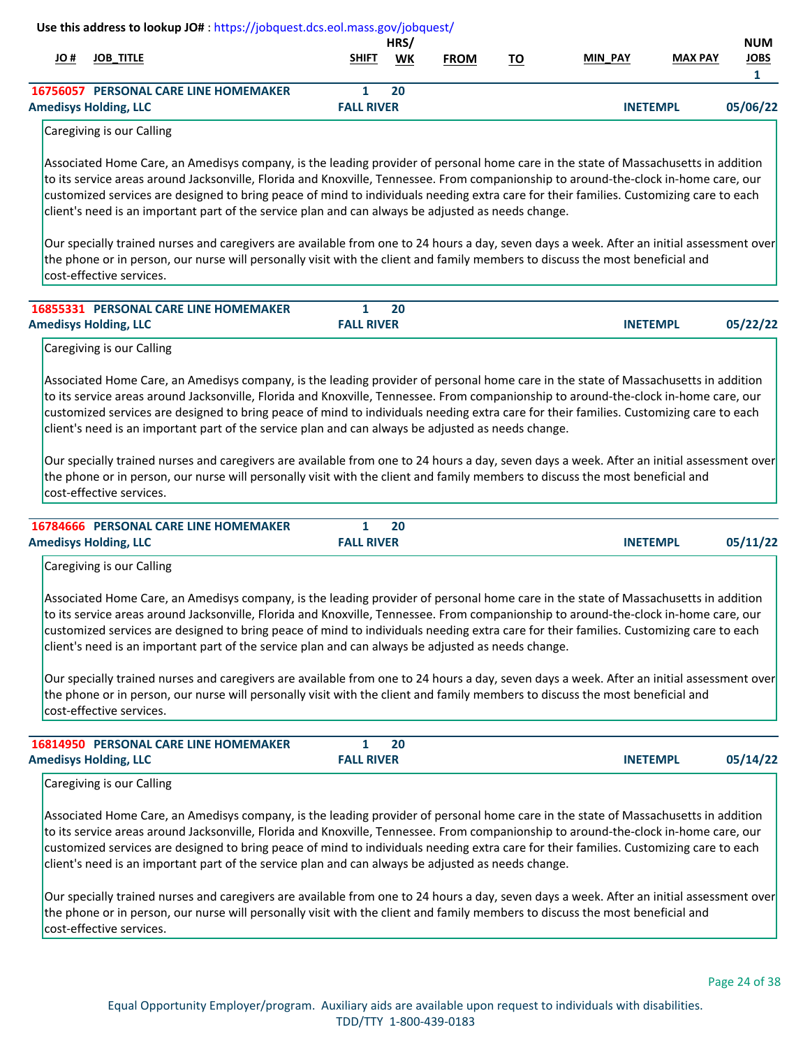Use this address to lookup JO# : https://jobquest.dcs.eol.mass.gov/jobquest/

| JO # | JOB_TITLE | SHIFT | HRS/ WK | FROM | TO | MIN_PAY | MAX PAY | NUM JOBS |
|---|---|---|---|---|---|---|---|---|
| 16756057 | PERSONAL CARE LINE HOMEMAKER | 1 | 20 | | | | | 1 |
| Amedisys Holding, LLC | | FALL RIVER | | | | INETEMPL | | 05/06/22 |

Caregiving is our Calling

Associated Home Care, an Amedisys company, is the leading provider of personal home care in the state of Massachusetts in addition to its service areas around Jacksonville, Florida and Knoxville, Tennessee. From companionship to around-the-clock in-home care, our customized services are designed to bring peace of mind to individuals needing extra care for their families. Customizing care to each client's need is an important part of the service plan and can always be adjusted as needs change.

Our specially trained nurses and caregivers are available from one to 24 hours a day, seven days a week. After an initial assessment over the phone or in person, our nurse will personally visit with the client and family members to discuss the most beneficial and cost-effective services.

| JO # | JOB_TITLE | SHIFT | HRS/ WK | FROM | TO | MIN_PAY | MAX PAY | NUM JOBS |
|---|---|---|---|---|---|---|---|---|
| 16855331 | PERSONAL CARE LINE HOMEMAKER | 1 | 20 | | | | | |
| Amedisys Holding, LLC | | FALL RIVER | | | | INETEMPL | | 05/22/22 |

Caregiving is our Calling

Associated Home Care, an Amedisys company, is the leading provider of personal home care in the state of Massachusetts in addition to its service areas around Jacksonville, Florida and Knoxville, Tennessee. From companionship to around-the-clock in-home care, our customized services are designed to bring peace of mind to individuals needing extra care for their families. Customizing care to each client's need is an important part of the service plan and can always be adjusted as needs change.

Our specially trained nurses and caregivers are available from one to 24 hours a day, seven days a week. After an initial assessment over the phone or in person, our nurse will personally visit with the client and family members to discuss the most beneficial and cost-effective services.

| JO # | JOB_TITLE | SHIFT | HRS/ WK | FROM | TO | MIN_PAY | MAX PAY | NUM JOBS |
|---|---|---|---|---|---|---|---|---|
| 16784666 | PERSONAL CARE LINE HOMEMAKER | 1 | 20 | | | | | |
| Amedisys Holding, LLC | | FALL RIVER | | | | INETEMPL | | 05/11/22 |

Caregiving is our Calling

Associated Home Care, an Amedisys company, is the leading provider of personal home care in the state of Massachusetts in addition to its service areas around Jacksonville, Florida and Knoxville, Tennessee. From companionship to around-the-clock in-home care, our customized services are designed to bring peace of mind to individuals needing extra care for their families. Customizing care to each client's need is an important part of the service plan and can always be adjusted as needs change.

Our specially trained nurses and caregivers are available from one to 24 hours a day, seven days a week. After an initial assessment over the phone or in person, our nurse will personally visit with the client and family members to discuss the most beneficial and cost-effective services.

| JO # | JOB_TITLE | SHIFT | HRS/ WK | FROM | TO | MIN_PAY | MAX PAY | NUM JOBS |
|---|---|---|---|---|---|---|---|---|
| 16814950 | PERSONAL CARE LINE HOMEMAKER | 1 | 20 | | | | | |
| Amedisys Holding, LLC | | FALL RIVER | | | | INETEMPL | | 05/14/22 |

Caregiving is our Calling

Associated Home Care, an Amedisys company, is the leading provider of personal home care in the state of Massachusetts in addition to its service areas around Jacksonville, Florida and Knoxville, Tennessee. From companionship to around-the-clock in-home care, our customized services are designed to bring peace of mind to individuals needing extra care for their families. Customizing care to each client's need is an important part of the service plan and can always be adjusted as needs change.

Our specially trained nurses and caregivers are available from one to 24 hours a day, seven days a week. After an initial assessment over the phone or in person, our nurse will personally visit with the client and family members to discuss the most beneficial and cost-effective services.

Equal Opportunity Employer/program. Auxiliary aids are available upon request to individuals with disabilities.
TDD/TTY 1-800-439-0183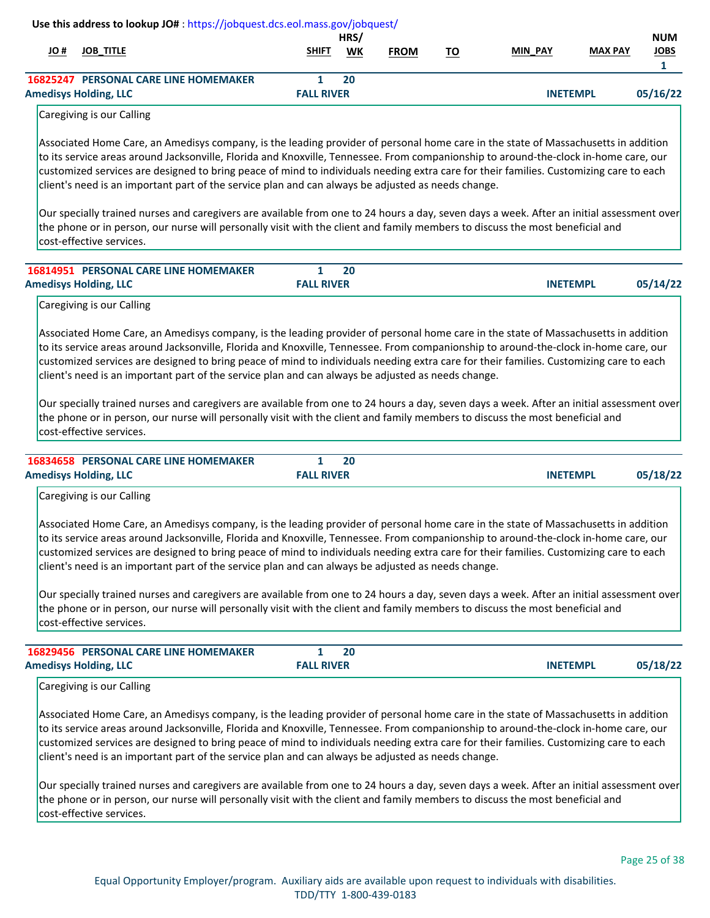Use this address to lookup JO# : https://jobquest.dcs.eol.mass.gov/jobquest/

| JO # | JOB_TITLE | SHIFT | HRS/ WK | FROM | TO | MIN_PAY | MAX PAY | NUM JOBS |
|---|---|---|---|---|---|---|---|---|
| 16825247 | PERSONAL CARE LINE HOMEMAKER | 1 | 20 | | | | | 1 |
| Amedisys Holding, LLC | | FALL RIVER | | | | INETEMPL | | 05/16/22 |

Caregiving is our Calling

Associated Home Care, an Amedisys company, is the leading provider of personal home care in the state of Massachusetts in addition to its service areas around Jacksonville, Florida and Knoxville, Tennessee. From companionship to around-the-clock in-home care, our customized services are designed to bring peace of mind to individuals needing extra care for their families. Customizing care to each client's need is an important part of the service plan and can always be adjusted as needs change.

Our specially trained nurses and caregivers are available from one to 24 hours a day, seven days a week. After an initial assessment over the phone or in person, our nurse will personally visit with the client and family members to discuss the most beneficial and cost-effective services.

| JO # | JOB_TITLE | SHIFT | HRS/ WK | FROM | TO | MIN_PAY | MAX PAY | NUM JOBS |
|---|---|---|---|---|---|---|---|---|
| 16814951 | PERSONAL CARE LINE HOMEMAKER | 1 | 20 | | | | | |
| Amedisys Holding, LLC | | FALL RIVER | | | | INETEMPL | | 05/14/22 |

Caregiving is our Calling

Associated Home Care, an Amedisys company, is the leading provider of personal home care in the state of Massachusetts in addition to its service areas around Jacksonville, Florida and Knoxville, Tennessee. From companionship to around-the-clock in-home care, our customized services are designed to bring peace of mind to individuals needing extra care for their families. Customizing care to each client's need is an important part of the service plan and can always be adjusted as needs change.

Our specially trained nurses and caregivers are available from one to 24 hours a day, seven days a week. After an initial assessment over the phone or in person, our nurse will personally visit with the client and family members to discuss the most beneficial and cost-effective services.

| JO # | JOB_TITLE | SHIFT | HRS/ WK | FROM | TO | MIN_PAY | MAX PAY | NUM JOBS |
|---|---|---|---|---|---|---|---|---|
| 16834658 | PERSONAL CARE LINE HOMEMAKER | 1 | 20 | | | | | |
| Amedisys Holding, LLC | | FALL RIVER | | | | INETEMPL | | 05/18/22 |

Caregiving is our Calling

Associated Home Care, an Amedisys company, is the leading provider of personal home care in the state of Massachusetts in addition to its service areas around Jacksonville, Florida and Knoxville, Tennessee. From companionship to around-the-clock in-home care, our customized services are designed to bring peace of mind to individuals needing extra care for their families. Customizing care to each client's need is an important part of the service plan and can always be adjusted as needs change.

Our specially trained nurses and caregivers are available from one to 24 hours a day, seven days a week. After an initial assessment over the phone or in person, our nurse will personally visit with the client and family members to discuss the most beneficial and cost-effective services.

| JO # | JOB_TITLE | SHIFT | HRS/ WK | FROM | TO | MIN_PAY | MAX PAY | NUM JOBS |
|---|---|---|---|---|---|---|---|---|
| 16829456 | PERSONAL CARE LINE HOMEMAKER | 1 | 20 | | | | | |
| Amedisys Holding, LLC | | FALL RIVER | | | | INETEMPL | | 05/18/22 |

Caregiving is our Calling

Associated Home Care, an Amedisys company, is the leading provider of personal home care in the state of Massachusetts in addition to its service areas around Jacksonville, Florida and Knoxville, Tennessee. From companionship to around-the-clock in-home care, our customized services are designed to bring peace of mind to individuals needing extra care for their families. Customizing care to each client's need is an important part of the service plan and can always be adjusted as needs change.

Our specially trained nurses and caregivers are available from one to 24 hours a day, seven days a week. After an initial assessment over the phone or in person, our nurse will personally visit with the client and family members to discuss the most beneficial and cost-effective services.

Equal Opportunity Employer/program. Auxiliary aids are available upon request to individuals with disabilities.
TDD/TTY 1-800-439-0183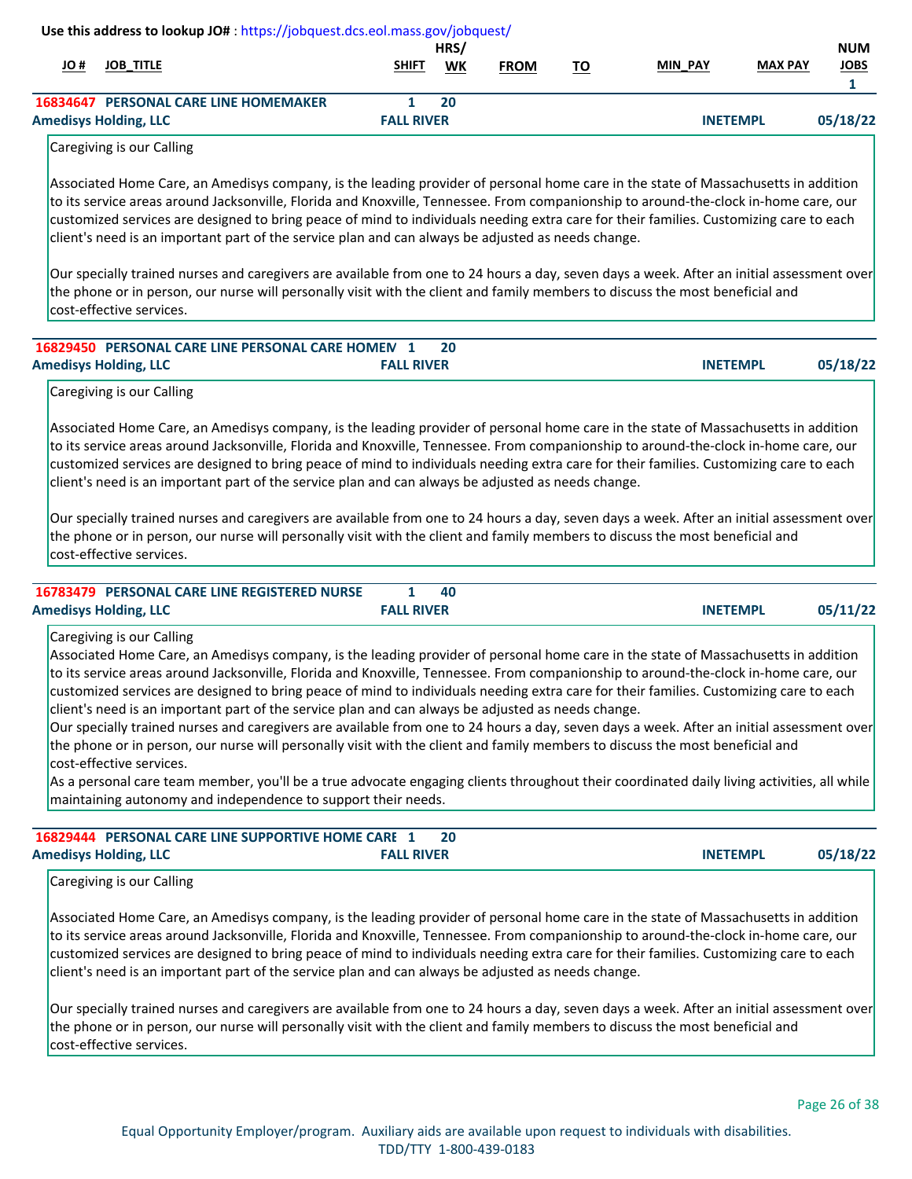Use this address to lookup JO# : https://jobquest.dcs.eol.mass.gov/jobquest/

| JO # | JOB_TITLE | SHIFT | HRS/WK | FROM | TO | MIN_PAY | MAX PAY | NUM JOBS |
|---|---|---|---|---|---|---|---|---|
| | | | | | | | | 1 |
| 16834647 | PERSONAL CARE LINE HOMEMAKER | 1 | 20 | | | | | |

**Amedisys Holding, LLC** — FALL RIVER — INETEMPL — 05/18/22

Caregiving is our Calling

Associated Home Care, an Amedisys company, is the leading provider of personal home care in the state of Massachusetts in addition to its service areas around Jacksonville, Florida and Knoxville, Tennessee. From companionship to around-the-clock in-home care, our customized services are designed to bring peace of mind to individuals needing extra care for their families. Customizing care to each client's need is an important part of the service plan and can always be adjusted as needs change.

Our specially trained nurses and caregivers are available from one to 24 hours a day, seven days a week. After an initial assessment over the phone or in person, our nurse will personally visit with the client and family members to discuss the most beneficial and cost-effective services.

| JO # | JOB_TITLE | SHIFT | HRS/WK |
|---|---|---|---|
| 16829450 | PERSONAL CARE LINE PERSONAL CARE HOMEM | 1 | 20 |

**Amedisys Holding, LLC** — FALL RIVER — INETEMPL — 05/18/22

Caregiving is our Calling

Associated Home Care, an Amedisys company, is the leading provider of personal home care in the state of Massachusetts in addition to its service areas around Jacksonville, Florida and Knoxville, Tennessee. From companionship to around-the-clock in-home care, our customized services are designed to bring peace of mind to individuals needing extra care for their families. Customizing care to each client's need is an important part of the service plan and can always be adjusted as needs change.

Our specially trained nurses and caregivers are available from one to 24 hours a day, seven days a week. After an initial assessment over the phone or in person, our nurse will personally visit with the client and family members to discuss the most beneficial and cost-effective services.

| JO # | JOB_TITLE | SHIFT | HRS/WK |
|---|---|---|---|
| 16783479 | PERSONAL CARE LINE REGISTERED NURSE | 1 | 40 |

**Amedisys Holding, LLC** — FALL RIVER — INETEMPL — 05/11/22

Caregiving is our Calling
Associated Home Care, an Amedisys company, is the leading provider of personal home care in the state of Massachusetts in addition to its service areas around Jacksonville, Florida and Knoxville, Tennessee. From companionship to around-the-clock in-home care, our customized services are designed to bring peace of mind to individuals needing extra care for their families. Customizing care to each client's need is an important part of the service plan and can always be adjusted as needs change.
Our specially trained nurses and caregivers are available from one to 24 hours a day, seven days a week. After an initial assessment over the phone or in person, our nurse will personally visit with the client and family members to discuss the most beneficial and cost-effective services.
As a personal care team member, you'll be a true advocate engaging clients throughout their coordinated daily living activities, all while maintaining autonomy and independence to support their needs.

| JO # | JOB_TITLE | SHIFT | HRS/WK |
|---|---|---|---|
| 16829444 | PERSONAL CARE LINE SUPPORTIVE HOME CARE | 1 | 20 |

**Amedisys Holding, LLC** — FALL RIVER — INETEMPL — 05/18/22

Caregiving is our Calling

Associated Home Care, an Amedisys company, is the leading provider of personal home care in the state of Massachusetts in addition to its service areas around Jacksonville, Florida and Knoxville, Tennessee. From companionship to around-the-clock in-home care, our customized services are designed to bring peace of mind to individuals needing extra care for their families. Customizing care to each client's need is an important part of the service plan and can always be adjusted as needs change.

Our specially trained nurses and caregivers are available from one to 24 hours a day, seven days a week. After an initial assessment over the phone or in person, our nurse will personally visit with the client and family members to discuss the most beneficial and cost-effective services.

Equal Opportunity Employer/program. Auxiliary aids are available upon request to individuals with disabilities.
TDD/TTY 1-800-439-0183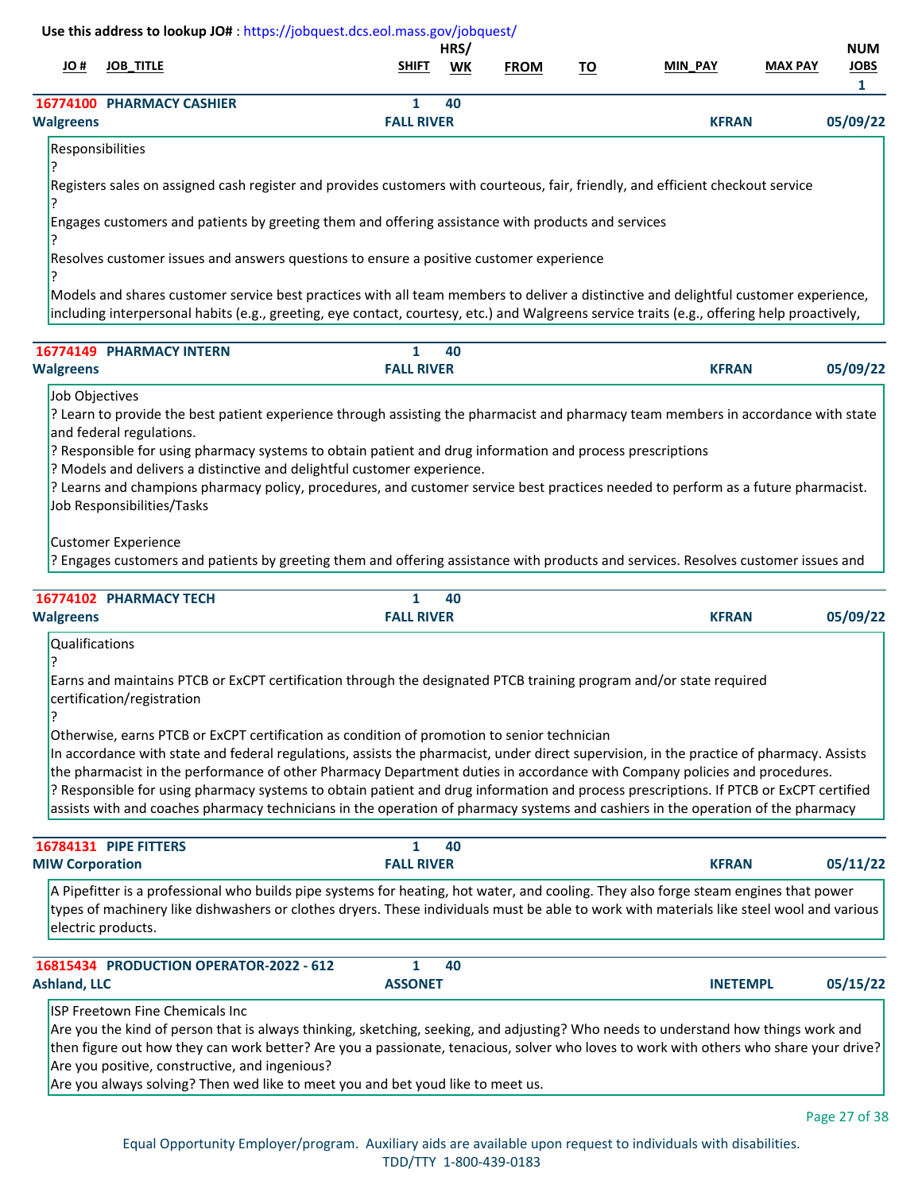Use this address to lookup JO# : https://jobquest.dcs.eol.mass.gov/jobquest/

| JO # | JOB_TITLE | SHIFT | HRS/ WK | FROM | TO | MIN_PAY | MAX PAY | NUM JOBS |
|---|---|---|---|---|---|---|---|---|
| | | | | | | | | 1 |
| 16774100 | PHARMACY CASHIER | 1 | 40 | | | | | |
| Walgreens | | FALL RIVER | | | | KFRAN | | 05/09/22 |

Responsibilities
?
Registers sales on assigned cash register and provides customers with courteous, fair, friendly, and efficient checkout service
?
Engages customers and patients by greeting them and offering assistance with products and services
?
Resolves customer issues and answers questions to ensure a positive customer experience
?
Models and shares customer service best practices with all team members to deliver a distinctive and delightful customer experience, including interpersonal habits (e.g., greeting, eye contact, courtesy, etc.) and Walgreens service traits (e.g., offering help proactively,

| JO # | JOB_TITLE | SHIFT | HRS/ WK | FROM | TO | MIN_PAY | MAX PAY | NUM JOBS |
|---|---|---|---|---|---|---|---|---|
| 16774149 | PHARMACY INTERN | 1 | 40 | | | | | |
| Walgreens | | FALL RIVER | | | | KFRAN | | 05/09/22 |

Job Objectives
? Learn to provide the best patient experience through assisting the pharmacist and pharmacy team members in accordance with state and federal regulations.
? Responsible for using pharmacy systems to obtain patient and drug information and process prescriptions
? Models and delivers a distinctive and delightful customer experience.
? Learns and champions pharmacy policy, procedures, and customer service best practices needed to perform as a future pharmacist.
Job Responsibilities/Tasks

Customer Experience
? Engages customers and patients by greeting them and offering assistance with products and services. Resolves customer issues and

| JO # | JOB_TITLE | SHIFT | HRS/ WK | FROM | TO | MIN_PAY | MAX PAY | NUM JOBS |
|---|---|---|---|---|---|---|---|---|
| 16774102 | PHARMACY TECH | 1 | 40 | | | | | |
| Walgreens | | FALL RIVER | | | | KFRAN | | 05/09/22 |

Qualifications
?
Earns and maintains PTCB or ExCPT certification through the designated PTCB training program and/or state required certification/registration
?
Otherwise, earns PTCB or ExCPT certification as condition of promotion to senior technician
In accordance with state and federal regulations, assists the pharmacist, under direct supervision, in the practice of pharmacy. Assists the pharmacist in the performance of other Pharmacy Department duties in accordance with Company policies and procedures.
? Responsible for using pharmacy systems to obtain patient and drug information and process prescriptions. If PTCB or ExCPT certified assists with and coaches pharmacy technicians in the operation of pharmacy systems and cashiers in the operation of the pharmacy

| JO # | JOB_TITLE | SHIFT | HRS/ WK | FROM | TO | MIN_PAY | MAX PAY | NUM JOBS |
|---|---|---|---|---|---|---|---|---|
| 16784131 | PIPE FITTERS | 1 | 40 | | | | | |
| MIW Corporation | | FALL RIVER | | | | KFRAN | | 05/11/22 |

A Pipefitter is a professional who builds pipe systems for heating, hot water, and cooling. They also forge steam engines that power types of machinery like dishwashers or clothes dryers. These individuals must be able to work with materials like steel wool and various electric products.

| JO # | JOB_TITLE | SHIFT | HRS/ WK | FROM | TO | MIN_PAY | MAX PAY | NUM JOBS |
|---|---|---|---|---|---|---|---|---|
| 16815434 | PRODUCTION OPERATOR-2022 - 612 | 1 | 40 | | | | | |
| Ashland, LLC | | ASSONET | | | | INETEMPL | | 05/15/22 |

ISP Freetown Fine Chemicals Inc
Are you the kind of person that is always thinking, sketching, seeking, and adjusting? Who needs to understand how things work and then figure out how they can work better? Are you a passionate, tenacious, solver who loves to work with others who share your drive? Are you positive, constructive, and ingenious?
Are you always solving? Then wed like to meet you and bet youd like to meet us.

Equal Opportunity Employer/program. Auxiliary aids are available upon request to individuals with disabilities.
TDD/TTY 1-800-439-0183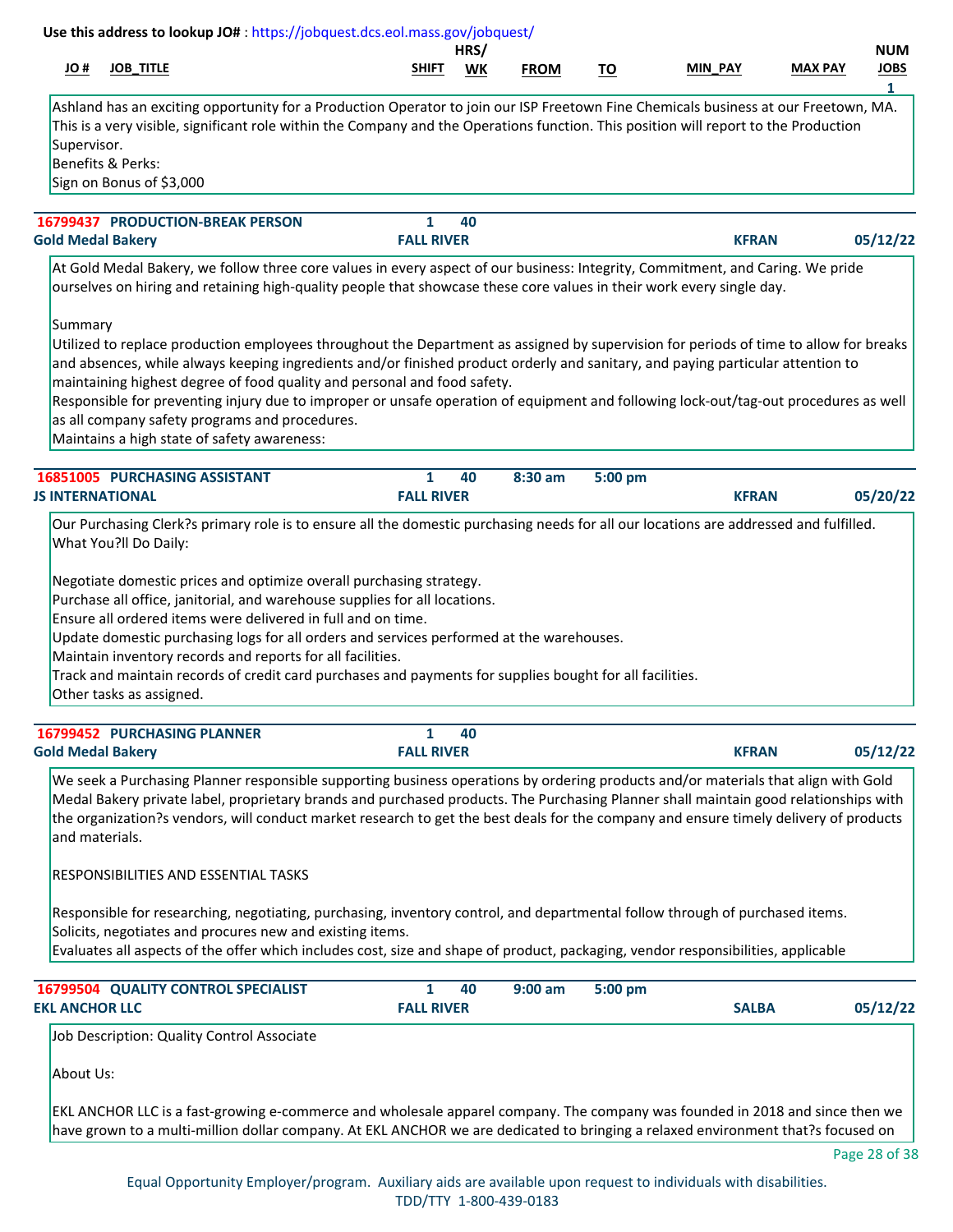**Use this address to lookup JO#** : https://jobquest.dcs.eol.mass.gov/jobquest/

| JO # | JOB_TITLE | SHIFT | HRS/ WK | FROM | TO | MIN_PAY | MAX PAY | NUM JOBS |
|---|---|---|---|---|---|---|---|---|
| | | | | | | | | 1 |

Ashland has an exciting opportunity for a Production Operator to join our ISP Freetown Fine Chemicals business at our Freetown, MA. This is a very visible, significant role within the Company and the Operations function. This position will report to the Production Supervisor.
Benefits & Perks:
Sign on Bonus of $3,000

---

**16799437 PRODUCTION-BREAK PERSON** | 1 | 40
**Gold Medal Bakery** | **FALL RIVER** | **KFRAN** | **05/12/22**

At Gold Medal Bakery, we follow three core values in every aspect of our business: Integrity, Commitment, and Caring. We pride ourselves on hiring and retaining high-quality people that showcase these core values in their work every single day.

Summary
Utilized to replace production employees throughout the Department as assigned by supervision for periods of time to allow for breaks and absences, while always keeping ingredients and/or finished product orderly and sanitary, and paying particular attention to maintaining highest degree of food quality and personal and food safety.
Responsible for preventing injury due to improper or unsafe operation of equipment and following lock-out/tag-out procedures as well as all company safety programs and procedures.
Maintains a high state of safety awareness:

---

**16851005 PURCHASING ASSISTANT** | 1 | 40 | 8:30 am | 5:00 pm
**JS INTERNATIONAL** | **FALL RIVER** | **KFRAN** | **05/20/22**

Our Purchasing Clerk?s primary role is to ensure all the domestic purchasing needs for all our locations are addressed and fulfilled.
What You?ll Do Daily:

Negotiate domestic prices and optimize overall purchasing strategy.
Purchase all office, janitorial, and warehouse supplies for all locations.
Ensure all ordered items were delivered in full and on time.
Update domestic purchasing logs for all orders and services performed at the warehouses.
Maintain inventory records and reports for all facilities.
Track and maintain records of credit card purchases and payments for supplies bought for all facilities.
Other tasks as assigned.

---

**16799452 PURCHASING PLANNER** | 1 | 40
**Gold Medal Bakery** | **FALL RIVER** | **KFRAN** | **05/12/22**

We seek a Purchasing Planner responsible supporting business operations by ordering products and/or materials that align with Gold Medal Bakery private label, proprietary brands and purchased products. The Purchasing Planner shall maintain good relationships with the organization?s vendors, will conduct market research to get the best deals for the company and ensure timely delivery of products and materials.

RESPONSIBILITIES AND ESSENTIAL TASKS

Responsible for researching, negotiating, purchasing, inventory control, and departmental follow through of purchased items.
Solicits, negotiates and procures new and existing items.
Evaluates all aspects of the offer which includes cost, size and shape of product, packaging, vendor responsibilities, applicable

---

**16799504 QUALITY CONTROL SPECIALIST** | 1 | 40 | 9:00 am | 5:00 pm
**EKL ANCHOR LLC** | **FALL RIVER** | **SALBA** | **05/12/22**

Job Description: Quality Control Associate

About Us:

EKL ANCHOR LLC is a fast-growing e-commerce and wholesale apparel company. The company was founded in 2018 and since then we have grown to a multi-million dollar company. At EKL ANCHOR we are dedicated to bringing a relaxed environment that?s focused on

Equal Opportunity Employer/program. Auxiliary aids are available upon request to individuals with disabilities.
TDD/TTY 1-800-439-0183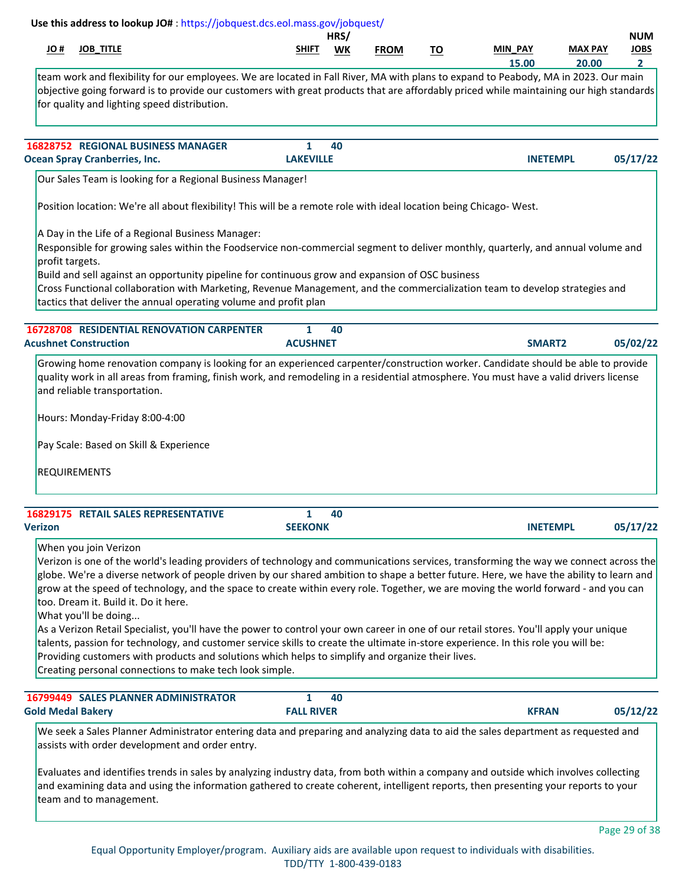Use this address to lookup JO# : https://jobquest.dcs.eol.mass.gov/jobquest/

| JO # | JOB_TITLE | SHIFT | HRS/WK | FROM | TO | MIN_PAY | MAX PAY | NUM JOBS |
|---|---|---|---|---|---|---|---|---|
| | | | | | | 15.00 | 20.00 | 2 |

team work and flexibility for our employees. We are located in Fall River, MA with plans to expand to Peabody, MA in 2023. Our main objective going forward is to provide our customers with great products that are affordably priced while maintaining our high standards for quality and lighting speed distribution.

---

**16828752 REGIONAL BUSINESS MANAGER** | 1 | 40
**Ocean Spray Cranberries, Inc.** | **LAKEVILLE** | **INETEMPL** | **05/17/22**

Our Sales Team is looking for a Regional Business Manager!

Position location: We're all about flexibility! This will be a remote role with ideal location being Chicago- West.

A Day in the Life of a Regional Business Manager:
Responsible for growing sales within the Foodservice non-commercial segment to deliver monthly, quarterly, and annual volume and profit targets.
Build and sell against an opportunity pipeline for continuous grow and expansion of OSC business
Cross Functional collaboration with Marketing, Revenue Management, and the commercialization team to develop strategies and tactics that deliver the annual operating volume and profit plan

---

**16728708 RESIDENTIAL RENOVATION CARPENTER** | 1 | 40
**Acushnet Construction** | **ACUSHNET** | **SMART2** | **05/02/22**

Growing home renovation company is looking for an experienced carpenter/construction worker. Candidate should be able to provide quality work in all areas from framing, finish work, and remodeling in a residential atmosphere. You must have a valid drivers license and reliable transportation.

Hours: Monday-Friday 8:00-4:00

Pay Scale: Based on Skill & Experience

REQUIREMENTS

---

**16829175 RETAIL SALES REPRESENTATIVE** | 1 | 40
**Verizon** | **SEEKONK** | **INETEMPL** | **05/17/22**

When you join Verizon
Verizon is one of the world's leading providers of technology and communications services, transforming the way we connect across the globe. We're a diverse network of people driven by our shared ambition to shape a better future. Here, we have the ability to learn and grow at the speed of technology, and the space to create within every role. Together, we are moving the world forward - and you can too. Dream it. Build it. Do it here.
What you'll be doing...
As a Verizon Retail Specialist, you'll have the power to control your own career in one of our retail stores. You'll apply your unique talents, passion for technology, and customer service skills to create the ultimate in-store experience. In this role you will be:
Providing customers with products and solutions which helps to simplify and organize their lives.
Creating personal connections to make tech look simple.

---

**16799449 SALES PLANNER ADMINISTRATOR** | 1 | 40
**Gold Medal Bakery** | **FALL RIVER** | **KFRAN** | **05/12/22**

We seek a Sales Planner Administrator entering data and preparing and analyzing data to aid the sales department as requested and assists with order development and order entry.

Evaluates and identifies trends in sales by analyzing industry data, from both within a company and outside which involves collecting and examining data and using the information gathered to create coherent, intelligent reports, then presenting your reports to your team and to management.

Equal Opportunity Employer/program. Auxiliary aids are available upon request to individuals with disabilities.
TDD/TTY 1-800-439-0183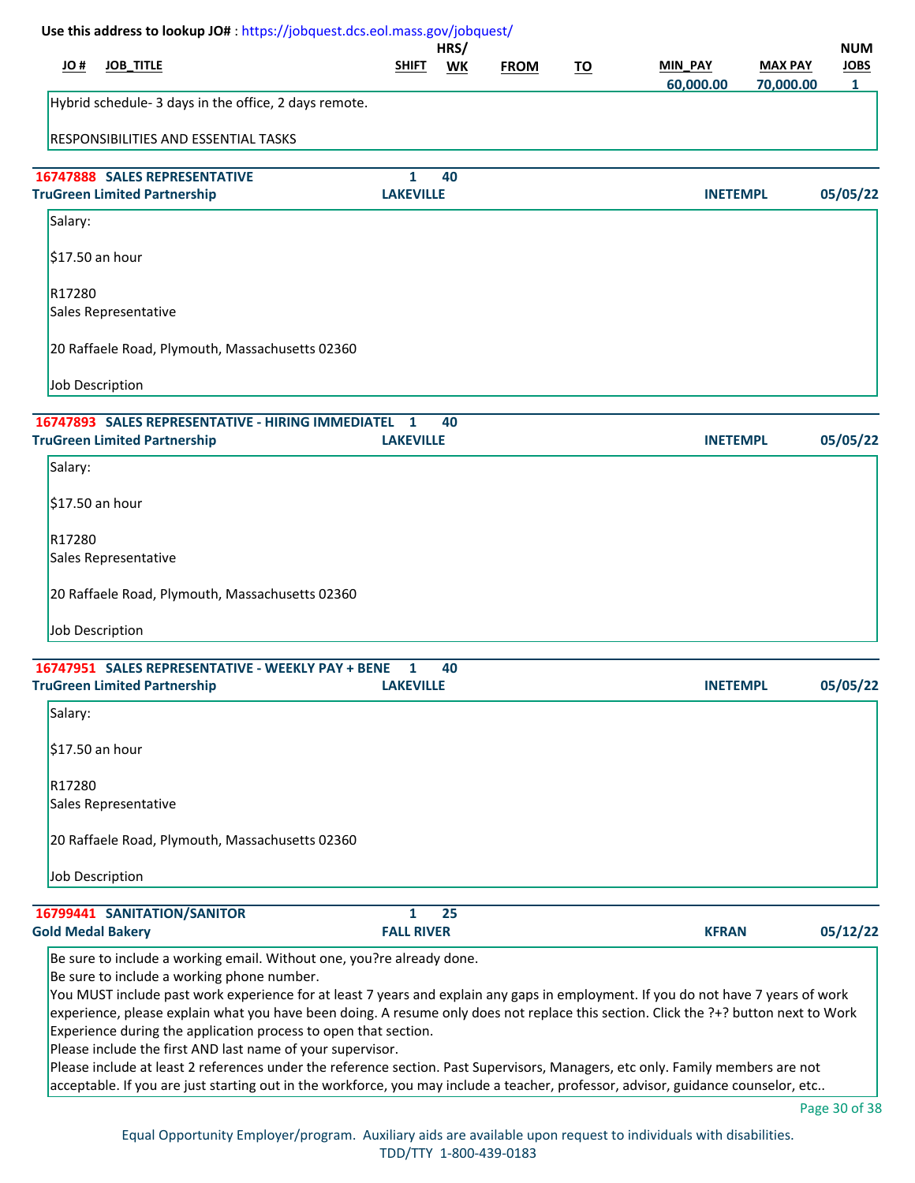Use this address to lookup JO# : https://jobquest.dcs.eol.mass.gov/jobquest/

| JO # | JOB_TITLE | SHIFT | HRS/WK | FROM | TO | MIN_PAY | MAX PAY | NUM JOBS |
|---|---|---|---|---|---|---|---|---|
| | | | | | | 60,000.00 | 70,000.00 | 1 |

Hybrid schedule- 3 days in the office, 2 days remote.

RESPONSIBILITIES AND ESSENTIAL TASKS

---

**16747888 SALES REPRESENTATIVE** | 1 | 40

**TruGreen Limited Partnership** | **LAKEVILLE** | **INETEMPL** | **05/05/22**

Salary:

$17.50 an hour

R17280
Sales Representative

20 Raffaele Road, Plymouth, Massachusetts 02360

Job Description

---

**16747893 SALES REPRESENTATIVE - HIRING IMMEDIATEL** | 1 | 40

**TruGreen Limited Partnership** | **LAKEVILLE** | **INETEMPL** | **05/05/22**

Salary:

$17.50 an hour

R17280
Sales Representative

20 Raffaele Road, Plymouth, Massachusetts 02360

Job Description

---

**16747951 SALES REPRESENTATIVE - WEEKLY PAY + BENE** | 1 | 40

**TruGreen Limited Partnership** | **LAKEVILLE** | **INETEMPL** | **05/05/22**

Salary:

$17.50 an hour

R17280
Sales Representative

20 Raffaele Road, Plymouth, Massachusetts 02360

Job Description

---

**16799441 SANITATION/SANITOR** | 1 | 25

**Gold Medal Bakery** | **FALL RIVER** | **KFRAN** | **05/12/22**

Be sure to include a working email. Without one, you?re already done.
Be sure to include a working phone number.
You MUST include past work experience for at least 7 years and explain any gaps in employment. If you do not have 7 years of work experience, please explain what you have been doing. A resume only does not replace this section. Click the ?+? button next to Work Experience during the application process to open that section.
Please include the first AND last name of your supervisor.
Please include at least 2 references under the reference section. Past Supervisors, Managers, etc only. Family members are not acceptable. If you are just starting out in the workforce, you may include a teacher, professor, advisor, guidance counselor, etc..

Equal Opportunity Employer/program. Auxiliary aids are available upon request to individuals with disabilities.
TDD/TTY 1-800-439-0183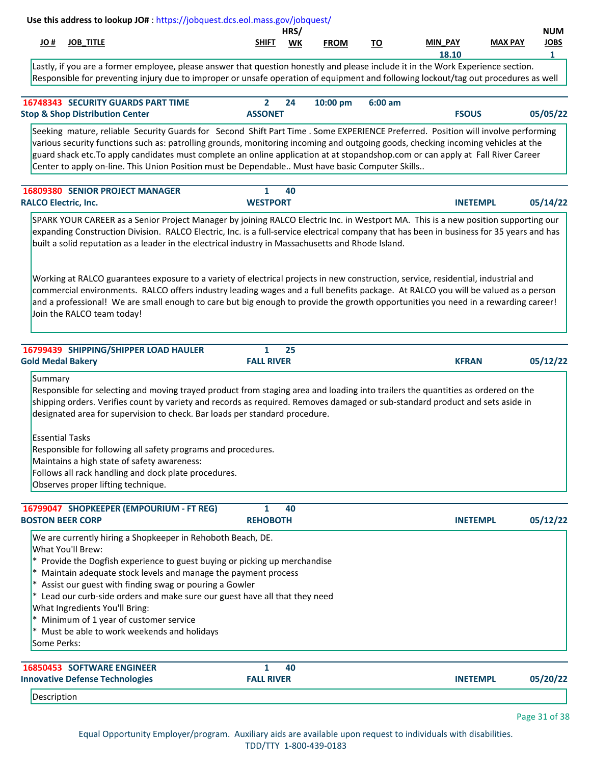Use this address to lookup JO# : https://jobquest.dcs.eol.mass.gov/jobquest/

| JO # | JOB_TITLE | SHIFT | HRS/ WK | FROM | TO | MIN_PAY | MAX PAY | NUM JOBS |
|---|---|---|---|---|---|---|---|---|
| | | | | | | 18.10 | | 1 |

Lastly, if you are a former employee, please answer that question honestly and please include it in the Work Experience section. Responsible for preventing injury due to improper or unsafe operation of equipment and following lockout/tag out procedures as well

---

**16748343 SECURITY GUARDS PART TIME** | 2 | 24 | 10:00 pm | 6:00 am
**Stop & Shop Distribution Center** | **ASSONET** | **FSOUS** | **05/05/22**

Seeking mature, reliable Security Guards for Second Shift Part Time . Some EXPERIENCE Preferred. Position will involve performing various security functions such as: patrolling grounds, monitoring incoming and outgoing goods, checking incoming vehicles at the guard shack etc.To apply candidates must complete an online application at at stopandshop.com or can apply at Fall River Career Center to apply on-line. This Union Position must be Dependable.. Must have basic Computer Skills..

---

**16809380 SENIOR PROJECT MANAGER** | 1 | 40
**RALCO Electric, Inc.** | **WESTPORT** | **INETEMPL** | **05/14/22**

SPARK YOUR CAREER as a Senior Project Manager by joining RALCO Electric Inc. in Westport MA. This is a new position supporting our expanding Construction Division. RALCO Electric, Inc. is a full-service electrical company that has been in business for 35 years and has built a solid reputation as a leader in the electrical industry in Massachusetts and Rhode Island.

Working at RALCO guarantees exposure to a variety of electrical projects in new construction, service, residential, industrial and commercial environments. RALCO offers industry leading wages and a full benefits package. At RALCO you will be valued as a person and a professional! We are small enough to care but big enough to provide the growth opportunities you need in a rewarding career! Join the RALCO team today!

---

**16799439 SHIPPING/SHIPPER LOAD HAULER** | 1 | 25
**Gold Medal Bakery** | **FALL RIVER** | **KFRAN** | **05/12/22**

Summary
Responsible for selecting and moving trayed product from staging area and loading into trailers the quantities as ordered on the shipping orders. Verifies count by variety and records as required. Removes damaged or sub-standard product and sets aside in designated area for supervision to check. Bar loads per standard procedure.

Essential Tasks
Responsible for following all safety programs and procedures.
Maintains a high state of safety awareness:
Follows all rack handling and dock plate procedures.
Observes proper lifting technique.

---

**16799047 SHOPKEEPER (EMPOURIUM - FT REG)** | 1 | 40
**BOSTON BEER CORP** | **REHOBOTH** | **INETEMPL** | **05/12/22**

We are currently hiring a Shopkeeper in Rehoboth Beach, DE.
What You'll Brew:
* Provide the Dogfish experience to guest buying or picking up merchandise
* Maintain adequate stock levels and manage the payment process
* Assist our guest with finding swag or pouring a Gowler
* Lead our curb-side orders and make sure our guest have all that they need
What Ingredients You'll Bring:
* Minimum of 1 year of customer service
* Must be able to work weekends and holidays
Some Perks:

---

**16850453 SOFTWARE ENGINEER** | 1 | 40
**Innovative Defense Technologies** | **FALL RIVER** | **INETEMPL** | **05/20/22**

Description

Equal Opportunity Employer/program. Auxiliary aids are available upon request to individuals with disabilities.
TDD/TTY 1-800-439-0183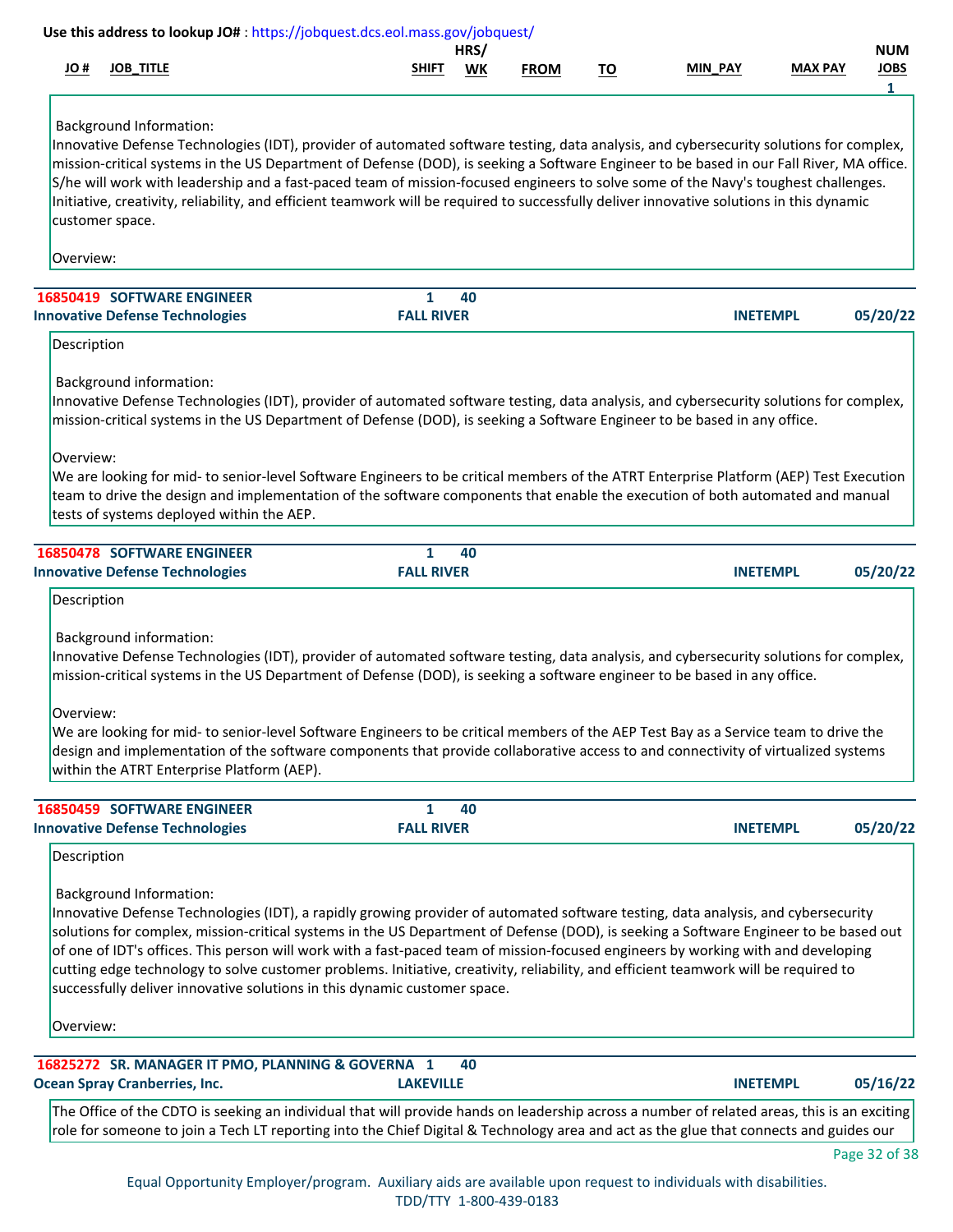Use this address to lookup JO# : https://jobquest.dcs.eol.mass.gov/jobquest/

| JO # | JOB_TITLE | SHIFT | HRS/ WK | FROM | TO | MIN_PAY | MAX PAY | NUM JOBS |
|---|---|---|---|---|---|---|---|---|
| | | | | | | | | 1 |

Background Information:
Innovative Defense Technologies (IDT), provider of automated software testing, data analysis, and cybersecurity solutions for complex, mission-critical systems in the US Department of Defense (DOD), is seeking a Software Engineer to be based in our Fall River, MA office. S/he will work with leadership and a fast-paced team of mission-focused engineers to solve some of the Navy's toughest challenges. Initiative, creativity, reliability, and efficient teamwork will be required to successfully deliver innovative solutions in this dynamic customer space.

Overview:

---

**16850419** **SOFTWARE ENGINEER** 1 40
**Innovative Defense Technologies** **FALL RIVER** **INETEMPL** **05/20/22**

Description

Background information:
Innovative Defense Technologies (IDT), provider of automated software testing, data analysis, and cybersecurity solutions for complex, mission-critical systems in the US Department of Defense (DOD), is seeking a Software Engineer to be based in any office.

Overview:
We are looking for mid- to senior-level Software Engineers to be critical members of the ATRT Enterprise Platform (AEP) Test Execution team to drive the design and implementation of the software components that enable the execution of both automated and manual tests of systems deployed within the AEP.

---

**16850478** **SOFTWARE ENGINEER** 1 40
**Innovative Defense Technologies** **FALL RIVER** **INETEMPL** **05/20/22**

Description

Background information:
Innovative Defense Technologies (IDT), provider of automated software testing, data analysis, and cybersecurity solutions for complex, mission-critical systems in the US Department of Defense (DOD), is seeking a software engineer to be based in any office.

Overview:
We are looking for mid- to senior-level Software Engineers to be critical members of the AEP Test Bay as a Service team to drive the design and implementation of the software components that provide collaborative access to and connectivity of virtualized systems within the ATRT Enterprise Platform (AEP).

---

**16850459** **SOFTWARE ENGINEER** 1 40
**Innovative Defense Technologies** **FALL RIVER** **INETEMPL** **05/20/22**

Description

Background Information:
Innovative Defense Technologies (IDT), a rapidly growing provider of automated software testing, data analysis, and cybersecurity solutions for complex, mission-critical systems in the US Department of Defense (DOD), is seeking a Software Engineer to be based out of one of IDT's offices. This person will work with a fast-paced team of mission-focused engineers by working with and developing cutting edge technology to solve customer problems. Initiative, creativity, reliability, and efficient teamwork will be required to successfully deliver innovative solutions in this dynamic customer space.

Overview:

---

**16825272** **SR. MANAGER IT PMO, PLANNING & GOVERNA** 1 40
**Ocean Spray Cranberries, Inc.** **LAKEVILLE** **INETEMPL** **05/16/22**

The Office of the CDTO is seeking an individual that will provide hands on leadership across a number of related areas, this is an exciting role for someone to join a Tech LT reporting into the Chief Digital & Technology area and act as the glue that connects and guides our

Equal Opportunity Employer/program. Auxiliary aids are available upon request to individuals with disabilities.
TDD/TTY 1-800-439-0183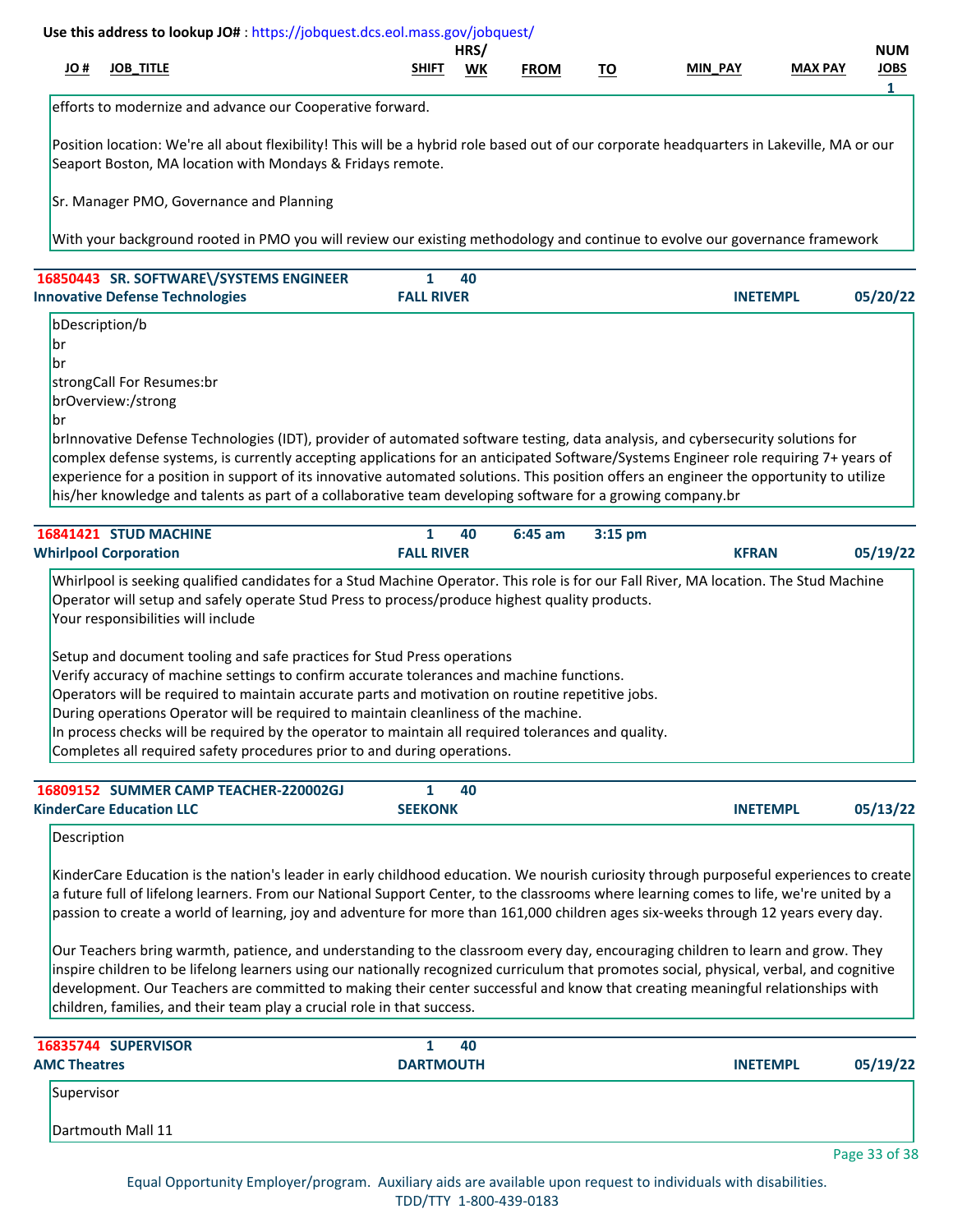Use this address to lookup JO# : https://jobquest.dcs.eol.mass.gov/jobquest/

| JO # | JOB_TITLE | SHIFT | HRS/WK | FROM | TO | MIN_PAY | MAX PAY | NUM JOBS |
|---|---|---|---|---|---|---|---|---|
| | | | | | | | | 1 |

efforts to modernize and advance our Cooperative forward.

Position location: We're all about flexibility! This will be a hybrid role based out of our corporate headquarters in Lakeville, MA or our Seaport Boston, MA location with Mondays & Fridays remote.

Sr. Manager PMO, Governance and Planning

With your background rooted in PMO you will review our existing methodology and continue to evolve our governance framework

---

**16850443 SR. SOFTWARE\/SYSTEMS ENGINEER** | 1 | 40
**Innovative Defense Technologies** | **FALL RIVER** | **INETEMPL** | **05/20/22**

bDescription/b
br
br
strongCall For Resumes:br
brOverview:/strong
br
brInnovative Defense Technologies (IDT), provider of automated software testing, data analysis, and cybersecurity solutions for complex defense systems, is currently accepting applications for an anticipated Software/Systems Engineer role requiring 7+ years of experience for a position in support of its innovative automated solutions. This position offers an engineer the opportunity to utilize his/her knowledge and talents as part of a collaborative team developing software for a growing company.br

---

**16841421 STUD MACHINE** | 1 | 40 | 6:45 am | 3:15 pm
**Whirlpool Corporation** | **FALL RIVER** | **KFRAN** | **05/19/22**

Whirlpool is seeking qualified candidates for a Stud Machine Operator. This role is for our Fall River, MA location. The Stud Machine Operator will setup and safely operate Stud Press to process/produce highest quality products.
Your responsibilities will include

Setup and document tooling and safe practices for Stud Press operations
Verify accuracy of machine settings to confirm accurate tolerances and machine functions.
Operators will be required to maintain accurate parts and motivation on routine repetitive jobs.
During operations Operator will be required to maintain cleanliness of the machine.
In process checks will be required by the operator to maintain all required tolerances and quality.
Completes all required safety procedures prior to and during operations.

---

**16809152 SUMMER CAMP TEACHER-220002GJ** | 1 | 40
**KinderCare Education LLC** | **SEEKONK** | **INETEMPL** | **05/13/22**

Description

KinderCare Education is the nation's leader in early childhood education. We nourish curiosity through purposeful experiences to create a future full of lifelong learners. From our National Support Center, to the classrooms where learning comes to life, we're united by a passion to create a world of learning, joy and adventure for more than 161,000 children ages six-weeks through 12 years every day.

Our Teachers bring warmth, patience, and understanding to the classroom every day, encouraging children to learn and grow. They inspire children to be lifelong learners using our nationally recognized curriculum that promotes social, physical, verbal, and cognitive development. Our Teachers are committed to making their center successful and know that creating meaningful relationships with children, families, and their team play a crucial role in that success.

---

**16835744 SUPERVISOR** | 1 | 40
**AMC Theatres** | **DARTMOUTH** | **INETEMPL** | **05/19/22**

Supervisor

Dartmouth Mall 11

Equal Opportunity Employer/program. Auxiliary aids are available upon request to individuals with disabilities.
TDD/TTY 1-800-439-0183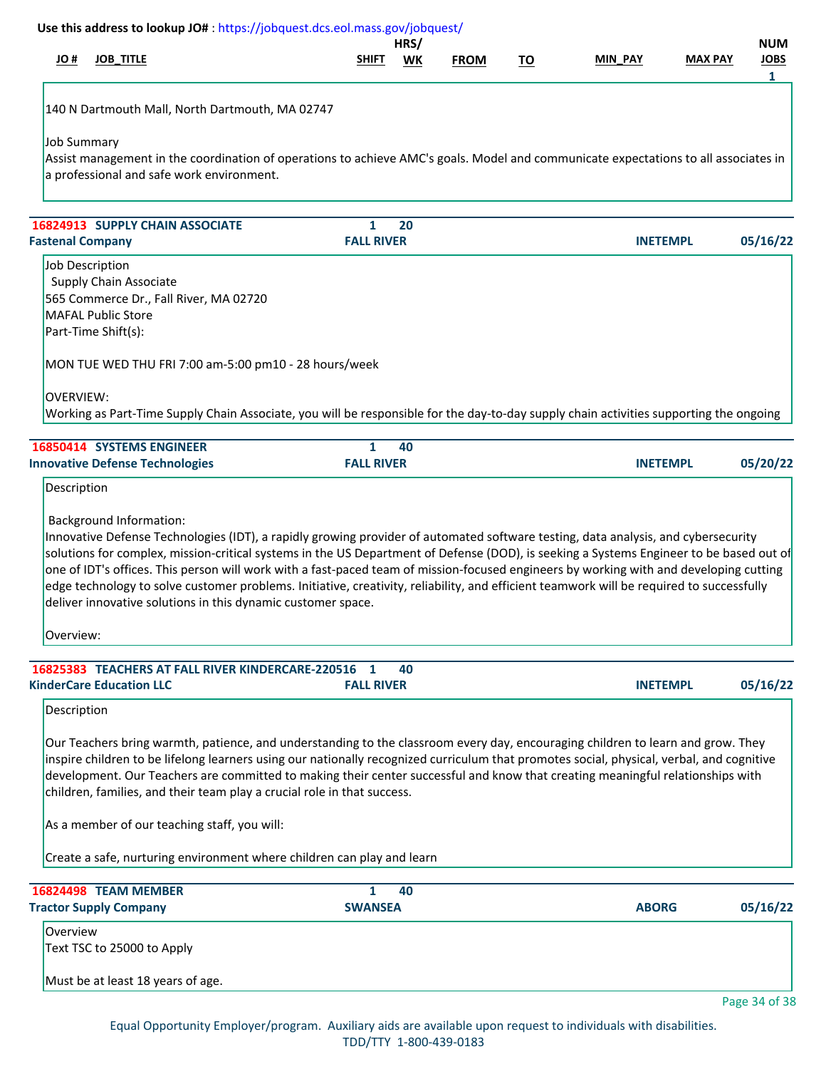Use this address to lookup JO# : https://jobquest.dcs.eol.mass.gov/jobquest/

| JO # | JOB_TITLE | SHIFT | HRS/ WK | FROM | TO | MIN_PAY | MAX PAY | NUM JOBS |
|---|---|---|---|---|---|---|---|---|
| | | | | | | | | 1 |

140 N Dartmouth Mall, North Dartmouth, MA 02747

Job Summary
Assist management in the coordination of operations to achieve AMC's goals. Model and communicate expectations to all associates in a professional and safe work environment.

---

**16824913 SUPPLY CHAIN ASSOCIATE** | 1 | 20
**Fastenal Company** | **FALL RIVER** | **INETEMPL** | **05/16/22**

Job Description
Supply Chain Associate
565 Commerce Dr., Fall River, MA 02720
MAFAL Public Store
Part-Time Shift(s):

MON TUE WED THU FRI 7:00 am-5:00 pm10 - 28 hours/week

OVERVIEW:
Working as Part-Time Supply Chain Associate, you will be responsible for the day-to-day supply chain activities supporting the ongoing

---

**16850414 SYSTEMS ENGINEER** | 1 | 40
**Innovative Defense Technologies** | **FALL RIVER** | **INETEMPL** | **05/20/22**

Description

Background Information:
Innovative Defense Technologies (IDT), a rapidly growing provider of automated software testing, data analysis, and cybersecurity solutions for complex, mission-critical systems in the US Department of Defense (DOD), is seeking a Systems Engineer to be based out of one of IDT's offices. This person will work with a fast-paced team of mission-focused engineers by working with and developing cutting edge technology to solve customer problems. Initiative, creativity, reliability, and efficient teamwork will be required to successfully deliver innovative solutions in this dynamic customer space.

Overview:

---

**16825383 TEACHERS AT FALL RIVER KINDERCARE-220516** | 1 | 40
**KinderCare Education LLC** | **FALL RIVER** | **INETEMPL** | **05/16/22**

Description

Our Teachers bring warmth, patience, and understanding to the classroom every day, encouraging children to learn and grow. They inspire children to be lifelong learners using our nationally recognized curriculum that promotes social, physical, verbal, and cognitive development. Our Teachers are committed to making their center successful and know that creating meaningful relationships with children, families, and their team play a crucial role in that success.

As a member of our teaching staff, you will:

Create a safe, nurturing environment where children can play and learn

---

**16824498 TEAM MEMBER** | 1 | 40
**Tractor Supply Company** | **SWANSEA** | **ABORG** | **05/16/22**

Overview
Text TSC to 25000 to Apply

Must be at least 18 years of age.

Equal Opportunity Employer/program. Auxiliary aids are available upon request to individuals with disabilities.
TDD/TTY 1-800-439-0183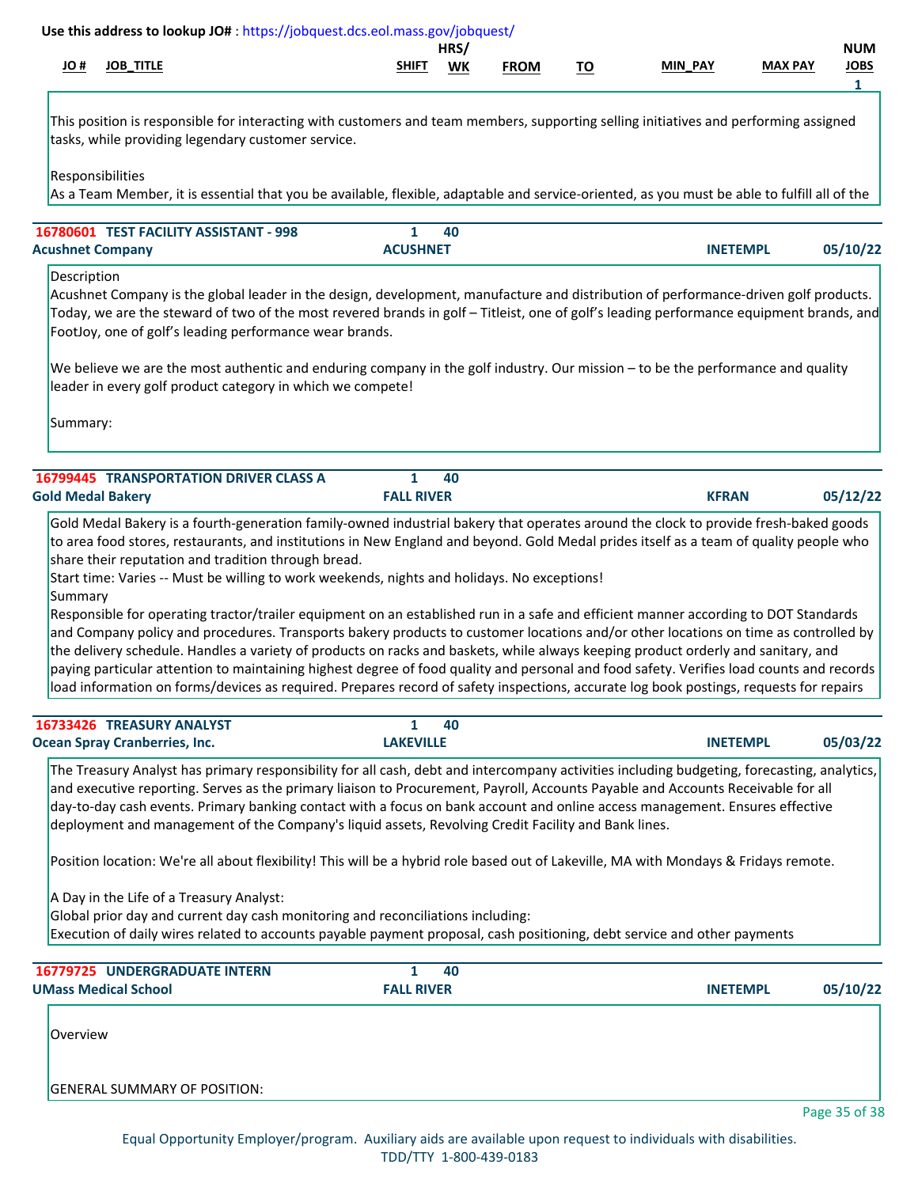Use this address to lookup JO# : https://jobquest.dcs.eol.mass.gov/jobquest/

| JO # | JOB_TITLE | SHIFT | HRS/WK | FROM | TO | MIN_PAY | MAX PAY | NUM JOBS |
|---|---|---|---|---|---|---|---|---|
| | | | | | | | | 1 |

This position is responsible for interacting with customers and team members, supporting selling initiatives and performing assigned tasks, while providing legendary customer service.

Responsibilities
As a Team Member, it is essential that you be available, flexible, adaptable and service-oriented, as you must be able to fulfill all of the

---

**16780601 TEST FACILITY ASSISTANT - 998** | 1 | 40
**Acushnet Company** | **ACUSHNET** | **INETEMPL** | **05/10/22**

Description
Acushnet Company is the global leader in the design, development, manufacture and distribution of performance-driven golf products. Today, we are the steward of two of the most revered brands in golf – Titleist, one of golf's leading performance equipment brands, and FootJoy, one of golf's leading performance wear brands.

We believe we are the most authentic and enduring company in the golf industry. Our mission – to be the performance and quality leader in every golf product category in which we compete!

Summary:

---

**16799445 TRANSPORTATION DRIVER CLASS A** | 1 | 40
**Gold Medal Bakery** | **FALL RIVER** | **KFRAN** | **05/12/22**

Gold Medal Bakery is a fourth-generation family-owned industrial bakery that operates around the clock to provide fresh-baked goods to area food stores, restaurants, and institutions in New England and beyond. Gold Medal prides itself as a team of quality people who share their reputation and tradition through bread.
Start time: Varies -- Must be willing to work weekends, nights and holidays. No exceptions!
Summary
Responsible for operating tractor/trailer equipment on an established run in a safe and efficient manner according to DOT Standards and Company policy and procedures. Transports bakery products to customer locations and/or other locations on time as controlled by the delivery schedule. Handles a variety of products on racks and baskets, while always keeping product orderly and sanitary, and paying particular attention to maintaining highest degree of food quality and personal and food safety. Verifies load counts and records load information on forms/devices as required. Prepares record of safety inspections, accurate log book postings, requests for repairs

---

**16733426 TREASURY ANALYST** | 1 | 40
**Ocean Spray Cranberries, Inc.** | **LAKEVILLE** | **INETEMPL** | **05/03/22**

The Treasury Analyst has primary responsibility for all cash, debt and intercompany activities including budgeting, forecasting, analytics, and executive reporting. Serves as the primary liaison to Procurement, Payroll, Accounts Payable and Accounts Receivable for all day-to-day cash events. Primary banking contact with a focus on bank account and online access management. Ensures effective deployment and management of the Company's liquid assets, Revolving Credit Facility and Bank lines.

Position location: We're all about flexibility! This will be a hybrid role based out of Lakeville, MA with Mondays & Fridays remote.

A Day in the Life of a Treasury Analyst:
Global prior day and current day cash monitoring and reconciliations including:
Execution of daily wires related to accounts payable payment proposal, cash positioning, debt service and other payments

---

**16779725 UNDERGRADUATE INTERN** | 1 | 40
**UMass Medical School** | **FALL RIVER** | **INETEMPL** | **05/10/22**

Overview

GENERAL SUMMARY OF POSITION:

Equal Opportunity Employer/program. Auxiliary aids are available upon request to individuals with disabilities.
TDD/TTY 1-800-439-0183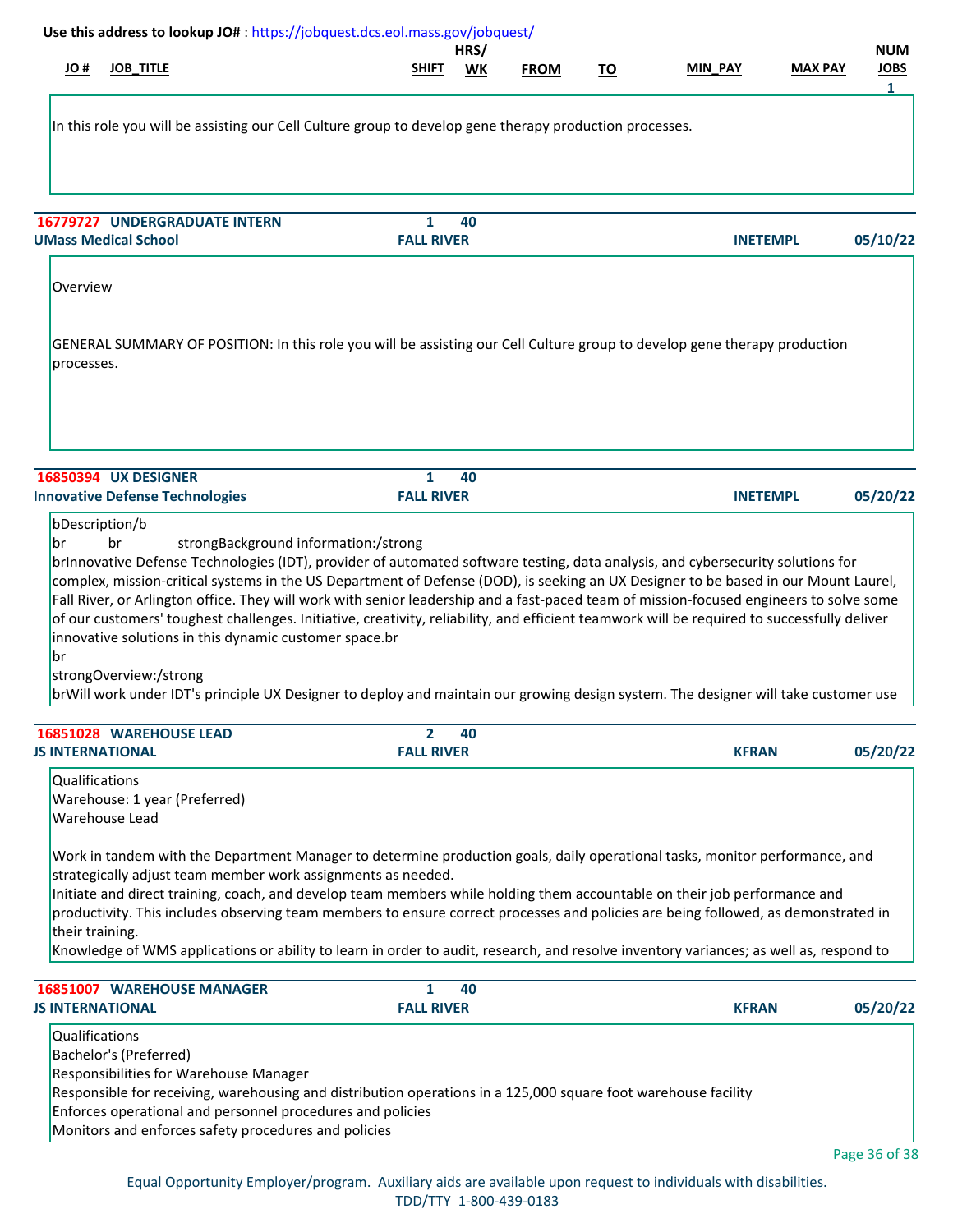Use this address to lookup JO# : https://jobquest.dcs.eol.mass.gov/jobquest/

| JO # | JOB_TITLE | SHIFT | HRS/ WK | FROM | TO | MIN_PAY | MAX PAY | NUM JOBS |
|---|---|---|---|---|---|---|---|---|
| | | | | | | | | 1 |

In this role you will be assisting our Cell Culture group to develop gene therapy production processes.

---

**16779727 UNDERGRADUATE INTERN** | 1 | 40

**UMass Medical School** | **FALL RIVER** | **INETEMPL** | **05/10/22**

Overview

GENERAL SUMMARY OF POSITION: In this role you will be assisting our Cell Culture group to develop gene therapy production processes.

---

**16850394 UX DESIGNER** | 1 | 40

**Innovative Defense Technologies** | **FALL RIVER** | **INETEMPL** | **05/20/22**

bDescription/b
br br strongBackground information:/strong
brInnovative Defense Technologies (IDT), provider of automated software testing, data analysis, and cybersecurity solutions for complex, mission-critical systems in the US Department of Defense (DOD), is seeking an UX Designer to be based in our Mount Laurel, Fall River, or Arlington office. They will work with senior leadership and a fast-paced team of mission-focused engineers to solve some of our customers' toughest challenges. Initiative, creativity, reliability, and efficient teamwork will be required to successfully deliver innovative solutions in this dynamic customer space.br
br
strongOverview:/strong
brWill work under IDT's principle UX Designer to deploy and maintain our growing design system. The designer will take customer use

---

**16851028 WAREHOUSE LEAD** | 2 | 40

**JS INTERNATIONAL** | **FALL RIVER** | **KFRAN** | **05/20/22**

Qualifications
Warehouse: 1 year (Preferred)
Warehouse Lead

Work in tandem with the Department Manager to determine production goals, daily operational tasks, monitor performance, and strategically adjust team member work assignments as needed.
Initiate and direct training, coach, and develop team members while holding them accountable on their job performance and productivity. This includes observing team members to ensure correct processes and policies are being followed, as demonstrated in their training.
Knowledge of WMS applications or ability to learn in order to audit, research, and resolve inventory variances; as well as, respond to

---

**16851007 WAREHOUSE MANAGER** | 1 | 40

**JS INTERNATIONAL** | **FALL RIVER** | **KFRAN** | **05/20/22**

Qualifications
Bachelor's (Preferred)
Responsibilities for Warehouse Manager
Responsible for receiving, warehousing and distribution operations in a 125,000 square foot warehouse facility
Enforces operational and personnel procedures and policies
Monitors and enforces safety procedures and policies

Equal Opportunity Employer/program. Auxiliary aids are available upon request to individuals with disabilities.
TDD/TTY 1-800-439-0183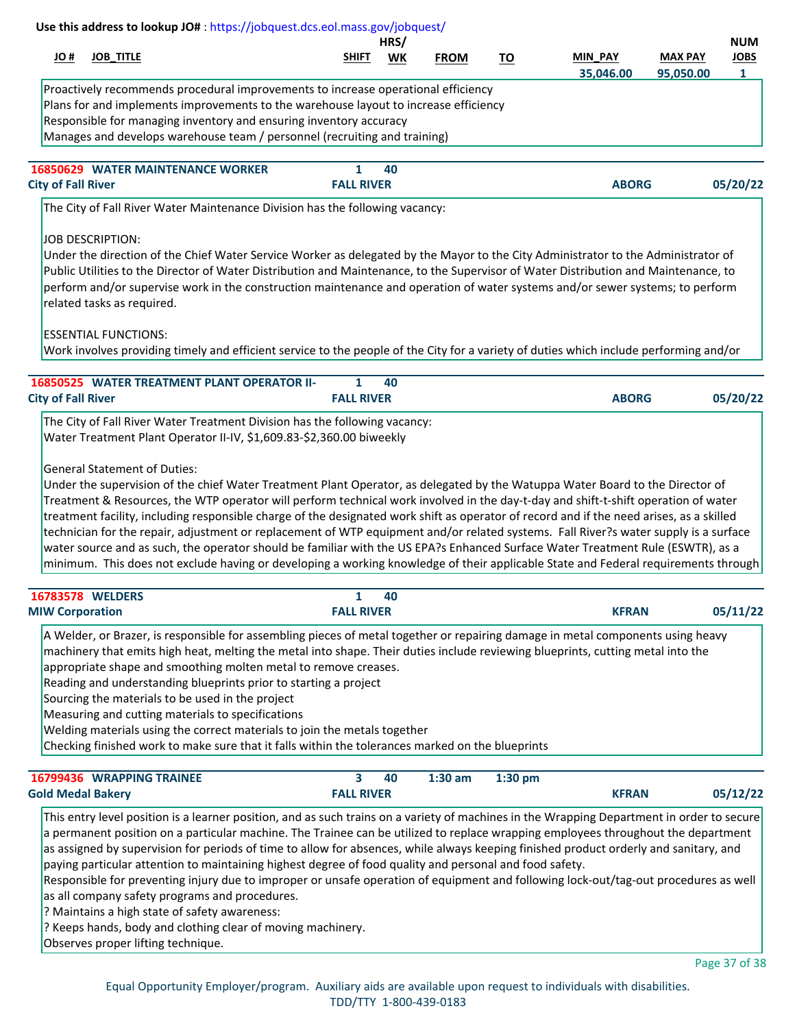Use this address to lookup JO# : https://jobquest.dcs.eol.mass.gov/jobquest/

| JO # | JOB_TITLE | SHIFT | HRS/ WK | FROM | TO | MIN_PAY | MAX PAY | NUM JOBS |
|---|---|---|---|---|---|---|---|---|
| | | | | | | 35,046.00 | 95,050.00 | 1 |

Proactively recommends procedural improvements to increase operational efficiency
Plans for and implements improvements to the warehouse layout to increase efficiency
Responsible for managing inventory and ensuring inventory accuracy
Manages and develops warehouse team / personnel (recruiting and training)

---

**16850629 WATER MAINTENANCE WORKER** | Shift: 1 | Hrs/Wk: 40
**City of Fall River** | FALL RIVER | ABORG | 05/20/22

The City of Fall River Water Maintenance Division has the following vacancy:

JOB DESCRIPTION:
Under the direction of the Chief Water Service Worker as delegated by the Mayor to the City Administrator to the Administrator of Public Utilities to the Director of Water Distribution and Maintenance, to the Supervisor of Water Distribution and Maintenance, to perform and/or supervise work in the construction maintenance and operation of water systems and/or sewer systems; to perform related tasks as required.

ESSENTIAL FUNCTIONS:
Work involves providing timely and efficient service to the people of the City for a variety of duties which include performing and/or

---

**16850525 WATER TREATMENT PLANT OPERATOR II-** | Shift: 1 | Hrs/Wk: 40
**City of Fall River** | FALL RIVER | ABORG | 05/20/22

The City of Fall River Water Treatment Division has the following vacancy:
Water Treatment Plant Operator II-IV, $1,609.83-$2,360.00 biweekly

General Statement of Duties:
Under the supervision of the chief Water Treatment Plant Operator, as delegated by the Watuppa Water Board to the Director of Treatment & Resources, the WTP operator will perform technical work involved in the day-t-day and shift-t-shift operation of water treatment facility, including responsible charge of the designated work shift as operator of record and if the need arises, as a skilled technician for the repair, adjustment or replacement of WTP equipment and/or related systems. Fall River?s water supply is a surface water source and as such, the operator should be familiar with the US EPA?s Enhanced Surface Water Treatment Rule (ESWTR), as a minimum. This does not exclude having or developing a working knowledge of their applicable State and Federal requirements through

---

**16783578 WELDERS** | Shift: 1 | Hrs/Wk: 40
**MIW Corporation** | FALL RIVER | KFRAN | 05/11/22

A Welder, or Brazer, is responsible for assembling pieces of metal together or repairing damage in metal components using heavy machinery that emits high heat, melting the metal into shape. Their duties include reviewing blueprints, cutting metal into the appropriate shape and smoothing molten metal to remove creases.
Reading and understanding blueprints prior to starting a project
Sourcing the materials to be used in the project
Measuring and cutting materials to specifications
Welding materials using the correct materials to join the metals together
Checking finished work to make sure that it falls within the tolerances marked on the blueprints

---

**16799436 WRAPPING TRAINEE** | Shift: 3 | Hrs/Wk: 40 | From: 1:30 am | To: 1:30 pm
**Gold Medal Bakery** | FALL RIVER | KFRAN | 05/12/22

This entry level position is a learner position, and as such trains on a variety of machines in the Wrapping Department in order to secure a permanent position on a particular machine. The Trainee can be utilized to replace wrapping employees throughout the department as assigned by supervision for periods of time to allow for absences, while always keeping finished product orderly and sanitary, and paying particular attention to maintaining highest degree of food quality and personal and food safety.
Responsible for preventing injury due to improper or unsafe operation of equipment and following lock-out/tag-out procedures as well as all company safety programs and procedures.
? Maintains a high state of safety awareness:
? Keeps hands, body and clothing clear of moving machinery.
Observes proper lifting technique.

Equal Opportunity Employer/program. Auxiliary aids are available upon request to individuals with disabilities.
TDD/TTY 1-800-439-0183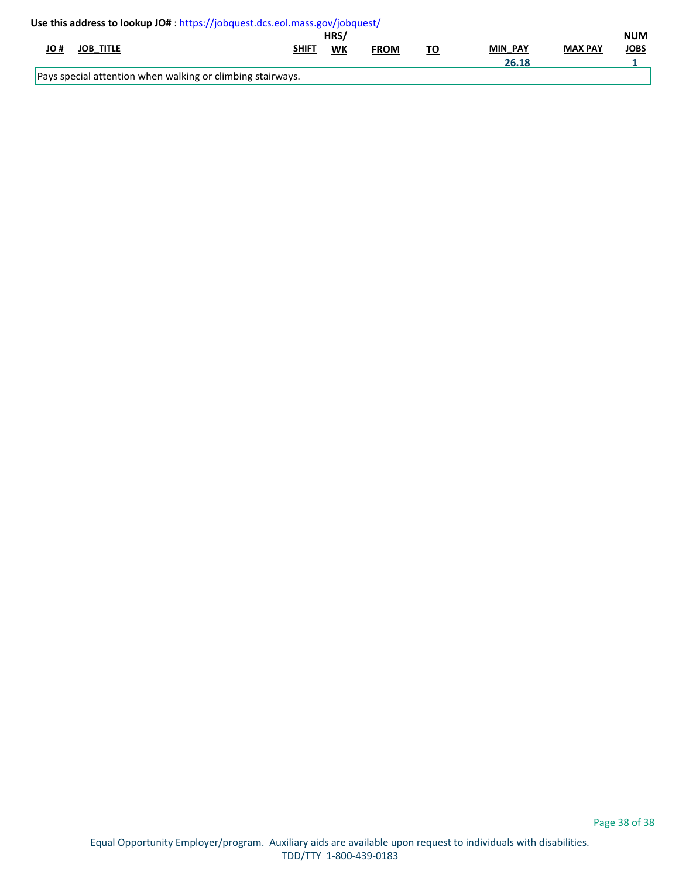**Use this address to lookup JO#** : https://jobquest.dcs.eol.mass.gov/jobquest/

| JO # | JOB_TITLE | SHIFT | HRS/ WK | FROM | TO | MIN_PAY | MAX PAY | NUM JOBS |
|---|---|---|---|---|---|---|---|---|
| | | | | | | 26.18 | | 1 |

Pays special attention when walking or climbing stairways.

Equal Opportunity Employer/program. Auxiliary aids are available upon request to individuals with disabilities.
TDD/TTY 1-800-439-0183